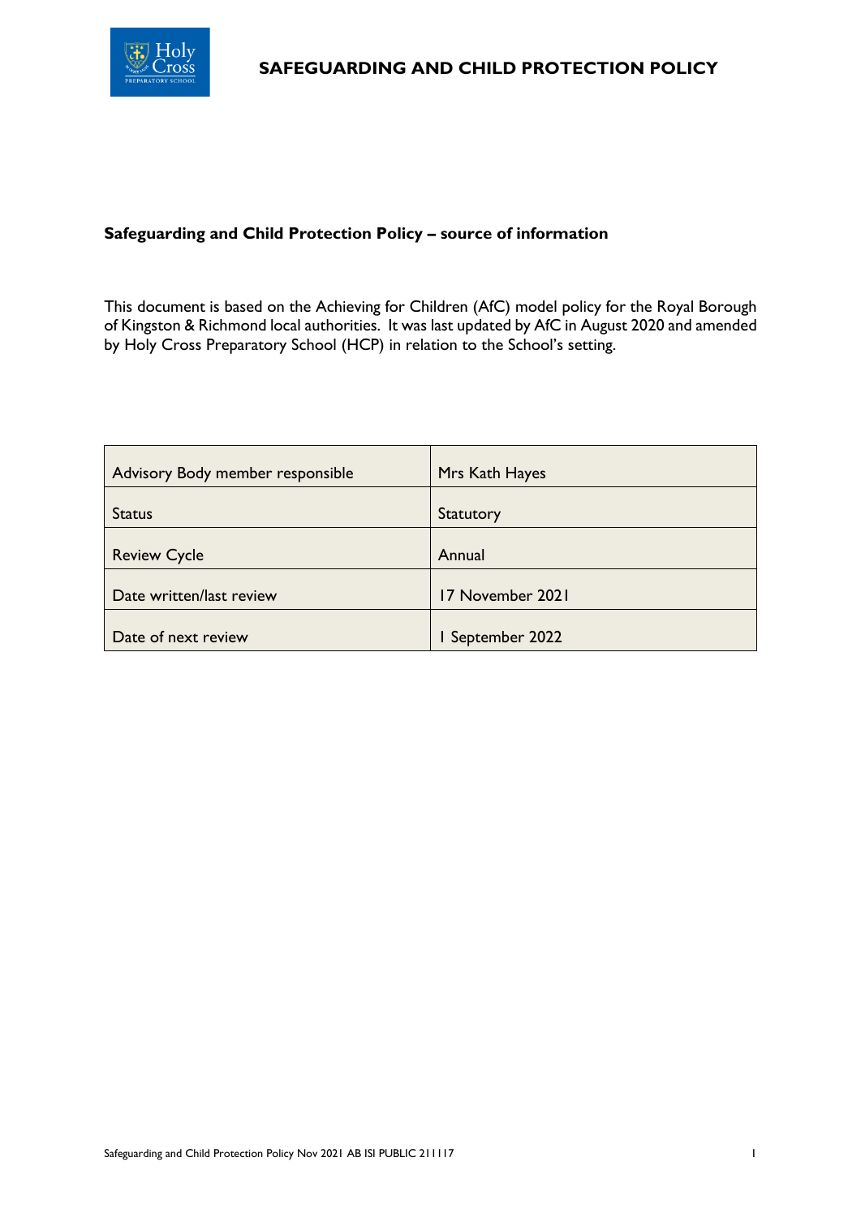# SAFEGUARDING AND CHILD PROTECTION POLICY

**Safeguarding and Child Protection Policy – source of information**

This document is based on the Achieving for Children (AfC) model policy for the Royal Borough of Kingston & Richmond local authorities. It was last updated by AfC in August 2020 and amended by Holy Cross Preparatory School (HCP) in relation to the School's setting.

| Advisory Body member responsible | Mrs Kath Hayes |
|---|---|
| Status | Statutory |
| Review Cycle | Annual |
| Date written/last review | 17 November 2021 |
| Date of next review | 1 September 2022 |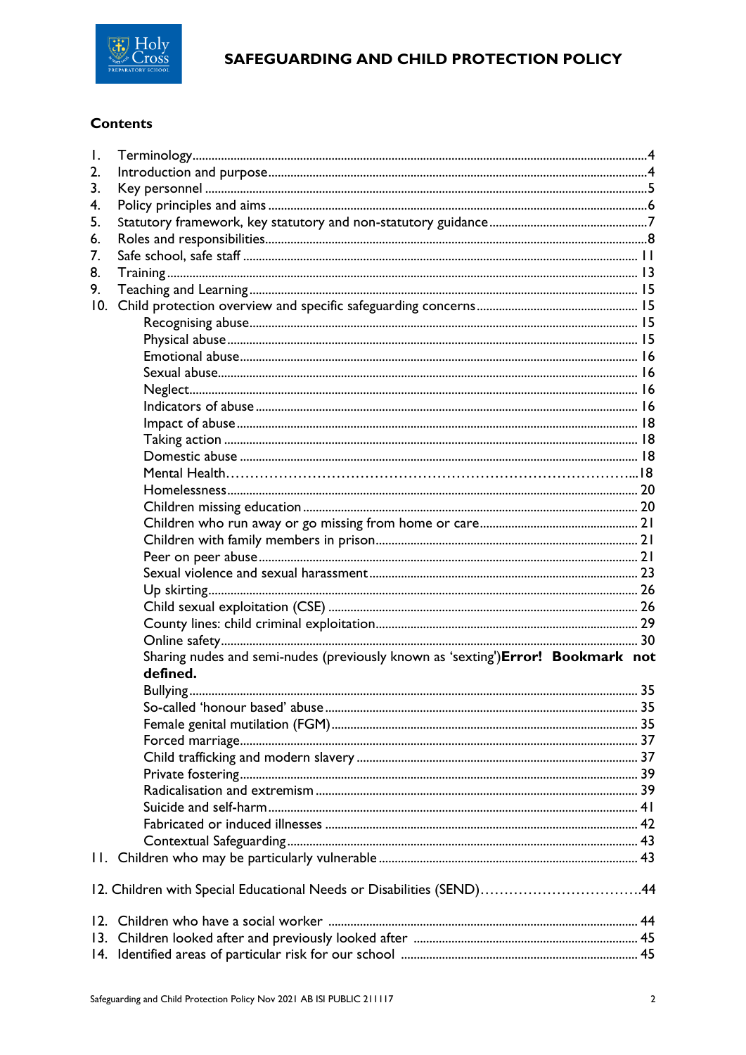## Contents

1. Terminology....4
2. Introduction and purpose....4
3. Key personnel....5
4. Policy principles and aims....6
5. Statutory framework, key statutory and non-statutory guidance....7
6. Roles and responsibilities....8
7. Safe school, safe staff....11
8. Training....13
9. Teaching and Learning....15
10. Child protection overview and specific safeguarding concerns....15
    - Recognising abuse....15
    - Physical abuse....15
    - Emotional abuse....16
    - Sexual abuse....16
    - Neglect....16
    - Indicators of abuse....16
    - Impact of abuse....18
    - Taking action....18
    - Domestic abuse....18
    - Mental Health....18
    - Homelessness....20
    - Children missing education....20
    - Children who run away or go missing from home or care....21
    - Children with family members in prison....21
    - Peer on peer abuse....21
    - Sexual violence and sexual harassment....23
    - Up skirting....26
    - Child sexual exploitation (CSE)....26
    - County lines: child criminal exploitation....29
    - Online safety....30
    - Sharing nudes and semi-nudes (previously known as 'sexting')**Error! Bookmark not defined.**
    - Bullying....35
    - So-called 'honour based' abuse....35
    - Female genital mutilation (FGM)....35
    - Forced marriage....37
    - Child trafficking and modern slavery....37
    - Private fostering....39
    - Radicalisation and extremism....39
    - Suicide and self-harm....41
    - Fabricated or induced illnesses....42
    - Contextual Safeguarding....43
11. Children who may be particularly vulnerable....43

12. Children with Special Educational Needs or Disabilities (SEND)....44

12. Children who have a social worker....44
13. Children looked after and previously looked after....45
14. Identified areas of particular risk for our school....45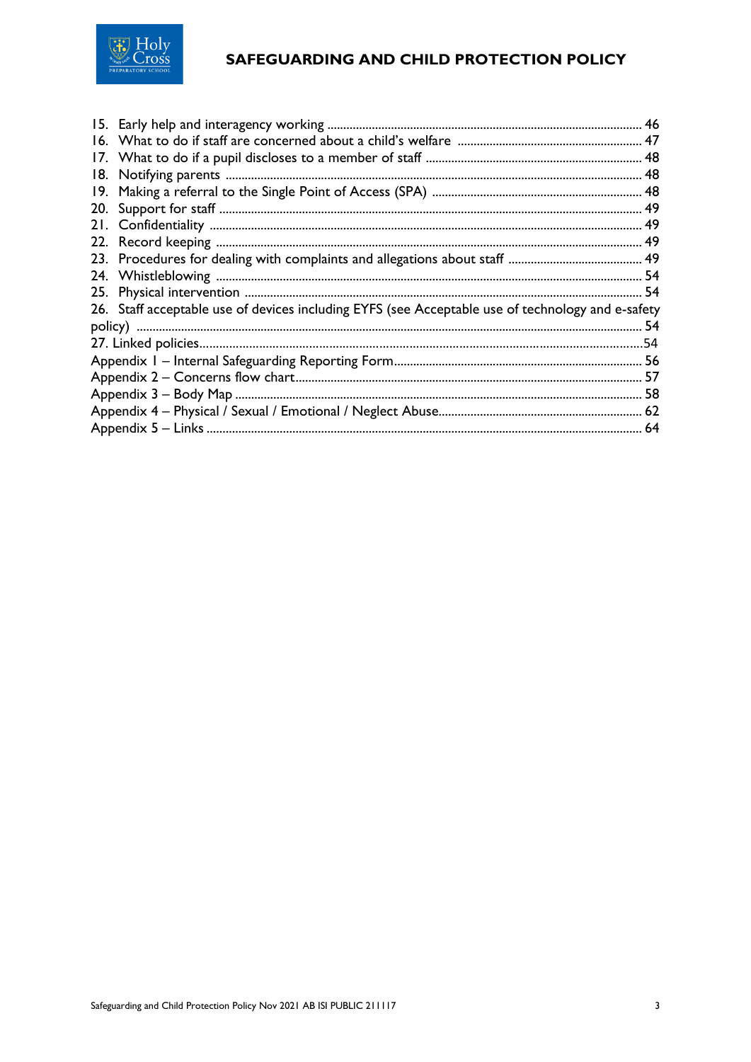15. Early help and interagency working ........................................................................................ 46
16. What to do if staff are concerned about a child's welfare ........................................................ 47
17. What to do if a pupil discloses to a member of staff ................................................................ 48
18. Notifying parents ..................................................................................................................... 48
19. Making a referral to the Single Point of Access (SPA) .............................................................. 48
20. Support for staff ...................................................................................................................... 49
21. Confidentiality ......................................................................................................................... 49
22. Record keeping ....................................................................................................................... 49
23. Procedures for dealing with complaints and allegations about staff ......................................... 49
24. Whistleblowing ....................................................................................................................... 54
25. Physical intervention ............................................................................................................... 54
26. Staff acceptable use of devices including EYFS (see Acceptable use of technology and e-safety policy) ........................................................................................................................................ 54
27. Linked policies.............................................................................................................................54

Appendix 1 – Internal Safeguarding Reporting Form............................................................................ 56
Appendix 2 – Concerns flow chart.......................................................................................................... 57
Appendix 3 – Body Map ......................................................................................................................... 58
Appendix 4 – Physical / Sexual / Emotional / Neglect Abuse............................................................... 62
Appendix 5 – Links ................................................................................................................................. 64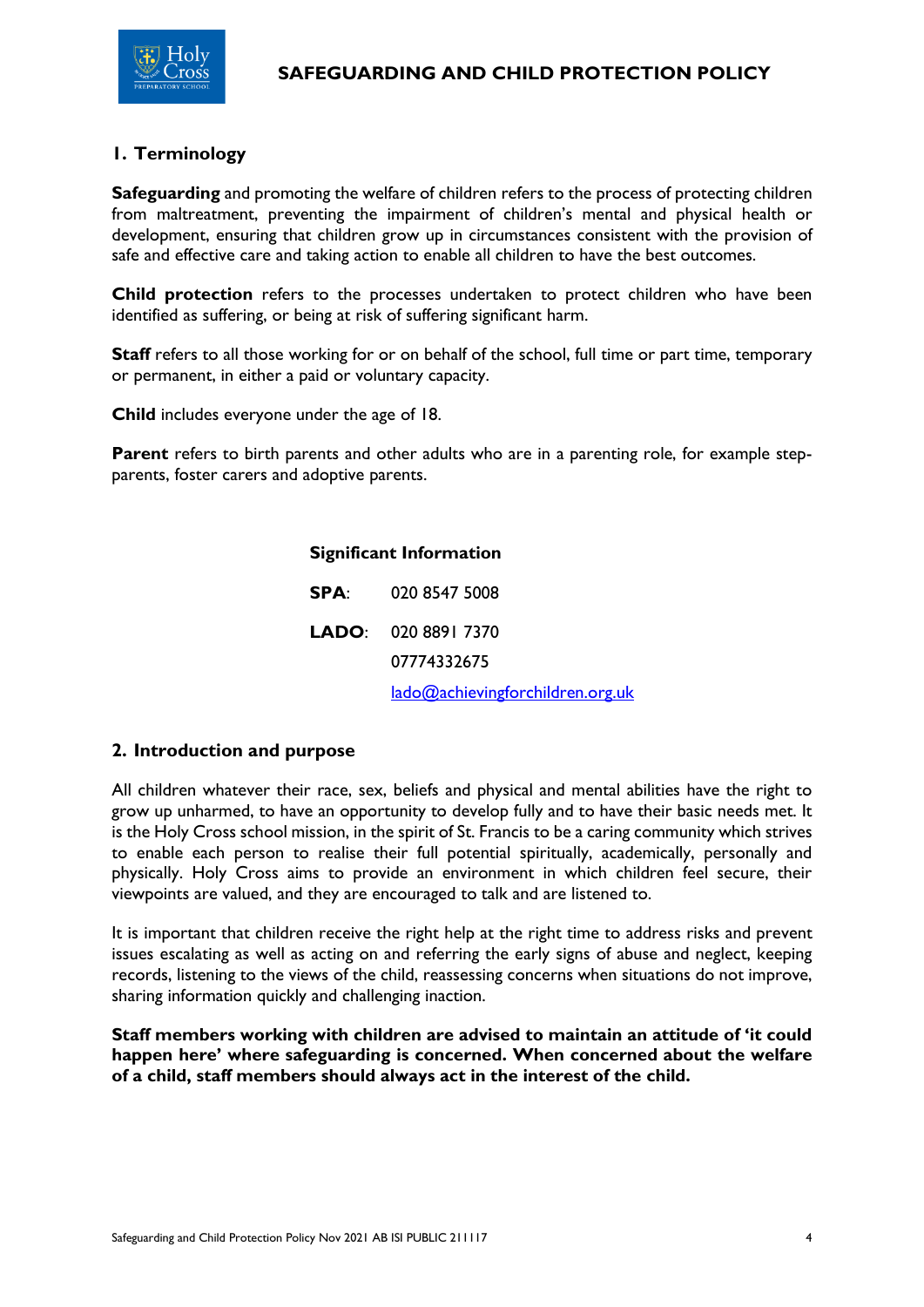## 1. Terminology

**Safeguarding** and promoting the welfare of children refers to the process of protecting children from maltreatment, preventing the impairment of children's mental and physical health or development, ensuring that children grow up in circumstances consistent with the provision of safe and effective care and taking action to enable all children to have the best outcomes.

**Child protection** refers to the processes undertaken to protect children who have been identified as suffering, or being at risk of suffering significant harm.

**Staff** refers to all those working for or on behalf of the school, full time or part time, temporary or permanent, in either a paid or voluntary capacity.

**Child** includes everyone under the age of 18.

**Parent** refers to birth parents and other adults who are in a parenting role, for example step-parents, foster carers and adoptive parents.

**Significant Information**

**SPA**: 020 8547 5008

**LADO**: 020 8891 7370
07774332675
lado@achievingforchildren.org.uk

## 2. Introduction and purpose

All children whatever their race, sex, beliefs and physical and mental abilities have the right to grow up unharmed, to have an opportunity to develop fully and to have their basic needs met. It is the Holy Cross school mission, in the spirit of St. Francis to be a caring community which strives to enable each person to realise their full potential spiritually, academically, personally and physically. Holy Cross aims to provide an environment in which children feel secure, their viewpoints are valued, and they are encouraged to talk and are listened to.

It is important that children receive the right help at the right time to address risks and prevent issues escalating as well as acting on and referring the early signs of abuse and neglect, keeping records, listening to the views of the child, reassessing concerns when situations do not improve, sharing information quickly and challenging inaction.

**Staff members working with children are advised to maintain an attitude of 'it could happen here' where safeguarding is concerned. When concerned about the welfare of a child, staff members should always act in the interest of the child.**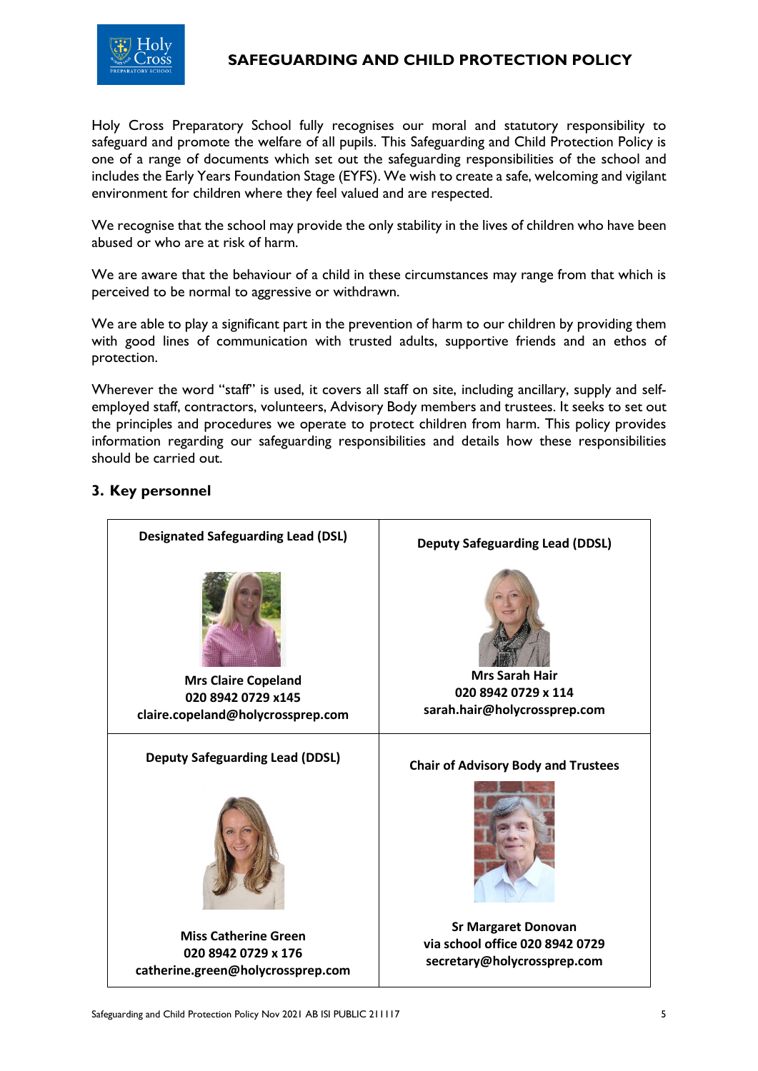Holy Cross Preparatory School fully recognises our moral and statutory responsibility to safeguard and promote the welfare of all pupils. This Safeguarding and Child Protection Policy is one of a range of documents which set out the safeguarding responsibilities of the school and includes the Early Years Foundation Stage (EYFS). We wish to create a safe, welcoming and vigilant environment for children where they feel valued and are respected.

We recognise that the school may provide the only stability in the lives of children who have been abused or who are at risk of harm.

We are aware that the behaviour of a child in these circumstances may range from that which is perceived to be normal to aggressive or withdrawn.

We are able to play a significant part in the prevention of harm to our children by providing them with good lines of communication with trusted adults, supportive friends and an ethos of protection.

Wherever the word "staff" is used, it covers all staff on site, including ancillary, supply and self-employed staff, contractors, volunteers, Advisory Body members and trustees. It seeks to set out the principles and procedures we operate to protect children from harm. This policy provides information regarding our safeguarding responsibilities and details how these responsibilities should be carried out.

## 3. Key personnel

| Designated Safeguarding Lead (DSL) | Deputy Safeguarding Lead (DDSL) |
|---|---|
| **Mrs Claire Copeland**<br>**020 8942 0729 x145**<br>**claire.copeland@holycrossprep.com** | **Mrs Sarah Hair**<br>**020 8942 0729 x 114**<br>**sarah.hair@holycrossprep.com** |
| **Deputy Safeguarding Lead (DDSL)** | **Chair of Advisory Body and Trustees** |
| **Miss Catherine Green**<br>**020 8942 0729 x 176**<br>**catherine.green@holycrossprep.com** | **Sr Margaret Donovan**<br>**via school office 020 8942 0729**<br>**secretary@holycrossprep.com** |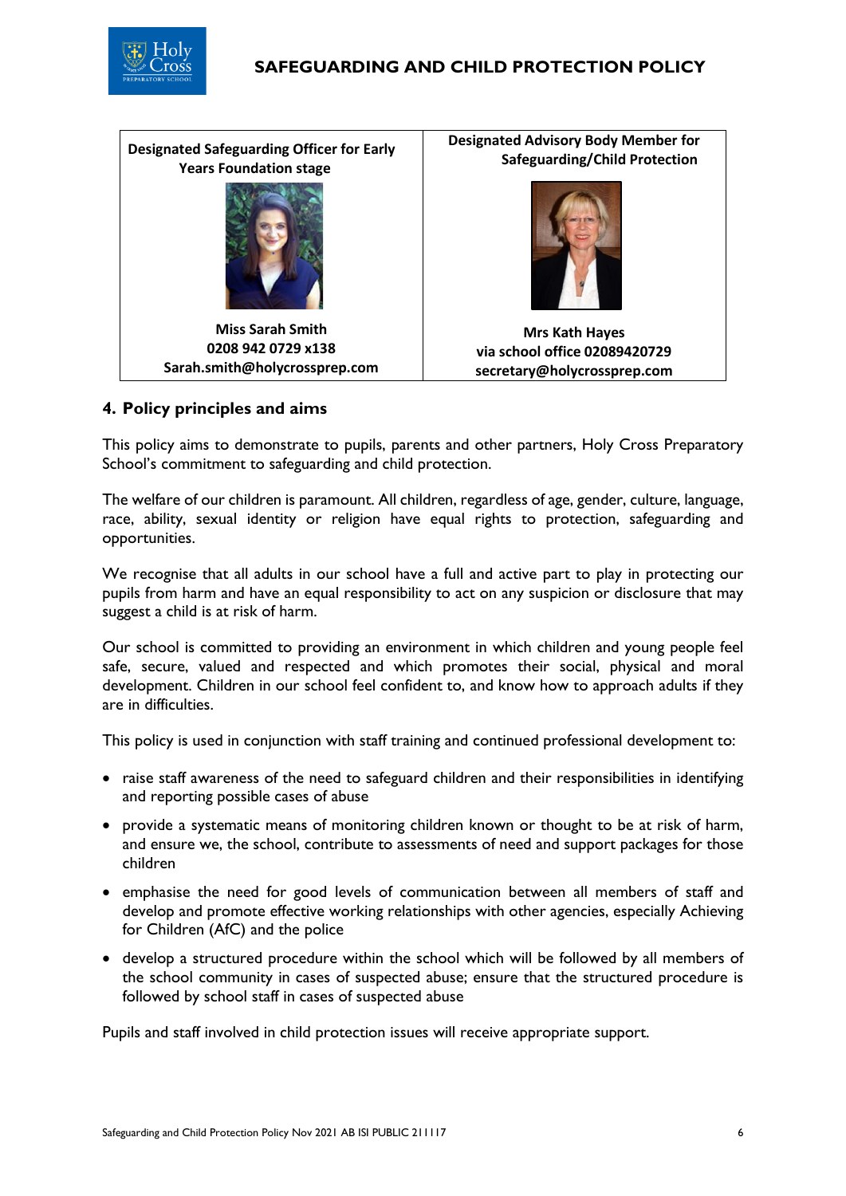| Designated Safeguarding Officer for Early Years Foundation stage | Designated Advisory Body Member for Safeguarding/Child Protection |
| --- | --- |
| **Miss Sarah Smith**<br>**0208 942 0729 x138**<br>**Sarah.smith@holycrossprep.com** | **Mrs Kath Hayes**<br>**via school office 02089420729**<br>**secretary@holycrossprep.com** |

## 4. Policy principles and aims

This policy aims to demonstrate to pupils, parents and other partners, Holy Cross Preparatory School's commitment to safeguarding and child protection.

The welfare of our children is paramount. All children, regardless of age, gender, culture, language, race, ability, sexual identity or religion have equal rights to protection, safeguarding and opportunities.

We recognise that all adults in our school have a full and active part to play in protecting our pupils from harm and have an equal responsibility to act on any suspicion or disclosure that may suggest a child is at risk of harm.

Our school is committed to providing an environment in which children and young people feel safe, secure, valued and respected and which promotes their social, physical and moral development. Children in our school feel confident to, and know how to approach adults if they are in difficulties.

This policy is used in conjunction with staff training and continued professional development to:

- raise staff awareness of the need to safeguard children and their responsibilities in identifying and reporting possible cases of abuse
- provide a systematic means of monitoring children known or thought to be at risk of harm, and ensure we, the school, contribute to assessments of need and support packages for those children
- emphasise the need for good levels of communication between all members of staff and develop and promote effective working relationships with other agencies, especially Achieving for Children (AfC) and the police
- develop a structured procedure within the school which will be followed by all members of the school community in cases of suspected abuse; ensure that the structured procedure is followed by school staff in cases of suspected abuse

Pupils and staff involved in child protection issues will receive appropriate support.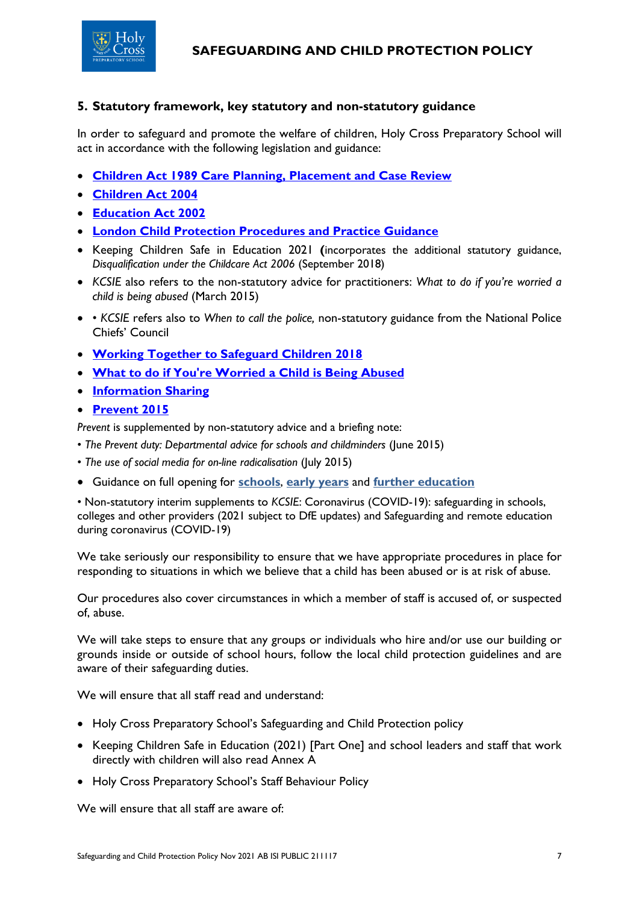## 5. Statutory framework, key statutory and non-statutory guidance

In order to safeguard and promote the welfare of children, Holy Cross Preparatory School will act in accordance with the following legislation and guidance:

- **Children Act 1989 Care Planning, Placement and Case Review**
- **Children Act 2004**
- **Education Act 2002**
- **London Child Protection Procedures and Practice Guidance**
- Keeping Children Safe in Education 2021 **(**incorporates the additional statutory guidance, *Disqualification under the Childcare Act 2006* (September 2018)
- *KCSIE* also refers to the non-statutory advice for practitioners: *What to do if you're worried a child is being abused* (March 2015)
- • *KCSIE* refers also to *When to call the police,* non-statutory guidance from the National Police Chiefs' Council
- **Working Together to Safeguard Children 2018**
- **What to do if You're Worried a Child is Being Abused**
- **Information Sharing**
- **Prevent 2015**

*Prevent* is supplemented by non-statutory advice and a briefing note:

• *The Prevent duty: Departmental advice for schools and childminders* (June 2015)

• *The use of social media for on-line radicalisation* (July 2015)

- Guidance on full opening for **schools**, **early years** and **further education**

• Non-statutory interim supplements to *KCSIE*: Coronavirus (COVID-19): safeguarding in schools, colleges and other providers (2021 subject to DfE updates) and Safeguarding and remote education during coronavirus (COVID-19)

We take seriously our responsibility to ensure that we have appropriate procedures in place for responding to situations in which we believe that a child has been abused or is at risk of abuse.

Our procedures also cover circumstances in which a member of staff is accused of, or suspected of, abuse.

We will take steps to ensure that any groups or individuals who hire and/or use our building or grounds inside or outside of school hours, follow the local child protection guidelines and are aware of their safeguarding duties.

We will ensure that all staff read and understand:

- Holy Cross Preparatory School's Safeguarding and Child Protection policy
- Keeping Children Safe in Education (2021) [Part One] and school leaders and staff that work directly with children will also read Annex A
- Holy Cross Preparatory School's Staff Behaviour Policy

We will ensure that all staff are aware of: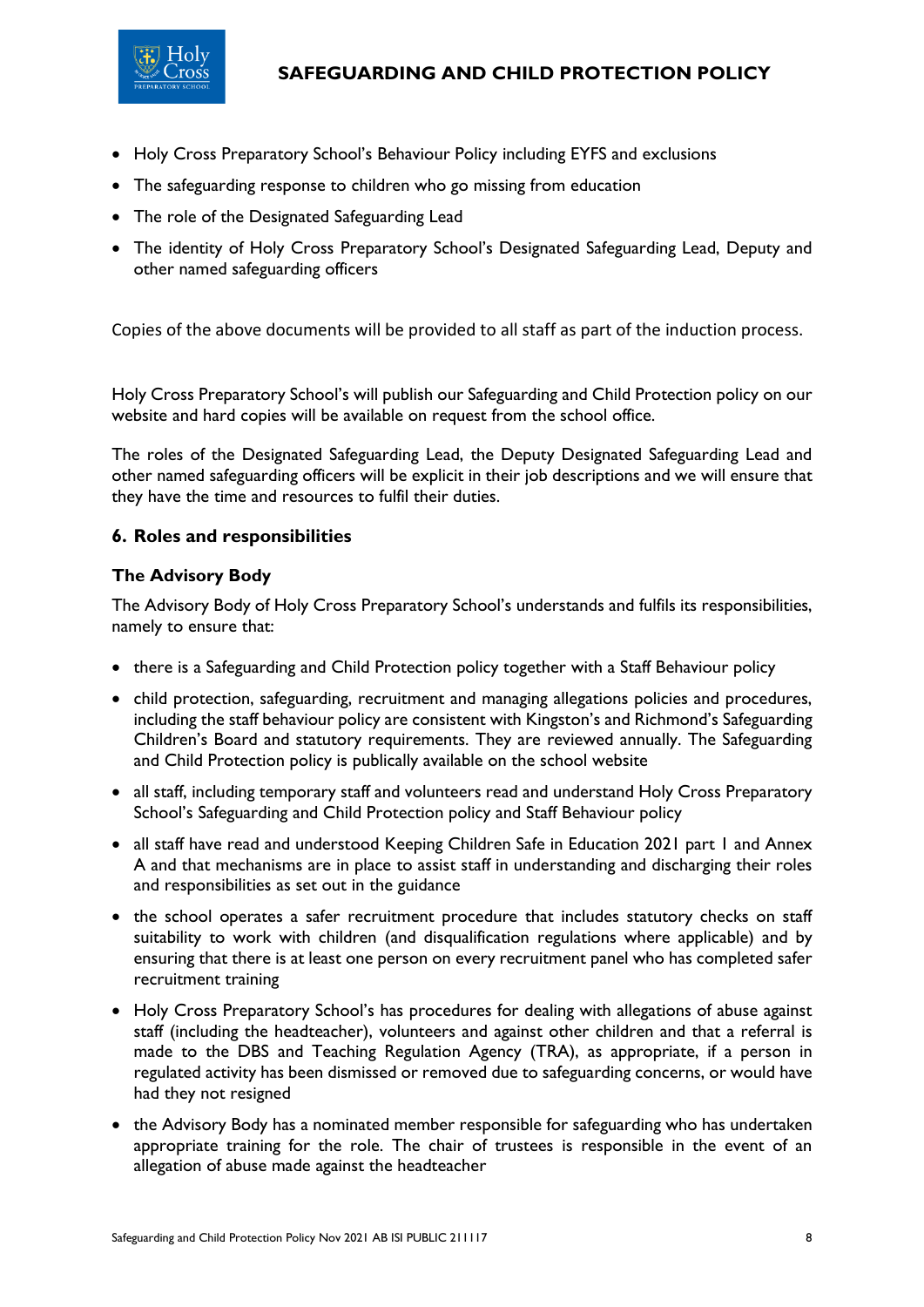- Holy Cross Preparatory School's Behaviour Policy including EYFS and exclusions
- The safeguarding response to children who go missing from education
- The role of the Designated Safeguarding Lead
- The identity of Holy Cross Preparatory School's Designated Safeguarding Lead, Deputy and other named safeguarding officers

Copies of the above documents will be provided to all staff as part of the induction process.

Holy Cross Preparatory School's will publish our Safeguarding and Child Protection policy on our website and hard copies will be available on request from the school office.

The roles of the Designated Safeguarding Lead, the Deputy Designated Safeguarding Lead and other named safeguarding officers will be explicit in their job descriptions and we will ensure that they have the time and resources to fulfil their duties.

## 6. Roles and responsibilities

### The Advisory Body

The Advisory Body of Holy Cross Preparatory School's understands and fulfils its responsibilities, namely to ensure that:

- there is a Safeguarding and Child Protection policy together with a Staff Behaviour policy
- child protection, safeguarding, recruitment and managing allegations policies and procedures, including the staff behaviour policy are consistent with Kingston's and Richmond's Safeguarding Children's Board and statutory requirements. They are reviewed annually. The Safeguarding and Child Protection policy is publically available on the school website
- all staff, including temporary staff and volunteers read and understand Holy Cross Preparatory School's Safeguarding and Child Protection policy and Staff Behaviour policy
- all staff have read and understood Keeping Children Safe in Education 2021 part 1 and Annex A and that mechanisms are in place to assist staff in understanding and discharging their roles and responsibilities as set out in the guidance
- the school operates a safer recruitment procedure that includes statutory checks on staff suitability to work with children (and disqualification regulations where applicable) and by ensuring that there is at least one person on every recruitment panel who has completed safer recruitment training
- Holy Cross Preparatory School's has procedures for dealing with allegations of abuse against staff (including the headteacher), volunteers and against other children and that a referral is made to the DBS and Teaching Regulation Agency (TRA), as appropriate, if a person in regulated activity has been dismissed or removed due to safeguarding concerns, or would have had they not resigned
- the Advisory Body has a nominated member responsible for safeguarding who has undertaken appropriate training for the role. The chair of trustees is responsible in the event of an allegation of abuse made against the headteacher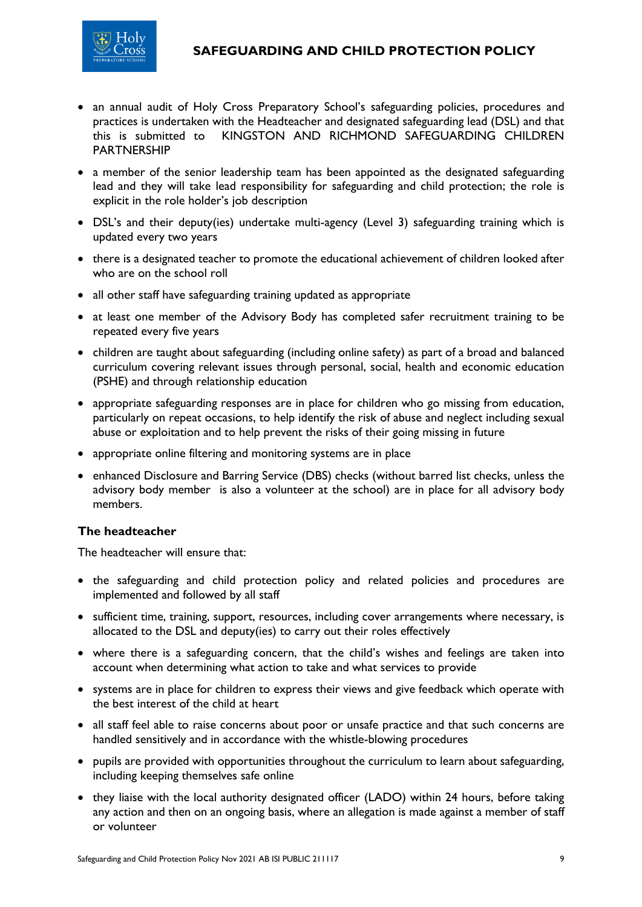- an annual audit of Holy Cross Preparatory School's safeguarding policies, procedures and practices is undertaken with the Headteacher and designated safeguarding lead (DSL) and that this is submitted to KINGSTON AND RICHMOND SAFEGUARDING CHILDREN PARTNERSHIP
- a member of the senior leadership team has been appointed as the designated safeguarding lead and they will take lead responsibility for safeguarding and child protection; the role is explicit in the role holder's job description
- DSL's and their deputy(ies) undertake multi-agency (Level 3) safeguarding training which is updated every two years
- there is a designated teacher to promote the educational achievement of children looked after who are on the school roll
- all other staff have safeguarding training updated as appropriate
- at least one member of the Advisory Body has completed safer recruitment training to be repeated every five years
- children are taught about safeguarding (including online safety) as part of a broad and balanced curriculum covering relevant issues through personal, social, health and economic education (PSHE) and through relationship education
- appropriate safeguarding responses are in place for children who go missing from education, particularly on repeat occasions, to help identify the risk of abuse and neglect including sexual abuse or exploitation and to help prevent the risks of their going missing in future
- appropriate online filtering and monitoring systems are in place
- enhanced Disclosure and Barring Service (DBS) checks (without barred list checks, unless the advisory body member is also a volunteer at the school) are in place for all advisory body members.

### The headteacher

The headteacher will ensure that:

- the safeguarding and child protection policy and related policies and procedures are implemented and followed by all staff
- sufficient time, training, support, resources, including cover arrangements where necessary, is allocated to the DSL and deputy(ies) to carry out their roles effectively
- where there is a safeguarding concern, that the child's wishes and feelings are taken into account when determining what action to take and what services to provide
- systems are in place for children to express their views and give feedback which operate with the best interest of the child at heart
- all staff feel able to raise concerns about poor or unsafe practice and that such concerns are handled sensitively and in accordance with the whistle-blowing procedures
- pupils are provided with opportunities throughout the curriculum to learn about safeguarding, including keeping themselves safe online
- they liaise with the local authority designated officer (LADO) within 24 hours, before taking any action and then on an ongoing basis, where an allegation is made against a member of staff or volunteer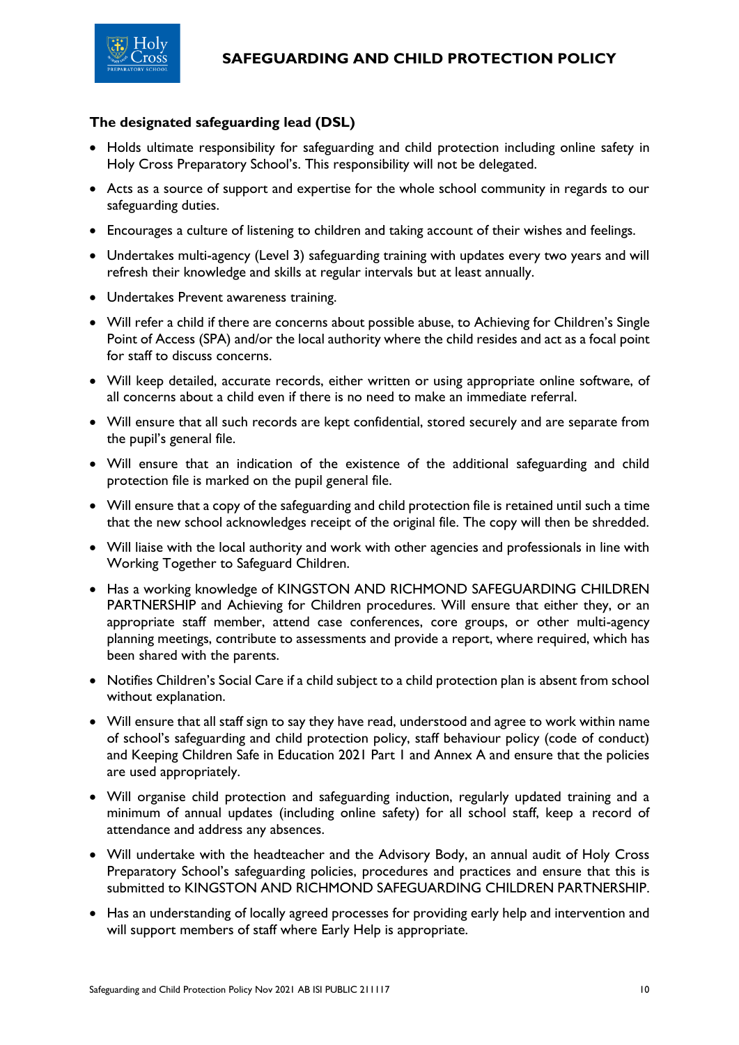### The designated safeguarding lead (DSL)

- Holds ultimate responsibility for safeguarding and child protection including online safety in Holy Cross Preparatory School's. This responsibility will not be delegated.
- Acts as a source of support and expertise for the whole school community in regards to our safeguarding duties.
- Encourages a culture of listening to children and taking account of their wishes and feelings.
- Undertakes multi-agency (Level 3) safeguarding training with updates every two years and will refresh their knowledge and skills at regular intervals but at least annually.
- Undertakes Prevent awareness training.
- Will refer a child if there are concerns about possible abuse, to Achieving for Children's Single Point of Access (SPA) and/or the local authority where the child resides and act as a focal point for staff to discuss concerns.
- Will keep detailed, accurate records, either written or using appropriate online software, of all concerns about a child even if there is no need to make an immediate referral.
- Will ensure that all such records are kept confidential, stored securely and are separate from the pupil's general file.
- Will ensure that an indication of the existence of the additional safeguarding and child protection file is marked on the pupil general file.
- Will ensure that a copy of the safeguarding and child protection file is retained until such a time that the new school acknowledges receipt of the original file. The copy will then be shredded.
- Will liaise with the local authority and work with other agencies and professionals in line with Working Together to Safeguard Children.
- Has a working knowledge of KINGSTON AND RICHMOND SAFEGUARDING CHILDREN PARTNERSHIP and Achieving for Children procedures. Will ensure that either they, or an appropriate staff member, attend case conferences, core groups, or other multi-agency planning meetings, contribute to assessments and provide a report, where required, which has been shared with the parents.
- Notifies Children's Social Care if a child subject to a child protection plan is absent from school without explanation.
- Will ensure that all staff sign to say they have read, understood and agree to work within name of school's safeguarding and child protection policy, staff behaviour policy (code of conduct) and Keeping Children Safe in Education 2021 Part 1 and Annex A and ensure that the policies are used appropriately.
- Will organise child protection and safeguarding induction, regularly updated training and a minimum of annual updates (including online safety) for all school staff, keep a record of attendance and address any absences.
- Will undertake with the headteacher and the Advisory Body, an annual audit of Holy Cross Preparatory School's safeguarding policies, procedures and practices and ensure that this is submitted to KINGSTON AND RICHMOND SAFEGUARDING CHILDREN PARTNERSHIP.
- Has an understanding of locally agreed processes for providing early help and intervention and will support members of staff where Early Help is appropriate.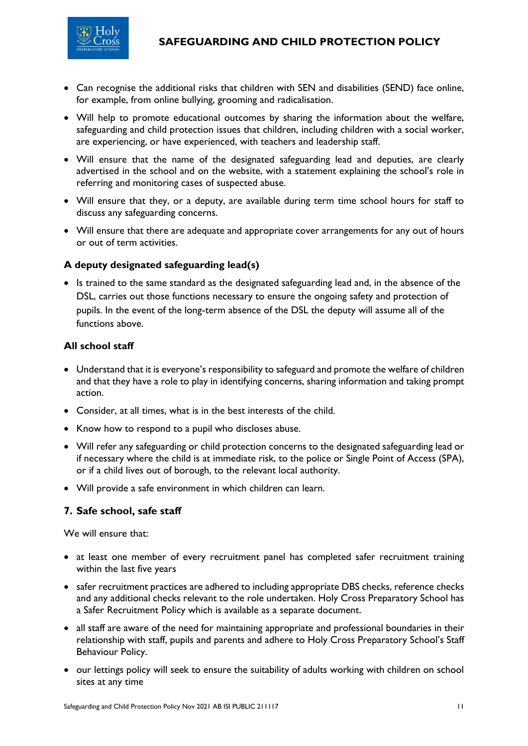- Can recognise the additional risks that children with SEN and disabilities (SEND) face online, for example, from online bullying, grooming and radicalisation.
- Will help to promote educational outcomes by sharing the information about the welfare, safeguarding and child protection issues that children, including children with a social worker, are experiencing, or have experienced, with teachers and leadership staff.
- Will ensure that the name of the designated safeguarding lead and deputies, are clearly advertised in the school and on the website, with a statement explaining the school's role in referring and monitoring cases of suspected abuse.
- Will ensure that they, or a deputy, are available during term time school hours for staff to discuss any safeguarding concerns.
- Will ensure that there are adequate and appropriate cover arrangements for any out of hours or out of term activities.

**A deputy designated safeguarding lead(s)**

- Is trained to the same standard as the designated safeguarding lead and, in the absence of the DSL, carries out those functions necessary to ensure the ongoing safety and protection of pupils. In the event of the long-term absence of the DSL the deputy will assume all of the functions above.

**All school staff**

- Understand that it is everyone's responsibility to safeguard and promote the welfare of children and that they have a role to play in identifying concerns, sharing information and taking prompt action.
- Consider, at all times, what is in the best interests of the child.
- Know how to respond to a pupil who discloses abuse.
- Will refer any safeguarding or child protection concerns to the designated safeguarding lead or if necessary where the child is at immediate risk, to the police or Single Point of Access (SPA), or if a child lives out of borough, to the relevant local authority.
- Will provide a safe environment in which children can learn.

## 7. Safe school, safe staff

We will ensure that:

- at least one member of every recruitment panel has completed safer recruitment training within the last five years
- safer recruitment practices are adhered to including appropriate DBS checks, reference checks and any additional checks relevant to the role undertaken. Holy Cross Preparatory School has a Safer Recruitment Policy which is available as a separate document.
- all staff are aware of the need for maintaining appropriate and professional boundaries in their relationship with staff, pupils and parents and adhere to Holy Cross Preparatory School's Staff Behaviour Policy.
- our lettings policy will seek to ensure the suitability of adults working with children on school sites at any time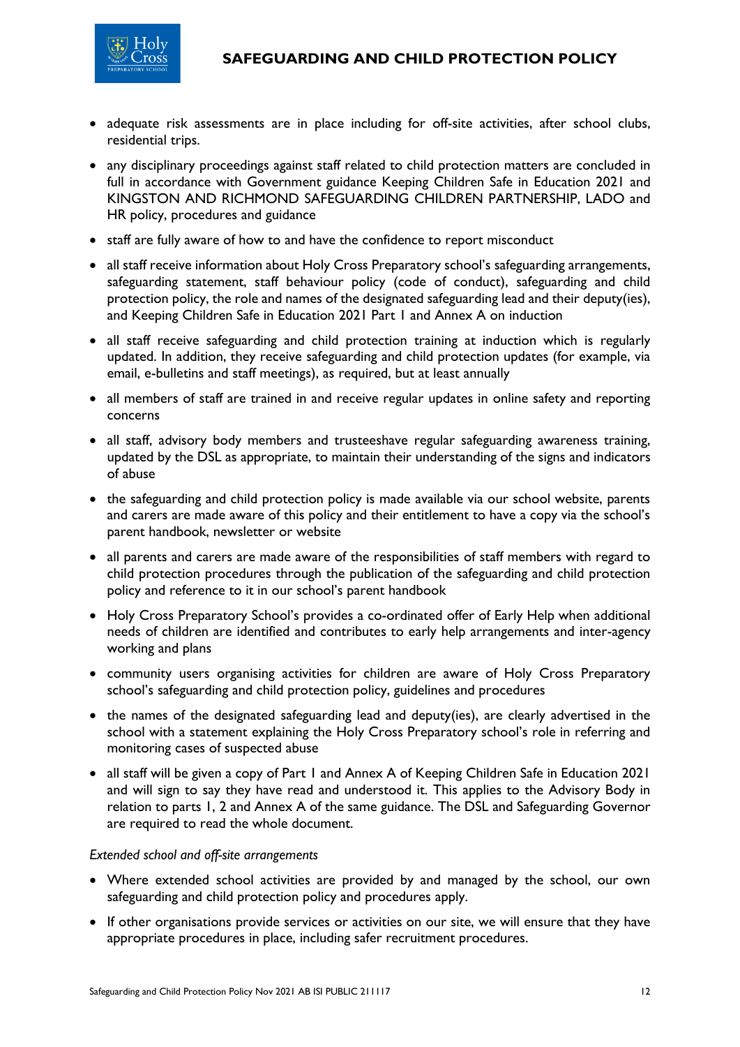- adequate risk assessments are in place including for off-site activities, after school clubs, residential trips.
- any disciplinary proceedings against staff related to child protection matters are concluded in full in accordance with Government guidance Keeping Children Safe in Education 2021 and KINGSTON AND RICHMOND SAFEGUARDING CHILDREN PARTNERSHIP, LADO and HR policy, procedures and guidance
- staff are fully aware of how to and have the confidence to report misconduct
- all staff receive information about Holy Cross Preparatory school's safeguarding arrangements, safeguarding statement, staff behaviour policy (code of conduct), safeguarding and child protection policy, the role and names of the designated safeguarding lead and their deputy(ies), and Keeping Children Safe in Education 2021 Part 1 and Annex A on induction
- all staff receive safeguarding and child protection training at induction which is regularly updated. In addition, they receive safeguarding and child protection updates (for example, via email, e-bulletins and staff meetings), as required, but at least annually
- all members of staff are trained in and receive regular updates in online safety and reporting concerns
- all staff, advisory body members and trusteeshave regular safeguarding awareness training, updated by the DSL as appropriate, to maintain their understanding of the signs and indicators of abuse
- the safeguarding and child protection policy is made available via our school website, parents and carers are made aware of this policy and their entitlement to have a copy via the school's parent handbook, newsletter or website
- all parents and carers are made aware of the responsibilities of staff members with regard to child protection procedures through the publication of the safeguarding and child protection policy and reference to it in our school's parent handbook
- Holy Cross Preparatory School's provides a co-ordinated offer of Early Help when additional needs of children are identified and contributes to early help arrangements and inter-agency working and plans
- community users organising activities for children are aware of Holy Cross Preparatory school's safeguarding and child protection policy, guidelines and procedures
- the names of the designated safeguarding lead and deputy(ies), are clearly advertised in the school with a statement explaining the Holy Cross Preparatory school's role in referring and monitoring cases of suspected abuse
- all staff will be given a copy of Part 1 and Annex A of Keeping Children Safe in Education 2021 and will sign to say they have read and understood it. This applies to the Advisory Body in relation to parts 1, 2 and Annex A of the same guidance. The DSL and Safeguarding Governor are required to read the whole document.

*Extended school and off-site arrangements*

- Where extended school activities are provided by and managed by the school, our own safeguarding and child protection policy and procedures apply.
- If other organisations provide services or activities on our site, we will ensure that they have appropriate procedures in place, including safer recruitment procedures.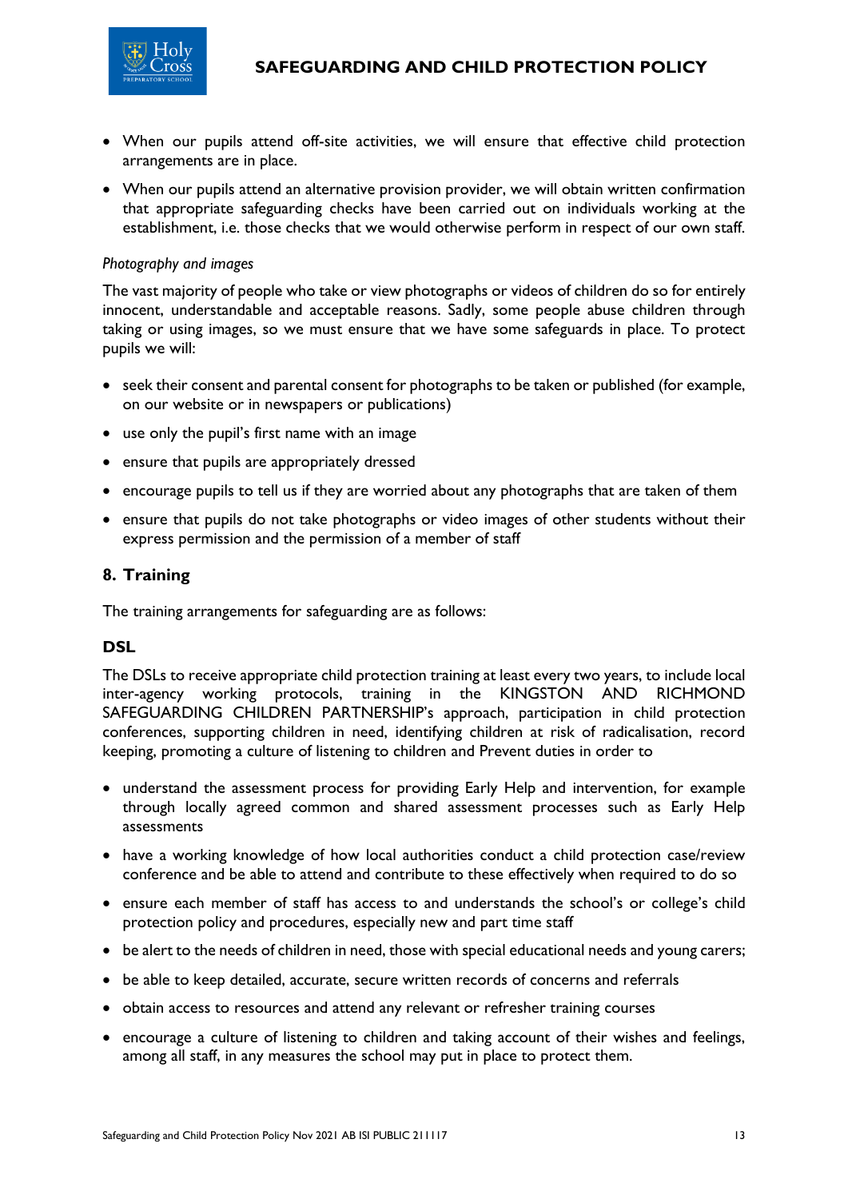- When our pupils attend off-site activities, we will ensure that effective child protection arrangements are in place.
- When our pupils attend an alternative provision provider, we will obtain written confirmation that appropriate safeguarding checks have been carried out on individuals working at the establishment, i.e. those checks that we would otherwise perform in respect of our own staff.

*Photography and images*

The vast majority of people who take or view photographs or videos of children do so for entirely innocent, understandable and acceptable reasons. Sadly, some people abuse children through taking or using images, so we must ensure that we have some safeguards in place. To protect pupils we will:

- seek their consent and parental consent for photographs to be taken or published (for example, on our website or in newspapers or publications)
- use only the pupil's first name with an image
- ensure that pupils are appropriately dressed
- encourage pupils to tell us if they are worried about any photographs that are taken of them
- ensure that pupils do not take photographs or video images of other students without their express permission and the permission of a member of staff

## 8. Training

The training arrangements for safeguarding are as follows:

### DSL

The DSLs to receive appropriate child protection training at least every two years, to include local inter-agency working protocols, training in the KINGSTON AND RICHMOND SAFEGUARDING CHILDREN PARTNERSHIP's approach, participation in child protection conferences, supporting children in need, identifying children at risk of radicalisation, record keeping, promoting a culture of listening to children and Prevent duties in order to

- understand the assessment process for providing Early Help and intervention, for example through locally agreed common and shared assessment processes such as Early Help assessments
- have a working knowledge of how local authorities conduct a child protection case/review conference and be able to attend and contribute to these effectively when required to do so
- ensure each member of staff has access to and understands the school's or college's child protection policy and procedures, especially new and part time staff
- be alert to the needs of children in need, those with special educational needs and young carers;
- be able to keep detailed, accurate, secure written records of concerns and referrals
- obtain access to resources and attend any relevant or refresher training courses
- encourage a culture of listening to children and taking account of their wishes and feelings, among all staff, in any measures the school may put in place to protect them.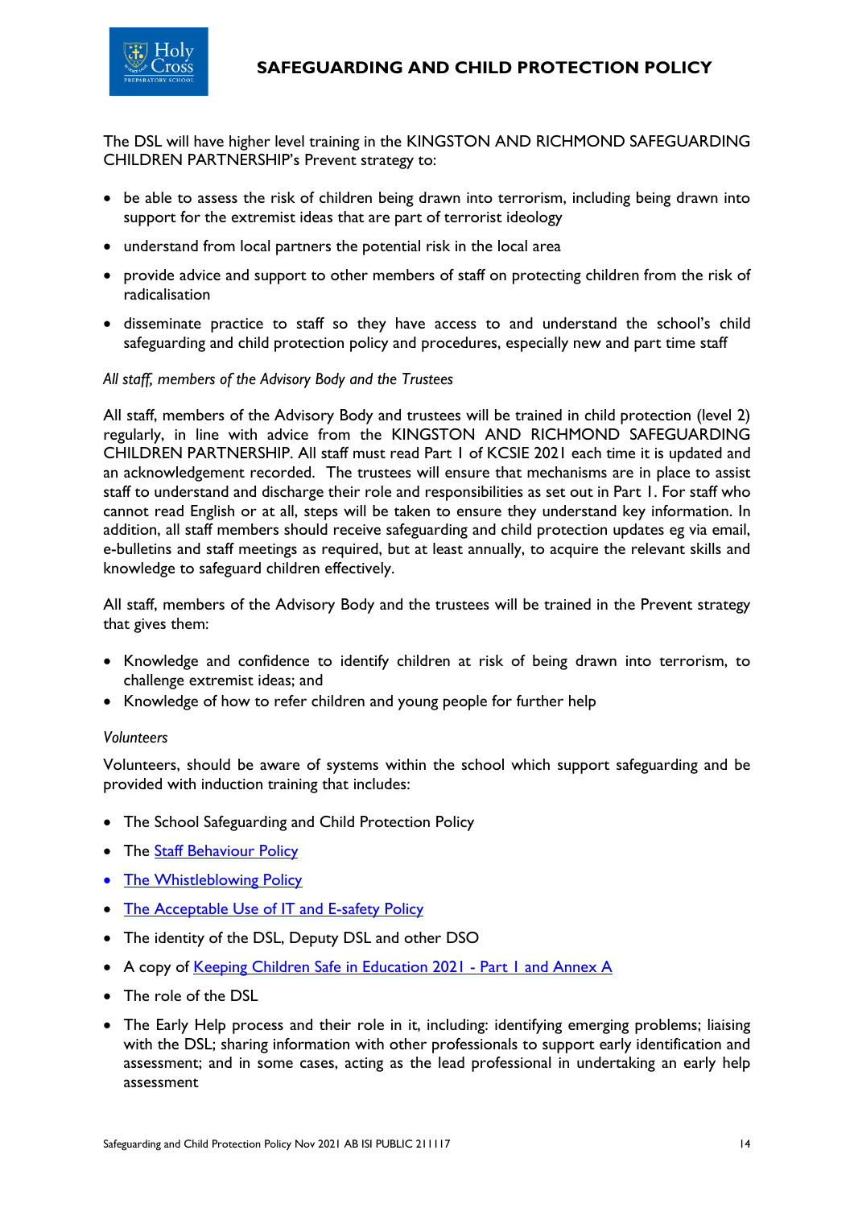The DSL will have higher level training in the KINGSTON AND RICHMOND SAFEGUARDING CHILDREN PARTNERSHIP's Prevent strategy to:

- be able to assess the risk of children being drawn into terrorism, including being drawn into support for the extremist ideas that are part of terrorist ideology
- understand from local partners the potential risk in the local area
- provide advice and support to other members of staff on protecting children from the risk of radicalisation
- disseminate practice to staff so they have access to and understand the school's child safeguarding and child protection policy and procedures, especially new and part time staff

*All staff, members of the Advisory Body and the Trustees*

All staff, members of the Advisory Body and trustees will be trained in child protection (level 2) regularly, in line with advice from the KINGSTON AND RICHMOND SAFEGUARDING CHILDREN PARTNERSHIP. All staff must read Part 1 of KCSIE 2021 each time it is updated and an acknowledgement recorded. The trustees will ensure that mechanisms are in place to assist staff to understand and discharge their role and responsibilities as set out in Part 1. For staff who cannot read English or at all, steps will be taken to ensure they understand key information. In addition, all staff members should receive safeguarding and child protection updates eg via email, e-bulletins and staff meetings as required, but at least annually, to acquire the relevant skills and knowledge to safeguard children effectively.

All staff, members of the Advisory Body and the trustees will be trained in the Prevent strategy that gives them:

- Knowledge and confidence to identify children at risk of being drawn into terrorism, to challenge extremist ideas; and
- Knowledge of how to refer children and young people for further help

*Volunteers*

Volunteers, should be aware of systems within the school which support safeguarding and be provided with induction training that includes:

- The School Safeguarding and Child Protection Policy
- The Staff Behaviour Policy
- The Whistleblowing Policy
- The Acceptable Use of IT and E-safety Policy
- The identity of the DSL, Deputy DSL and other DSO
- A copy of Keeping Children Safe in Education 2021 - Part 1 and Annex A
- The role of the DSL
- The Early Help process and their role in it, including: identifying emerging problems; liaising with the DSL; sharing information with other professionals to support early identification and assessment; and in some cases, acting as the lead professional in undertaking an early help assessment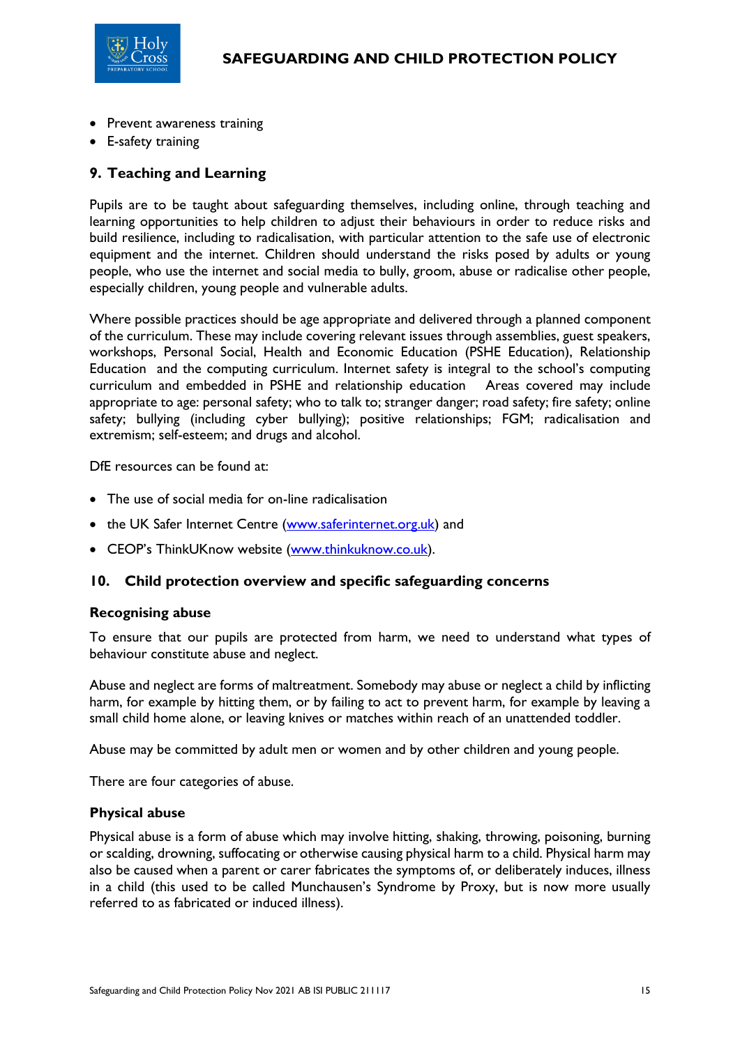- Prevent awareness training
- E-safety training

## 9. Teaching and Learning

Pupils are to be taught about safeguarding themselves, including online, through teaching and learning opportunities to help children to adjust their behaviours in order to reduce risks and build resilience, including to radicalisation, with particular attention to the safe use of electronic equipment and the internet. Children should understand the risks posed by adults or young people, who use the internet and social media to bully, groom, abuse or radicalise other people, especially children, young people and vulnerable adults.

Where possible practices should be age appropriate and delivered through a planned component of the curriculum. These may include covering relevant issues through assemblies, guest speakers, workshops, Personal Social, Health and Economic Education (PSHE Education), Relationship Education and the computing curriculum. Internet safety is integral to the school's computing curriculum and embedded in PSHE and relationship education Areas covered may include appropriate to age: personal safety; who to talk to; stranger danger; road safety; fire safety; online safety; bullying (including cyber bullying); positive relationships; FGM; radicalisation and extremism; self-esteem; and drugs and alcohol.

DfE resources can be found at:

- The use of social media for on-line radicalisation
- the UK Safer Internet Centre (www.saferinternet.org.uk) and
- CEOP's ThinkUKnow website (www.thinkuknow.co.uk).

## 10. Child protection overview and specific safeguarding concerns

### Recognising abuse

To ensure that our pupils are protected from harm, we need to understand what types of behaviour constitute abuse and neglect.

Abuse and neglect are forms of maltreatment. Somebody may abuse or neglect a child by inflicting harm, for example by hitting them, or by failing to act to prevent harm, for example by leaving a small child home alone, or leaving knives or matches within reach of an unattended toddler.

Abuse may be committed by adult men or women and by other children and young people.

There are four categories of abuse.

### Physical abuse

Physical abuse is a form of abuse which may involve hitting, shaking, throwing, poisoning, burning or scalding, drowning, suffocating or otherwise causing physical harm to a child. Physical harm may also be caused when a parent or carer fabricates the symptoms of, or deliberately induces, illness in a child (this used to be called Munchausen's Syndrome by Proxy, but is now more usually referred to as fabricated or induced illness).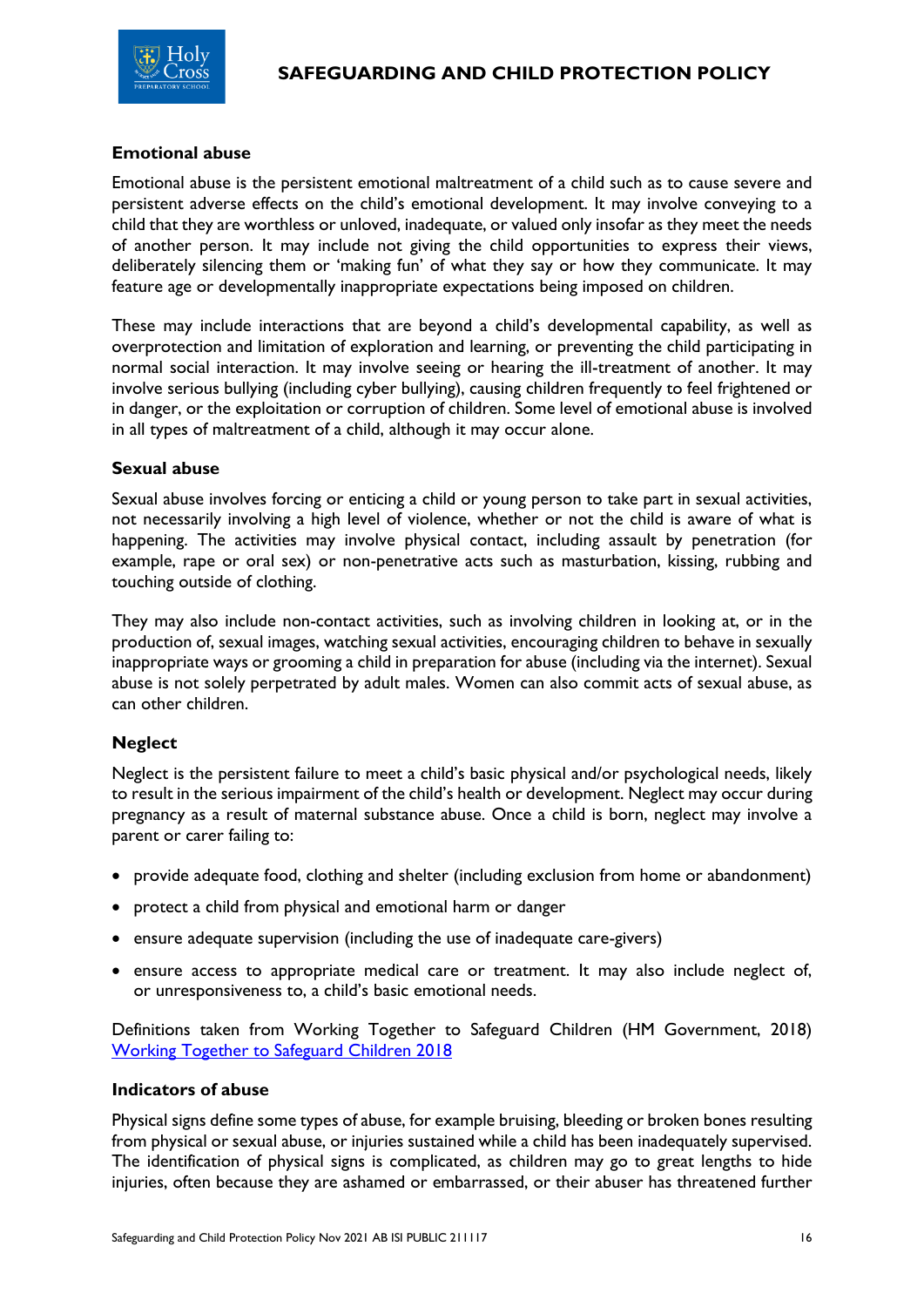### Emotional abuse

Emotional abuse is the persistent emotional maltreatment of a child such as to cause severe and persistent adverse effects on the child's emotional development. It may involve conveying to a child that they are worthless or unloved, inadequate, or valued only insofar as they meet the needs of another person. It may include not giving the child opportunities to express their views, deliberately silencing them or 'making fun' of what they say or how they communicate. It may feature age or developmentally inappropriate expectations being imposed on children.

These may include interactions that are beyond a child's developmental capability, as well as overprotection and limitation of exploration and learning, or preventing the child participating in normal social interaction. It may involve seeing or hearing the ill-treatment of another. It may involve serious bullying (including cyber bullying), causing children frequently to feel frightened or in danger, or the exploitation or corruption of children. Some level of emotional abuse is involved in all types of maltreatment of a child, although it may occur alone.

### Sexual abuse

Sexual abuse involves forcing or enticing a child or young person to take part in sexual activities, not necessarily involving a high level of violence, whether or not the child is aware of what is happening. The activities may involve physical contact, including assault by penetration (for example, rape or oral sex) or non-penetrative acts such as masturbation, kissing, rubbing and touching outside of clothing.

They may also include non-contact activities, such as involving children in looking at, or in the production of, sexual images, watching sexual activities, encouraging children to behave in sexually inappropriate ways or grooming a child in preparation for abuse (including via the internet). Sexual abuse is not solely perpetrated by adult males. Women can also commit acts of sexual abuse, as can other children.

### Neglect

Neglect is the persistent failure to meet a child's basic physical and/or psychological needs, likely to result in the serious impairment of the child's health or development. Neglect may occur during pregnancy as a result of maternal substance abuse. Once a child is born, neglect may involve a parent or carer failing to:

- provide adequate food, clothing and shelter (including exclusion from home or abandonment)
- protect a child from physical and emotional harm or danger
- ensure adequate supervision (including the use of inadequate care-givers)
- ensure access to appropriate medical care or treatment. It may also include neglect of, or unresponsiveness to, a child's basic emotional needs.

Definitions taken from Working Together to Safeguard Children (HM Government, 2018) [Working Together to Safeguard Children 2018]

### Indicators of abuse

Physical signs define some types of abuse, for example bruising, bleeding or broken bones resulting from physical or sexual abuse, or injuries sustained while a child has been inadequately supervised. The identification of physical signs is complicated, as children may go to great lengths to hide injuries, often because they are ashamed or embarrassed, or their abuser has threatened further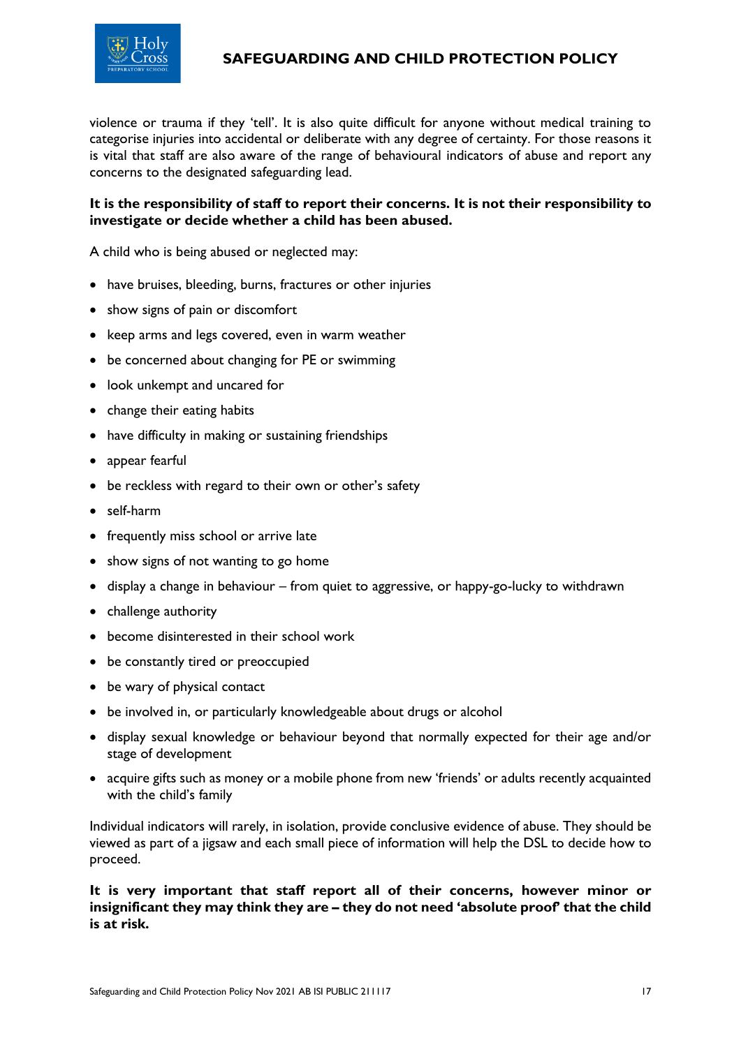violence or trauma if they 'tell'. It is also quite difficult for anyone without medical training to categorise injuries into accidental or deliberate with any degree of certainty. For those reasons it is vital that staff are also aware of the range of behavioural indicators of abuse and report any concerns to the designated safeguarding lead.

**It is the responsibility of staff to report their concerns. It is not their responsibility to investigate or decide whether a child has been abused.**

A child who is being abused or neglected may:

- have bruises, bleeding, burns, fractures or other injuries
- show signs of pain or discomfort
- keep arms and legs covered, even in warm weather
- be concerned about changing for PE or swimming
- look unkempt and uncared for
- change their eating habits
- have difficulty in making or sustaining friendships
- appear fearful
- be reckless with regard to their own or other's safety
- self-harm
- frequently miss school or arrive late
- show signs of not wanting to go home
- display a change in behaviour – from quiet to aggressive, or happy-go-lucky to withdrawn
- challenge authority
- become disinterested in their school work
- be constantly tired or preoccupied
- be wary of physical contact
- be involved in, or particularly knowledgeable about drugs or alcohol
- display sexual knowledge or behaviour beyond that normally expected for their age and/or stage of development
- acquire gifts such as money or a mobile phone from new 'friends' or adults recently acquainted with the child's family

Individual indicators will rarely, in isolation, provide conclusive evidence of abuse. They should be viewed as part of a jigsaw and each small piece of information will help the DSL to decide how to proceed.

**It is very important that staff report all of their concerns, however minor or insignificant they may think they are – they do not need 'absolute proof' that the child is at risk.**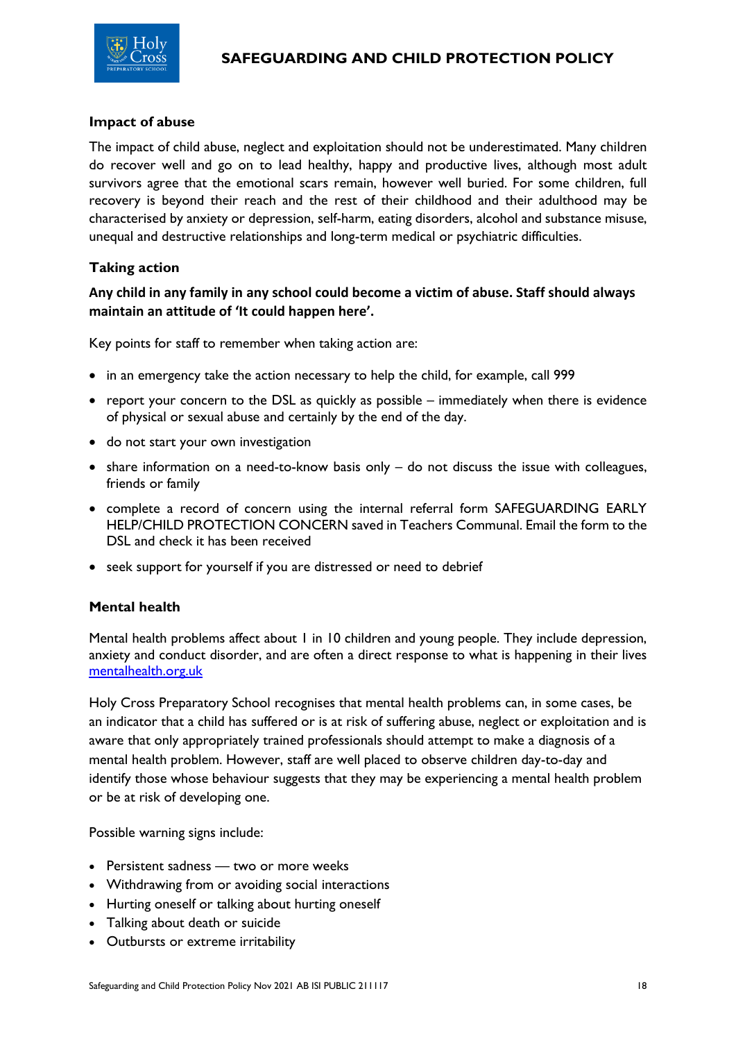### Impact of abuse

The impact of child abuse, neglect and exploitation should not be underestimated. Many children do recover well and go on to lead healthy, happy and productive lives, although most adult survivors agree that the emotional scars remain, however well buried. For some children, full recovery is beyond their reach and the rest of their childhood and their adulthood may be characterised by anxiety or depression, self-harm, eating disorders, alcohol and substance misuse, unequal and destructive relationships and long-term medical or psychiatric difficulties.

### Taking action

**Any child in any family in any school could become a victim of abuse. Staff should always maintain an attitude of 'It could happen here'.**

Key points for staff to remember when taking action are:

- in an emergency take the action necessary to help the child, for example, call 999
- report your concern to the DSL as quickly as possible – immediately when there is evidence of physical or sexual abuse and certainly by the end of the day.
- do not start your own investigation
- share information on a need-to-know basis only – do not discuss the issue with colleagues, friends or family
- complete a record of concern using the internal referral form SAFEGUARDING EARLY HELP/CHILD PROTECTION CONCERN saved in Teachers Communal. Email the form to the DSL and check it has been received
- seek support for yourself if you are distressed or need to debrief

### Mental health

Mental health problems affect about 1 in 10 children and young people. They include depression, anxiety and conduct disorder, and are often a direct response to what is happening in their lives [mentalhealth.org.uk](mentalhealth.org.uk)

Holy Cross Preparatory School recognises that mental health problems can, in some cases, be an indicator that a child has suffered or is at risk of suffering abuse, neglect or exploitation and is aware that only appropriately trained professionals should attempt to make a diagnosis of a mental health problem. However, staff are well placed to observe children day-to-day and identify those whose behaviour suggests that they may be experiencing a mental health problem or be at risk of developing one.

Possible warning signs include:

- Persistent sadness — two or more weeks
- Withdrawing from or avoiding social interactions
- Hurting oneself or talking about hurting oneself
- Talking about death or suicide
- Outbursts or extreme irritability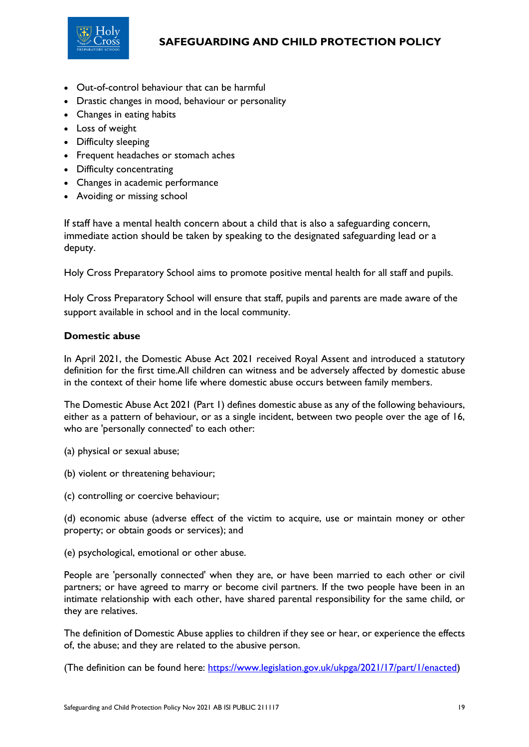- Out-of-control behaviour that can be harmful
- Drastic changes in mood, behaviour or personality
- Changes in eating habits
- Loss of weight
- Difficulty sleeping
- Frequent headaches or stomach aches
- Difficulty concentrating
- Changes in academic performance
- Avoiding or missing school

If staff have a mental health concern about a child that is also a safeguarding concern, immediate action should be taken by speaking to the designated safeguarding lead or a deputy.

Holy Cross Preparatory School aims to promote positive mental health for all staff and pupils.

Holy Cross Preparatory School will ensure that staff, pupils and parents are made aware of the support available in school and in the local community.

**Domestic abuse**

In April 2021, the Domestic Abuse Act 2021 received Royal Assent and introduced a statutory definition for the first time.All children can witness and be adversely affected by domestic abuse in the context of their home life where domestic abuse occurs between family members.

The Domestic Abuse Act 2021 (Part 1) defines domestic abuse as any of the following behaviours, either as a pattern of behaviour, or as a single incident, between two people over the age of 16, who are 'personally connected' to each other:

(a) physical or sexual abuse;

(b) violent or threatening behaviour;

(c) controlling or coercive behaviour;

(d) economic abuse (adverse effect of the victim to acquire, use or maintain money or other property; or obtain goods or services); and

(e) psychological, emotional or other abuse.

People are 'personally connected' when they are, or have been married to each other or civil partners; or have agreed to marry or become civil partners. If the two people have been in an intimate relationship with each other, have shared parental responsibility for the same child, or they are relatives.

The definition of Domestic Abuse applies to children if they see or hear, or experience the effects of, the abuse; and they are related to the abusive person.

(The definition can be found here: https://www.legislation.gov.uk/ukpga/2021/17/part/1/enacted)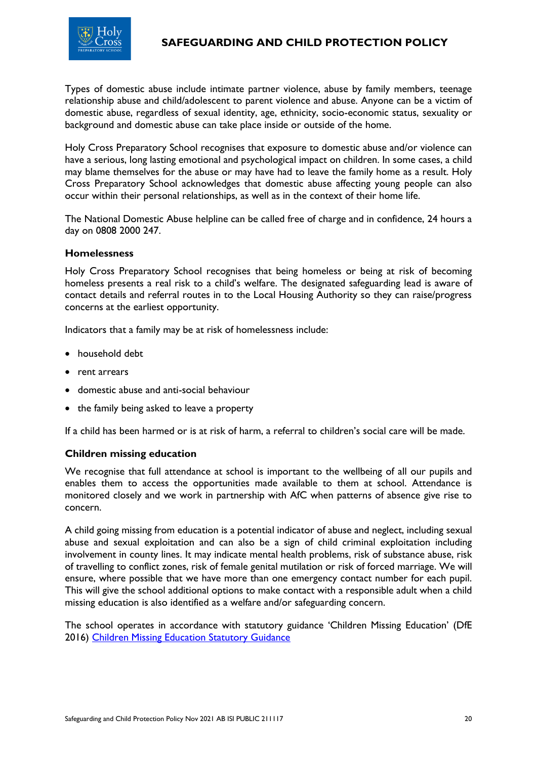Types of domestic abuse include intimate partner violence, abuse by family members, teenage relationship abuse and child/adolescent to parent violence and abuse. Anyone can be a victim of domestic abuse, regardless of sexual identity, age, ethnicity, socio-economic status, sexuality or background and domestic abuse can take place inside or outside of the home.

Holy Cross Preparatory School recognises that exposure to domestic abuse and/or violence can have a serious, long lasting emotional and psychological impact on children. In some cases, a child may blame themselves for the abuse or may have had to leave the family home as a result. Holy Cross Preparatory School acknowledges that domestic abuse affecting young people can also occur within their personal relationships, as well as in the context of their home life.

The National Domestic Abuse helpline can be called free of charge and in confidence, 24 hours a day on 0808 2000 247.

### Homelessness

Holy Cross Preparatory School recognises that being homeless or being at risk of becoming homeless presents a real risk to a child's welfare. The designated safeguarding lead is aware of contact details and referral routes in to the Local Housing Authority so they can raise/progress concerns at the earliest opportunity.

Indicators that a family may be at risk of homelessness include:

- household debt
- rent arrears
- domestic abuse and anti-social behaviour
- the family being asked to leave a property

If a child has been harmed or is at risk of harm, a referral to children's social care will be made.

### Children missing education

We recognise that full attendance at school is important to the wellbeing of all our pupils and enables them to access the opportunities made available to them at school. Attendance is monitored closely and we work in partnership with AfC when patterns of absence give rise to concern.

A child going missing from education is a potential indicator of abuse and neglect, including sexual abuse and sexual exploitation and can also be a sign of child criminal exploitation including involvement in county lines. It may indicate mental health problems, risk of substance abuse, risk of travelling to conflict zones, risk of female genital mutilation or risk of forced marriage. We will ensure, where possible that we have more than one emergency contact number for each pupil. This will give the school additional options to make contact with a responsible adult when a child missing education is also identified as a welfare and/or safeguarding concern.

The school operates in accordance with statutory guidance 'Children Missing Education' (DfE 2016) [Children Missing Education Statutory Guidance]()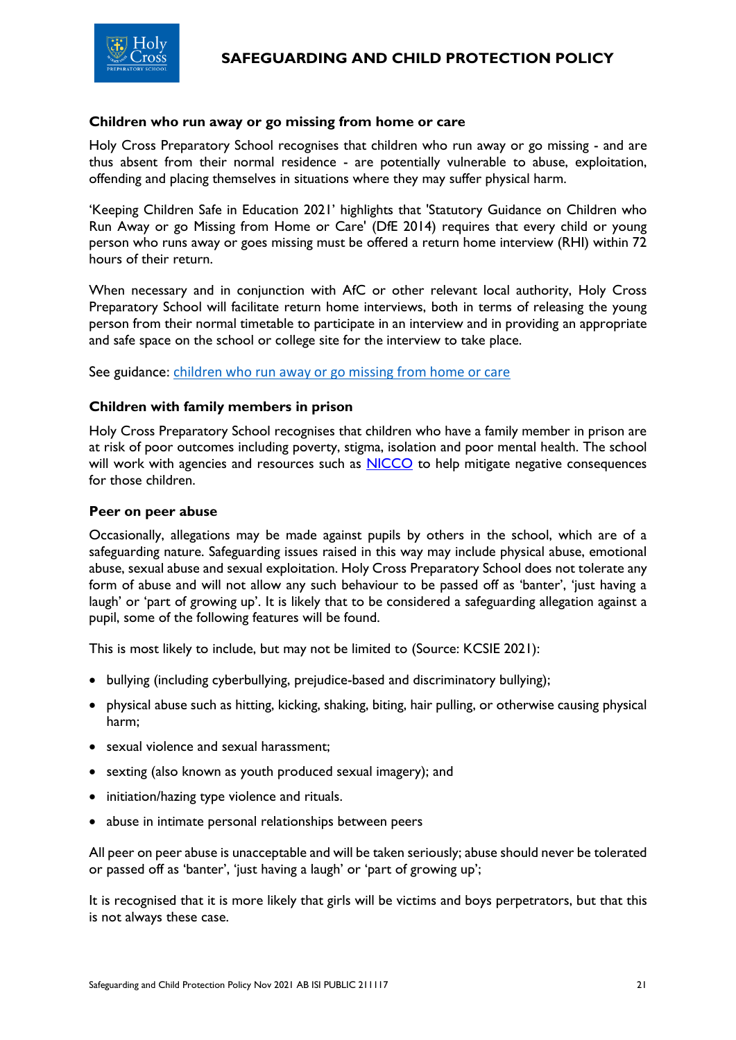### Children who run away or go missing from home or care

Holy Cross Preparatory School recognises that children who run away or go missing - and are thus absent from their normal residence - are potentially vulnerable to abuse, exploitation, offending and placing themselves in situations where they may suffer physical harm.

'Keeping Children Safe in Education 2021' highlights that 'Statutory Guidance on Children who Run Away or go Missing from Home or Care' (DfE 2014) requires that every child or young person who runs away or goes missing must be offered a return home interview (RHI) within 72 hours of their return.

When necessary and in conjunction with AfC or other relevant local authority, Holy Cross Preparatory School will facilitate return home interviews, both in terms of releasing the young person from their normal timetable to participate in an interview and in providing an appropriate and safe space on the school or college site for the interview to take place.

See guidance: children who run away or go missing from home or care

### Children with family members in prison

Holy Cross Preparatory School recognises that children who have a family member in prison are at risk of poor outcomes including poverty, stigma, isolation and poor mental health. The school will work with agencies and resources such as NICCO to help mitigate negative consequences for those children.

### Peer on peer abuse

Occasionally, allegations may be made against pupils by others in the school, which are of a safeguarding nature. Safeguarding issues raised in this way may include physical abuse, emotional abuse, sexual abuse and sexual exploitation. Holy Cross Preparatory School does not tolerate any form of abuse and will not allow any such behaviour to be passed off as 'banter', 'just having a laugh' or 'part of growing up'. It is likely that to be considered a safeguarding allegation against a pupil, some of the following features will be found.

This is most likely to include, but may not be limited to (Source: KCSIE 2021):

- bullying (including cyberbullying, prejudice-based and discriminatory bullying);
- physical abuse such as hitting, kicking, shaking, biting, hair pulling, or otherwise causing physical harm;
- sexual violence and sexual harassment;
- sexting (also known as youth produced sexual imagery); and
- initiation/hazing type violence and rituals.
- abuse in intimate personal relationships between peers

All peer on peer abuse is unacceptable and will be taken seriously; abuse should never be tolerated or passed off as 'banter', 'just having a laugh' or 'part of growing up';

It is recognised that it is more likely that girls will be victims and boys perpetrators, but that this is not always these case.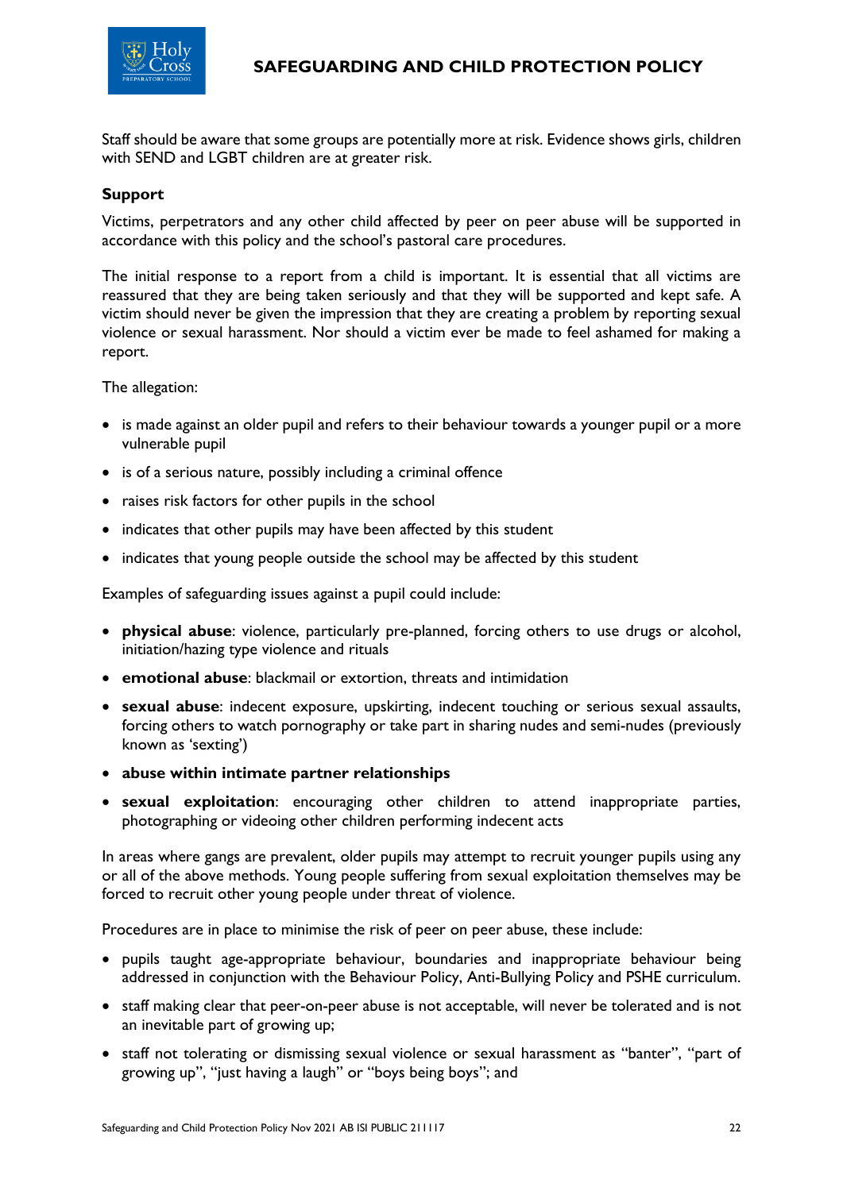Staff should be aware that some groups are potentially more at risk. Evidence shows girls, children with SEND and LGBT children are at greater risk.

**Support**

Victims, perpetrators and any other child affected by peer on peer abuse will be supported in accordance with this policy and the school's pastoral care procedures.

The initial response to a report from a child is important. It is essential that all victims are reassured that they are being taken seriously and that they will be supported and kept safe. A victim should never be given the impression that they are creating a problem by reporting sexual violence or sexual harassment. Nor should a victim ever be made to feel ashamed for making a report.

The allegation:

- is made against an older pupil and refers to their behaviour towards a younger pupil or a more vulnerable pupil
- is of a serious nature, possibly including a criminal offence
- raises risk factors for other pupils in the school
- indicates that other pupils may have been affected by this student
- indicates that young people outside the school may be affected by this student

Examples of safeguarding issues against a pupil could include:

- **physical abuse**: violence, particularly pre-planned, forcing others to use drugs or alcohol, initiation/hazing type violence and rituals
- **emotional abuse**: blackmail or extortion, threats and intimidation
- **sexual abuse**: indecent exposure, upskirting, indecent touching or serious sexual assaults, forcing others to watch pornography or take part in sharing nudes and semi-nudes (previously known as 'sexting')
- **abuse within intimate partner relationships**
- **sexual exploitation**: encouraging other children to attend inappropriate parties, photographing or videoing other children performing indecent acts

In areas where gangs are prevalent, older pupils may attempt to recruit younger pupils using any or all of the above methods. Young people suffering from sexual exploitation themselves may be forced to recruit other young people under threat of violence.

Procedures are in place to minimise the risk of peer on peer abuse, these include:

- pupils taught age-appropriate behaviour, boundaries and inappropriate behaviour being addressed in conjunction with the Behaviour Policy, Anti-Bullying Policy and PSHE curriculum.
- staff making clear that peer-on-peer abuse is not acceptable, will never be tolerated and is not an inevitable part of growing up;
- staff not tolerating or dismissing sexual violence or sexual harassment as "banter", "part of growing up", "just having a laugh" or "boys being boys"; and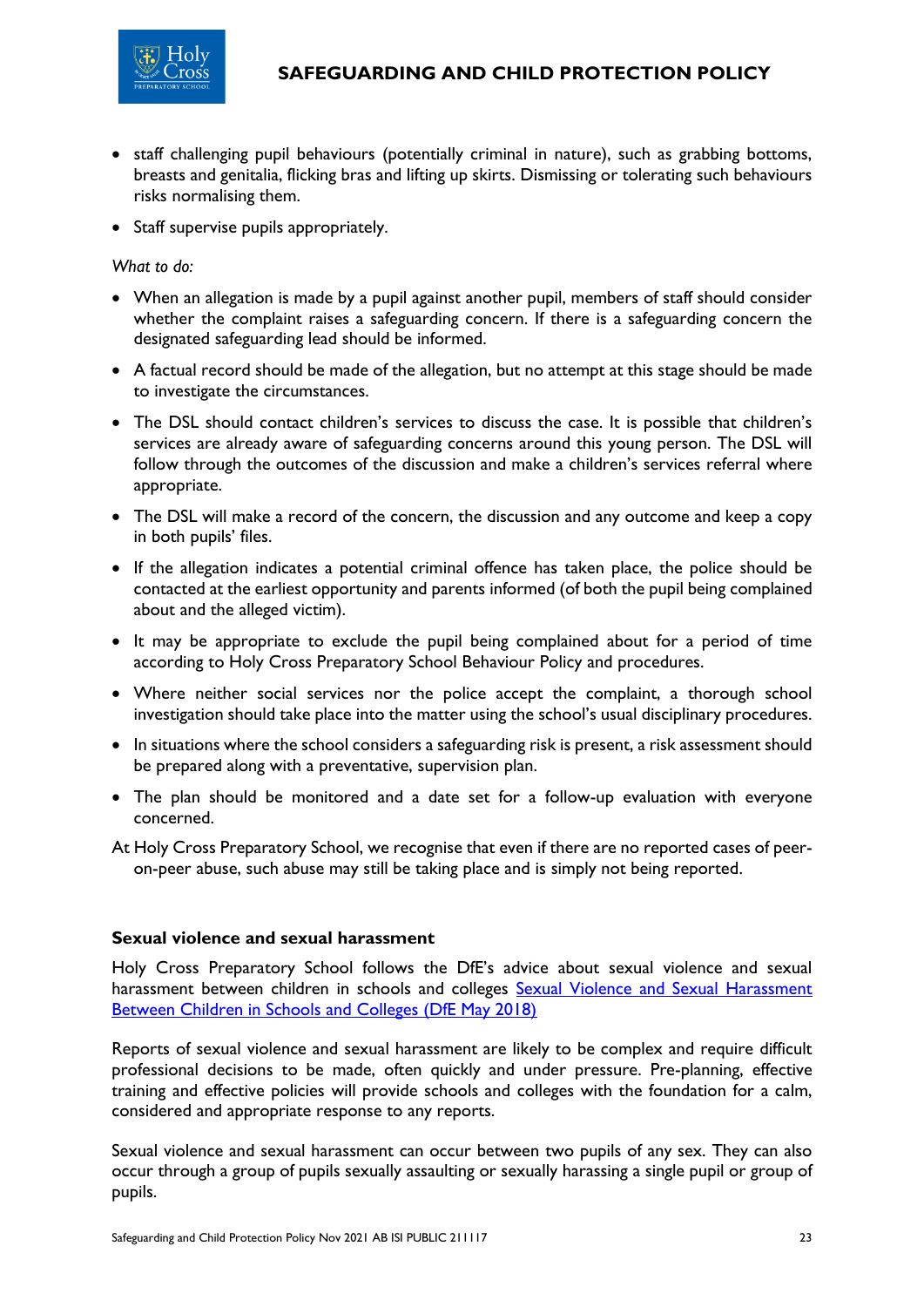- staff challenging pupil behaviours (potentially criminal in nature), such as grabbing bottoms, breasts and genitalia, flicking bras and lifting up skirts. Dismissing or tolerating such behaviours risks normalising them.
- Staff supervise pupils appropriately.

*What to do:*

- When an allegation is made by a pupil against another pupil, members of staff should consider whether the complaint raises a safeguarding concern. If there is a safeguarding concern the designated safeguarding lead should be informed.
- A factual record should be made of the allegation, but no attempt at this stage should be made to investigate the circumstances.
- The DSL should contact children's services to discuss the case. It is possible that children's services are already aware of safeguarding concerns around this young person. The DSL will follow through the outcomes of the discussion and make a children's services referral where appropriate.
- The DSL will make a record of the concern, the discussion and any outcome and keep a copy in both pupils' files.
- If the allegation indicates a potential criminal offence has taken place, the police should be contacted at the earliest opportunity and parents informed (of both the pupil being complained about and the alleged victim).
- It may be appropriate to exclude the pupil being complained about for a period of time according to Holy Cross Preparatory School Behaviour Policy and procedures.
- Where neither social services nor the police accept the complaint, a thorough school investigation should take place into the matter using the school's usual disciplinary procedures.
- In situations where the school considers a safeguarding risk is present, a risk assessment should be prepared along with a preventative, supervision plan.
- The plan should be monitored and a date set for a follow-up evaluation with everyone concerned.

At Holy Cross Preparatory School, we recognise that even if there are no reported cases of peer-on-peer abuse, such abuse may still be taking place and is simply not being reported.

### Sexual violence and sexual harassment

Holy Cross Preparatory School follows the DfE's advice about sexual violence and sexual harassment between children in schools and colleges [Sexual Violence and Sexual Harassment Between Children in Schools and Colleges (DfE May 2018)]

Reports of sexual violence and sexual harassment are likely to be complex and require difficult professional decisions to be made, often quickly and under pressure. Pre-planning, effective training and effective policies will provide schools and colleges with the foundation for a calm, considered and appropriate response to any reports.

Sexual violence and sexual harassment can occur between two pupils of any sex. They can also occur through a group of pupils sexually assaulting or sexually harassing a single pupil or group of pupils.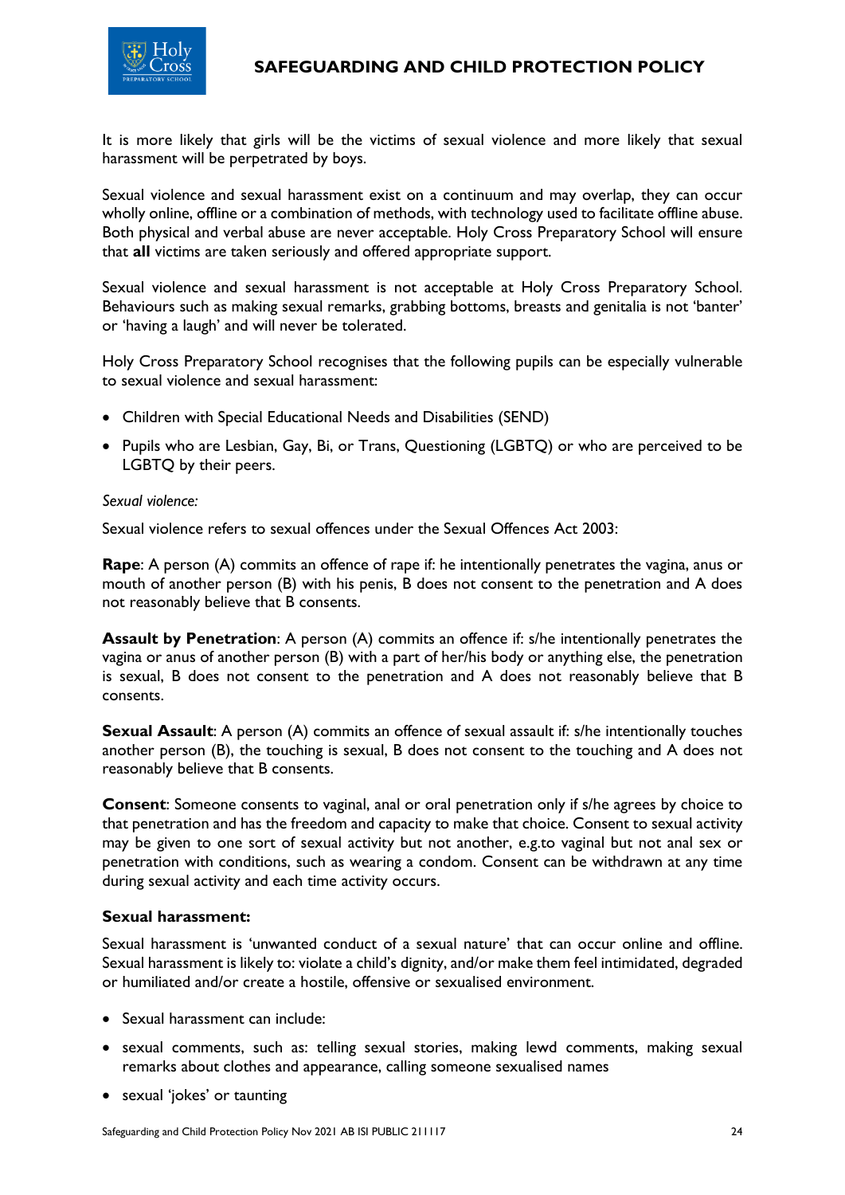It is more likely that girls will be the victims of sexual violence and more likely that sexual harassment will be perpetrated by boys.

Sexual violence and sexual harassment exist on a continuum and may overlap, they can occur wholly online, offline or a combination of methods, with technology used to facilitate offline abuse. Both physical and verbal abuse are never acceptable. Holy Cross Preparatory School will ensure that **all** victims are taken seriously and offered appropriate support.

Sexual violence and sexual harassment is not acceptable at Holy Cross Preparatory School. Behaviours such as making sexual remarks, grabbing bottoms, breasts and genitalia is not 'banter' or 'having a laugh' and will never be tolerated.

Holy Cross Preparatory School recognises that the following pupils can be especially vulnerable to sexual violence and sexual harassment:

- Children with Special Educational Needs and Disabilities (SEND)
- Pupils who are Lesbian, Gay, Bi, or Trans, Questioning (LGBTQ) or who are perceived to be LGBTQ by their peers.

*Sexual violence:*

Sexual violence refers to sexual offences under the Sexual Offences Act 2003:

**Rape**: A person (A) commits an offence of rape if: he intentionally penetrates the vagina, anus or mouth of another person (B) with his penis, B does not consent to the penetration and A does not reasonably believe that B consents.

**Assault by Penetration**: A person (A) commits an offence if: s/he intentionally penetrates the vagina or anus of another person (B) with a part of her/his body or anything else, the penetration is sexual, B does not consent to the penetration and A does not reasonably believe that B consents.

**Sexual Assault**: A person (A) commits an offence of sexual assault if: s/he intentionally touches another person (B), the touching is sexual, B does not consent to the touching and A does not reasonably believe that B consents.

**Consent**: Someone consents to vaginal, anal or oral penetration only if s/he agrees by choice to that penetration and has the freedom and capacity to make that choice. Consent to sexual activity may be given to one sort of sexual activity but not another, e.g.to vaginal but not anal sex or penetration with conditions, such as wearing a condom. Consent can be withdrawn at any time during sexual activity and each time activity occurs.

**Sexual harassment:**

Sexual harassment is 'unwanted conduct of a sexual nature' that can occur online and offline. Sexual harassment is likely to: violate a child's dignity, and/or make them feel intimidated, degraded or humiliated and/or create a hostile, offensive or sexualised environment.

- Sexual harassment can include:
- sexual comments, such as: telling sexual stories, making lewd comments, making sexual remarks about clothes and appearance, calling someone sexualised names
- sexual 'jokes' or taunting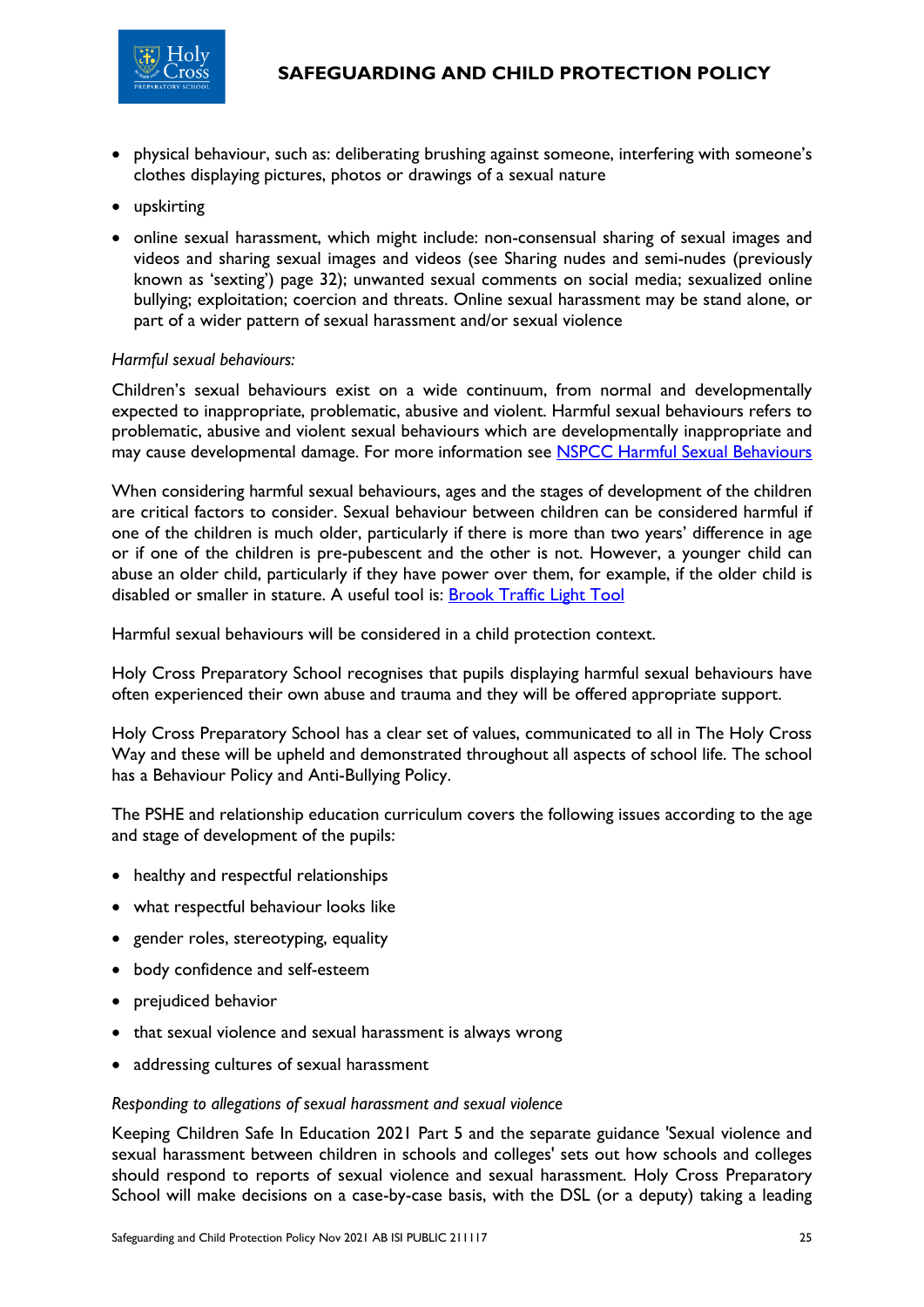- physical behaviour, such as: deliberating brushing against someone, interfering with someone's clothes displaying pictures, photos or drawings of a sexual nature
- upskirting
- online sexual harassment, which might include: non-consensual sharing of sexual images and videos and sharing sexual images and videos (see Sharing nudes and semi-nudes (previously known as 'sexting') page 32); unwanted sexual comments on social media; sexualized online bullying; exploitation; coercion and threats. Online sexual harassment may be stand alone, or part of a wider pattern of sexual harassment and/or sexual violence

*Harmful sexual behaviours:*

Children's sexual behaviours exist on a wide continuum, from normal and developmentally expected to inappropriate, problematic, abusive and violent. Harmful sexual behaviours refers to problematic, abusive and violent sexual behaviours which are developmentally inappropriate and may cause developmental damage. For more information see [NSPCC Harmful Sexual Behaviours]

When considering harmful sexual behaviours, ages and the stages of development of the children are critical factors to consider. Sexual behaviour between children can be considered harmful if one of the children is much older, particularly if there is more than two years' difference in age or if one of the children is pre-pubescent and the other is not. However, a younger child can abuse an older child, particularly if they have power over them, for example, if the older child is disabled or smaller in stature. A useful tool is: [Brook Traffic Light Tool]

Harmful sexual behaviours will be considered in a child protection context.

Holy Cross Preparatory School recognises that pupils displaying harmful sexual behaviours have often experienced their own abuse and trauma and they will be offered appropriate support.

Holy Cross Preparatory School has a clear set of values, communicated to all in The Holy Cross Way and these will be upheld and demonstrated throughout all aspects of school life. The school has a Behaviour Policy and Anti-Bullying Policy.

The PSHE and relationship education curriculum covers the following issues according to the age and stage of development of the pupils:

- healthy and respectful relationships
- what respectful behaviour looks like
- gender roles, stereotyping, equality
- body confidence and self-esteem
- prejudiced behavior
- that sexual violence and sexual harassment is always wrong
- addressing cultures of sexual harassment

*Responding to allegations of sexual harassment and sexual violence*

Keeping Children Safe In Education 2021 Part 5 and the separate guidance 'Sexual violence and sexual harassment between children in schools and colleges' sets out how schools and colleges should respond to reports of sexual violence and sexual harassment. Holy Cross Preparatory School will make decisions on a case-by-case basis, with the DSL (or a deputy) taking a leading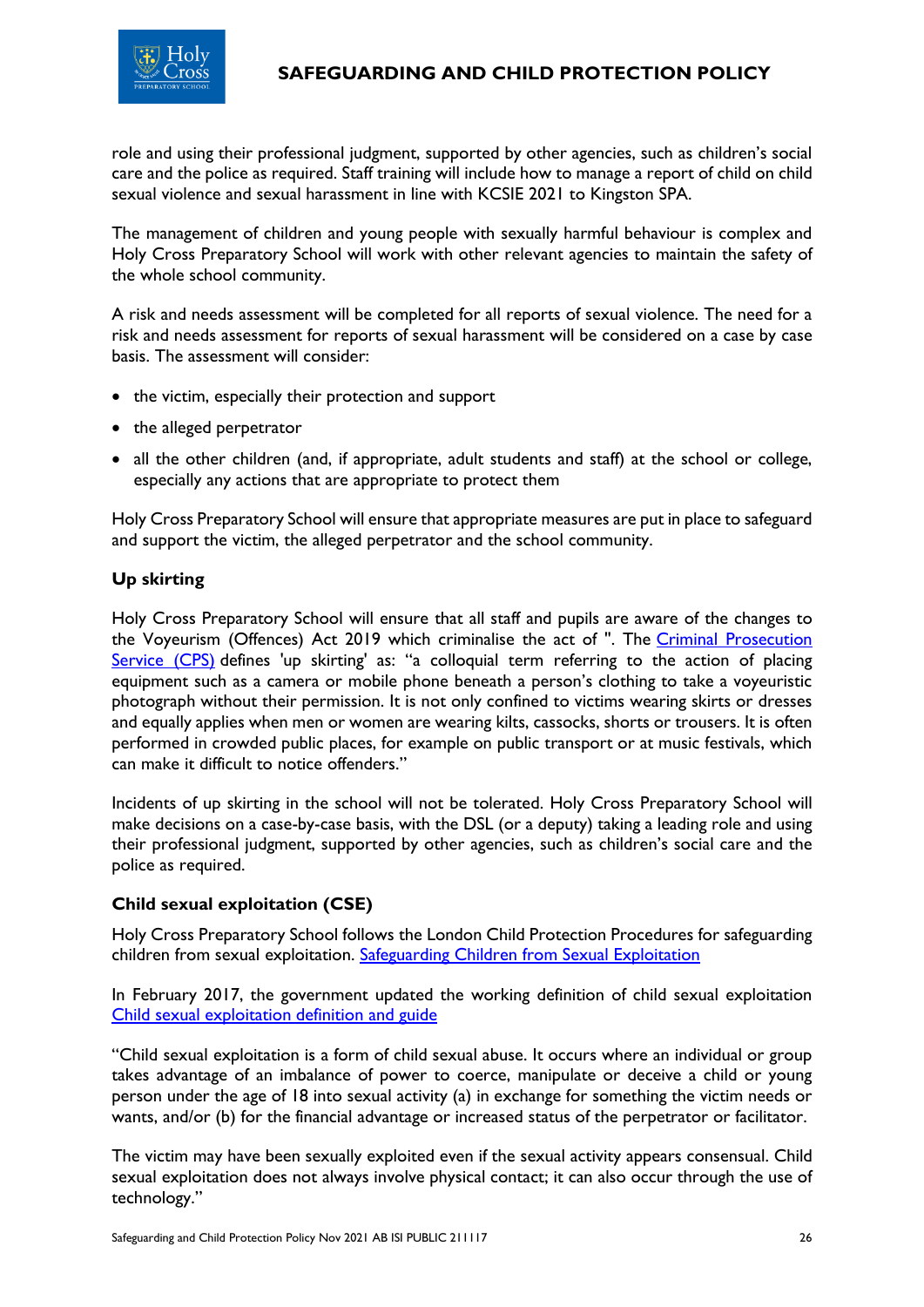role and using their professional judgment, supported by other agencies, such as children's social care and the police as required. Staff training will include how to manage a report of child on child sexual violence and sexual harassment in line with KCSIE 2021 to Kingston SPA.

The management of children and young people with sexually harmful behaviour is complex and Holy Cross Preparatory School will work with other relevant agencies to maintain the safety of the whole school community.

A risk and needs assessment will be completed for all reports of sexual violence. The need for a risk and needs assessment for reports of sexual harassment will be considered on a case by case basis. The assessment will consider:

- the victim, especially their protection and support
- the alleged perpetrator
- all the other children (and, if appropriate, adult students and staff) at the school or college, especially any actions that are appropriate to protect them

Holy Cross Preparatory School will ensure that appropriate measures are put in place to safeguard and support the victim, the alleged perpetrator and the school community.

### Up skirting

Holy Cross Preparatory School will ensure that all staff and pupils are aware of the changes to the Voyeurism (Offences) Act 2019 which criminalise the act of ". The Criminal Prosecution Service (CPS) defines 'up skirting' as: "a colloquial term referring to the action of placing equipment such as a camera or mobile phone beneath a person's clothing to take a voyeuristic photograph without their permission. It is not only confined to victims wearing skirts or dresses and equally applies when men or women are wearing kilts, cassocks, shorts or trousers. It is often performed in crowded public places, for example on public transport or at music festivals, which can make it difficult to notice offenders."

Incidents of up skirting in the school will not be tolerated. Holy Cross Preparatory School will make decisions on a case-by-case basis, with the DSL (or a deputy) taking a leading role and using their professional judgment, supported by other agencies, such as children's social care and the police as required.

### Child sexual exploitation (CSE)

Holy Cross Preparatory School follows the London Child Protection Procedures for safeguarding children from sexual exploitation. Safeguarding Children from Sexual Exploitation

In February 2017, the government updated the working definition of child sexual exploitation Child sexual exploitation definition and guide

"Child sexual exploitation is a form of child sexual abuse. It occurs where an individual or group takes advantage of an imbalance of power to coerce, manipulate or deceive a child or young person under the age of 18 into sexual activity (a) in exchange for something the victim needs or wants, and/or (b) for the financial advantage or increased status of the perpetrator or facilitator.

The victim may have been sexually exploited even if the sexual activity appears consensual. Child sexual exploitation does not always involve physical contact; it can also occur through the use of technology."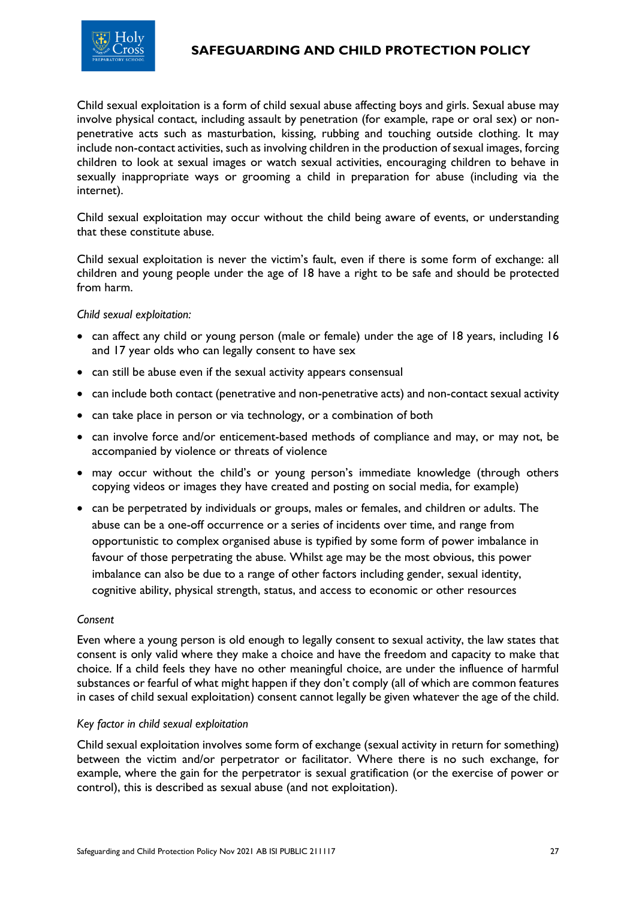Child sexual exploitation is a form of child sexual abuse affecting boys and girls. Sexual abuse may involve physical contact, including assault by penetration (for example, rape or oral sex) or non-penetrative acts such as masturbation, kissing, rubbing and touching outside clothing. It may include non-contact activities, such as involving children in the production of sexual images, forcing children to look at sexual images or watch sexual activities, encouraging children to behave in sexually inappropriate ways or grooming a child in preparation for abuse (including via the internet).

Child sexual exploitation may occur without the child being aware of events, or understanding that these constitute abuse.

Child sexual exploitation is never the victim's fault, even if there is some form of exchange: all children and young people under the age of 18 have a right to be safe and should be protected from harm.

*Child sexual exploitation:*

- can affect any child or young person (male or female) under the age of 18 years, including 16 and 17 year olds who can legally consent to have sex
- can still be abuse even if the sexual activity appears consensual
- can include both contact (penetrative and non-penetrative acts) and non-contact sexual activity
- can take place in person or via technology, or a combination of both
- can involve force and/or enticement-based methods of compliance and may, or may not, be accompanied by violence or threats of violence
- may occur without the child's or young person's immediate knowledge (through others copying videos or images they have created and posting on social media, for example)
- can be perpetrated by individuals or groups, males or females, and children or adults. The abuse can be a one-off occurrence or a series of incidents over time, and range from opportunistic to complex organised abuse is typified by some form of power imbalance in favour of those perpetrating the abuse. Whilst age may be the most obvious, this power imbalance can also be due to a range of other factors including gender, sexual identity, cognitive ability, physical strength, status, and access to economic or other resources

*Consent*

Even where a young person is old enough to legally consent to sexual activity, the law states that consent is only valid where they make a choice and have the freedom and capacity to make that choice. If a child feels they have no other meaningful choice, are under the influence of harmful substances or fearful of what might happen if they don't comply (all of which are common features in cases of child sexual exploitation) consent cannot legally be given whatever the age of the child.

*Key factor in child sexual exploitation*

Child sexual exploitation involves some form of exchange (sexual activity in return for something) between the victim and/or perpetrator or facilitator. Where there is no such exchange, for example, where the gain for the perpetrator is sexual gratification (or the exercise of power or control), this is described as sexual abuse (and not exploitation).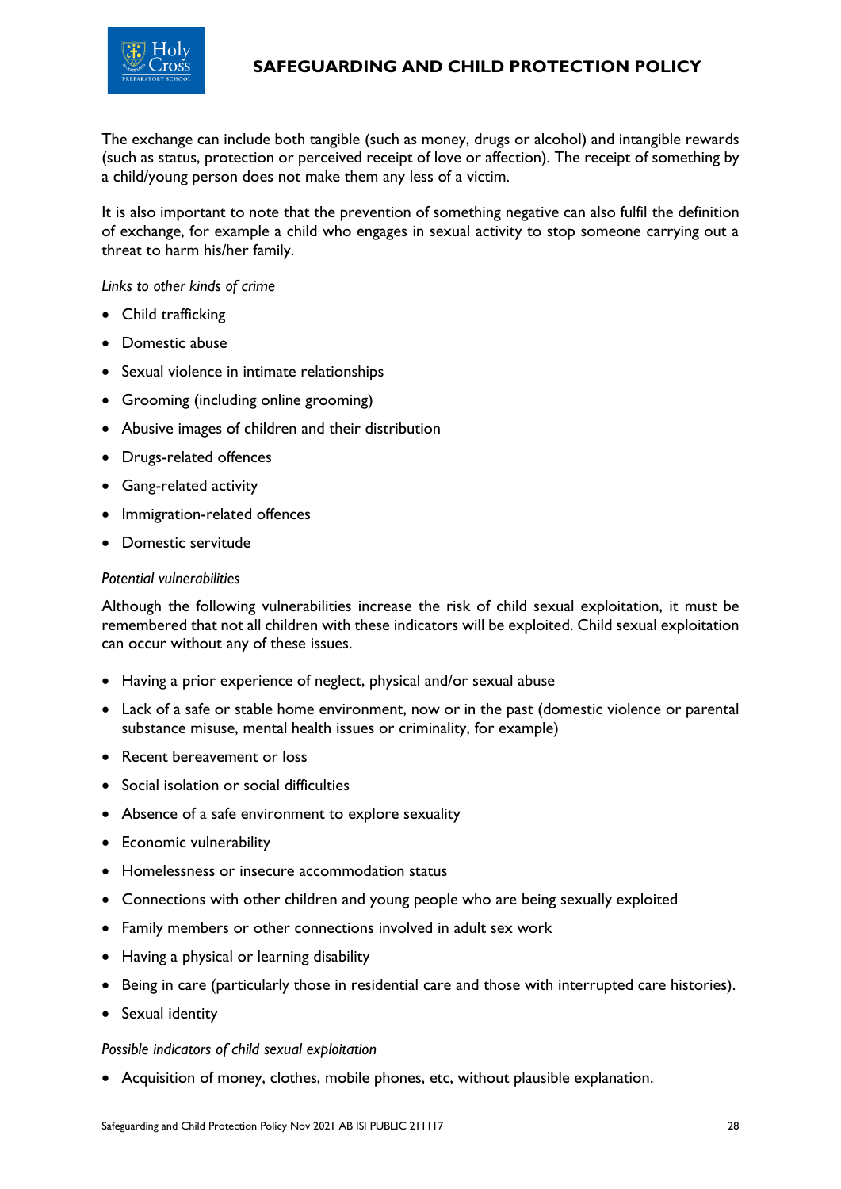The exchange can include both tangible (such as money, drugs or alcohol) and intangible rewards (such as status, protection or perceived receipt of love or affection). The receipt of something by a child/young person does not make them any less of a victim.

It is also important to note that the prevention of something negative can also fulfil the definition of exchange, for example a child who engages in sexual activity to stop someone carrying out a threat to harm his/her family.

*Links to other kinds of crime*

- Child trafficking
- Domestic abuse
- Sexual violence in intimate relationships
- Grooming (including online grooming)
- Abusive images of children and their distribution
- Drugs-related offences
- Gang-related activity
- Immigration-related offences
- Domestic servitude

*Potential vulnerabilities*

Although the following vulnerabilities increase the risk of child sexual exploitation, it must be remembered that not all children with these indicators will be exploited. Child sexual exploitation can occur without any of these issues.

- Having a prior experience of neglect, physical and/or sexual abuse
- Lack of a safe or stable home environment, now or in the past (domestic violence or parental substance misuse, mental health issues or criminality, for example)
- Recent bereavement or loss
- Social isolation or social difficulties
- Absence of a safe environment to explore sexuality
- Economic vulnerability
- Homelessness or insecure accommodation status
- Connections with other children and young people who are being sexually exploited
- Family members or other connections involved in adult sex work
- Having a physical or learning disability
- Being in care (particularly those in residential care and those with interrupted care histories).
- Sexual identity

*Possible indicators of child sexual exploitation*

- Acquisition of money, clothes, mobile phones, etc, without plausible explanation.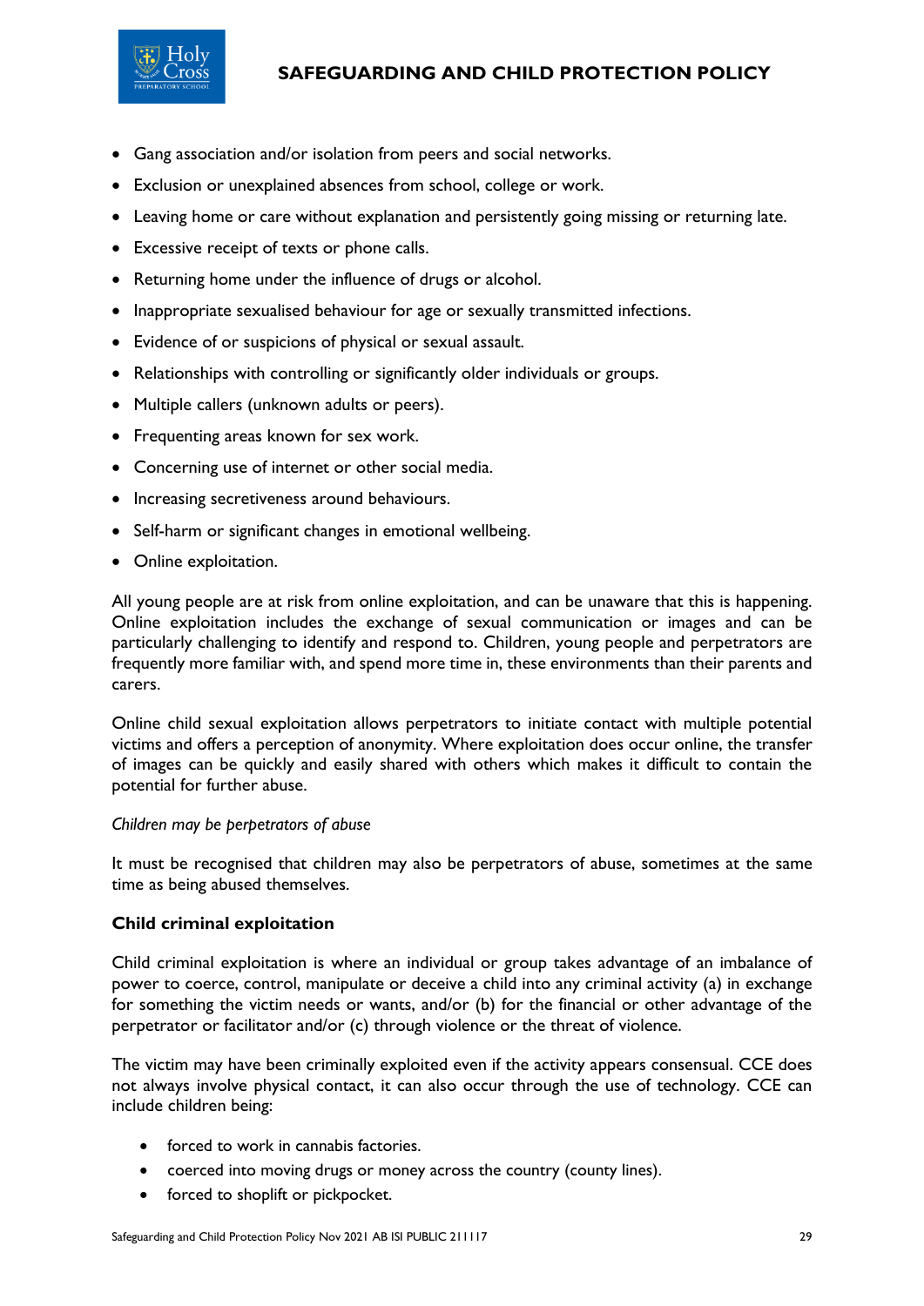- Gang association and/or isolation from peers and social networks.
- Exclusion or unexplained absences from school, college or work.
- Leaving home or care without explanation and persistently going missing or returning late.
- Excessive receipt of texts or phone calls.
- Returning home under the influence of drugs or alcohol.
- Inappropriate sexualised behaviour for age or sexually transmitted infections.
- Evidence of or suspicions of physical or sexual assault.
- Relationships with controlling or significantly older individuals or groups.
- Multiple callers (unknown adults or peers).
- Frequenting areas known for sex work.
- Concerning use of internet or other social media.
- Increasing secretiveness around behaviours.
- Self-harm or significant changes in emotional wellbeing.
- Online exploitation.

All young people are at risk from online exploitation, and can be unaware that this is happening. Online exploitation includes the exchange of sexual communication or images and can be particularly challenging to identify and respond to. Children, young people and perpetrators are frequently more familiar with, and spend more time in, these environments than their parents and carers.

Online child sexual exploitation allows perpetrators to initiate contact with multiple potential victims and offers a perception of anonymity. Where exploitation does occur online, the transfer of images can be quickly and easily shared with others which makes it difficult to contain the potential for further abuse.

*Children may be perpetrators of abuse*

It must be recognised that children may also be perpetrators of abuse, sometimes at the same time as being abused themselves.

**Child criminal exploitation**

Child criminal exploitation is where an individual or group takes advantage of an imbalance of power to coerce, control, manipulate or deceive a child into any criminal activity (a) in exchange for something the victim needs or wants, and/or (b) for the financial or other advantage of the perpetrator or facilitator and/or (c) through violence or the threat of violence.

The victim may have been criminally exploited even if the activity appears consensual. CCE does not always involve physical contact, it can also occur through the use of technology. CCE can include children being:

- forced to work in cannabis factories.
- coerced into moving drugs or money across the country (county lines).
- forced to shoplift or pickpocket.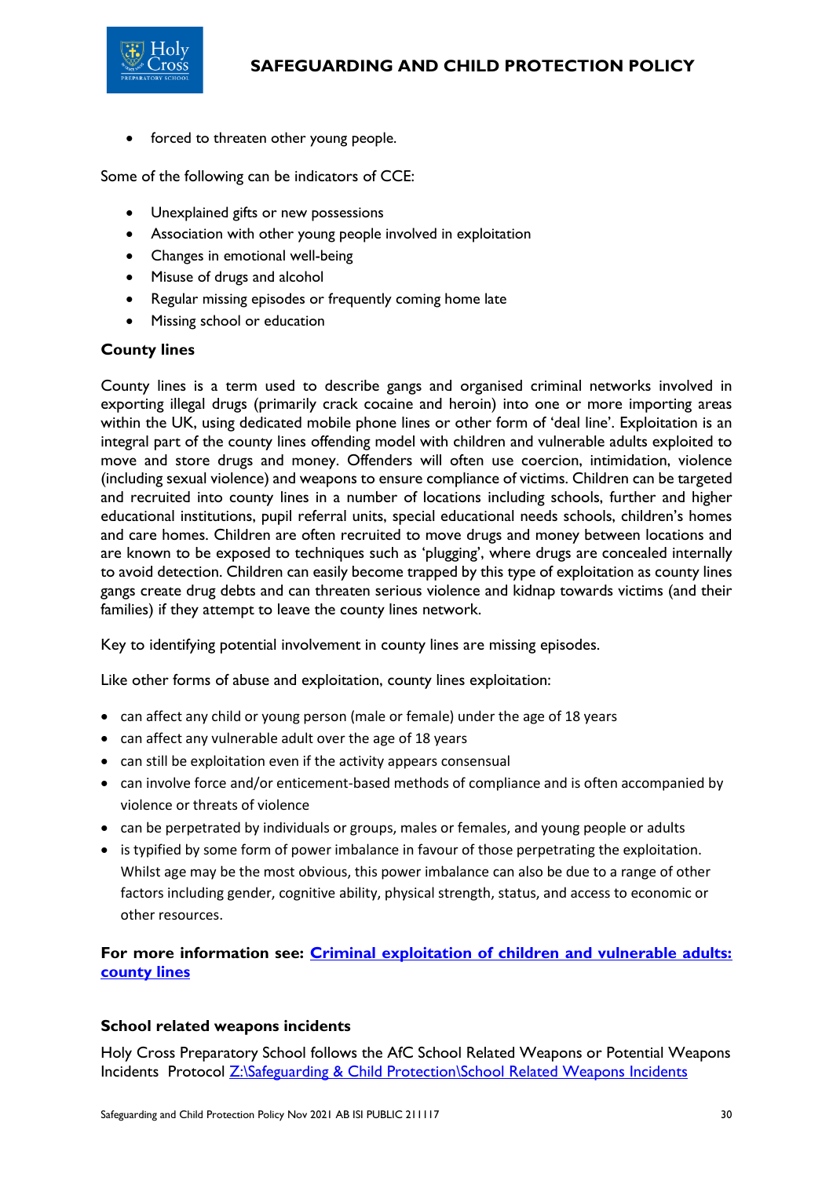- forced to threaten other young people.

Some of the following can be indicators of CCE:

- Unexplained gifts or new possessions
- Association with other young people involved in exploitation
- Changes in emotional well-being
- Misuse of drugs and alcohol
- Regular missing episodes or frequently coming home late
- Missing school or education

**County lines**

County lines is a term used to describe gangs and organised criminal networks involved in exporting illegal drugs (primarily crack cocaine and heroin) into one or more importing areas within the UK, using dedicated mobile phone lines or other form of 'deal line'. Exploitation is an integral part of the county lines offending model with children and vulnerable adults exploited to move and store drugs and money. Offenders will often use coercion, intimidation, violence (including sexual violence) and weapons to ensure compliance of victims. Children can be targeted and recruited into county lines in a number of locations including schools, further and higher educational institutions, pupil referral units, special educational needs schools, children's homes and care homes. Children are often recruited to move drugs and money between locations and are known to be exposed to techniques such as 'plugging', where drugs are concealed internally to avoid detection. Children can easily become trapped by this type of exploitation as county lines gangs create drug debts and can threaten serious violence and kidnap towards victims (and their families) if they attempt to leave the county lines network.

Key to identifying potential involvement in county lines are missing episodes.

Like other forms of abuse and exploitation, county lines exploitation:

- can affect any child or young person (male or female) under the age of 18 years
- can affect any vulnerable adult over the age of 18 years
- can still be exploitation even if the activity appears consensual
- can involve force and/or enticement-based methods of compliance and is often accompanied by violence or threats of violence
- can be perpetrated by individuals or groups, males or females, and young people or adults
- is typified by some form of power imbalance in favour of those perpetrating the exploitation. Whilst age may be the most obvious, this power imbalance can also be due to a range of other factors including gender, cognitive ability, physical strength, status, and access to economic or other resources.

**For more information see: Criminal exploitation of children and vulnerable adults: county lines**

**School related weapons incidents**

Holy Cross Preparatory School follows the AfC School Related Weapons or Potential Weapons Incidents Protocol Z:\Safeguarding & Child Protection\School Related Weapons Incidents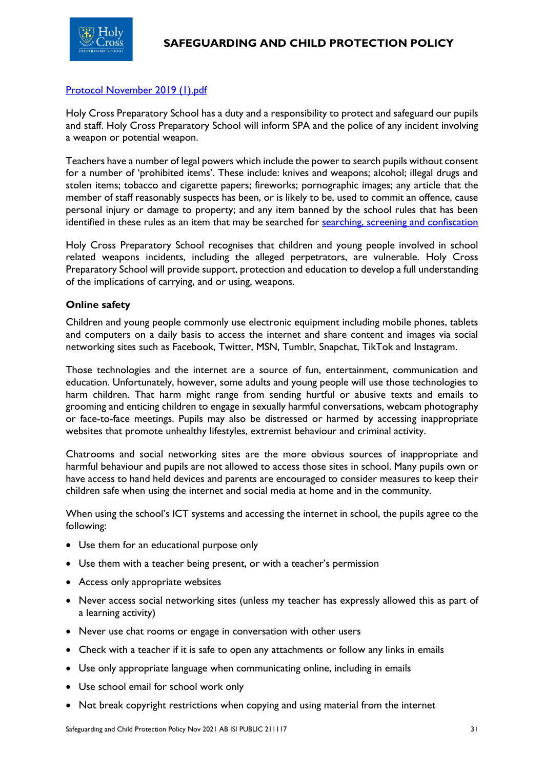[Protocol November 2019 (1).pdf]

Holy Cross Preparatory School has a duty and a responsibility to protect and safeguard our pupils and staff. Holy Cross Preparatory School will inform SPA and the police of any incident involving a weapon or potential weapon.

Teachers have a number of legal powers which include the power to search pupils without consent for a number of 'prohibited items'. These include: knives and weapons; alcohol; illegal drugs and stolen items; tobacco and cigarette papers; fireworks; pornographic images; any article that the member of staff reasonably suspects has been, or is likely to be, used to commit an offence, cause personal injury or damage to property; and any item banned by the school rules that has been identified in these rules as an item that may be searched for [searching, screening and confiscation]

Holy Cross Preparatory School recognises that children and young people involved in school related weapons incidents, including the alleged perpetrators, are vulnerable. Holy Cross Preparatory School will provide support, protection and education to develop a full understanding of the implications of carrying, and or using, weapons.

**Online safety**

Children and young people commonly use electronic equipment including mobile phones, tablets and computers on a daily basis to access the internet and share content and images via social networking sites such as Facebook, Twitter, MSN, Tumblr, Snapchat, TikTok and Instagram.

Those technologies and the internet are a source of fun, entertainment, communication and education. Unfortunately, however, some adults and young people will use those technologies to harm children. That harm might range from sending hurtful or abusive texts and emails to grooming and enticing children to engage in sexually harmful conversations, webcam photography or face-to-face meetings. Pupils may also be distressed or harmed by accessing inappropriate websites that promote unhealthy lifestyles, extremist behaviour and criminal activity.

Chatrooms and social networking sites are the more obvious sources of inappropriate and harmful behaviour and pupils are not allowed to access those sites in school. Many pupils own or have access to hand held devices and parents are encouraged to consider measures to keep their children safe when using the internet and social media at home and in the community.

When using the school's ICT systems and accessing the internet in school, the pupils agree to the following:

- Use them for an educational purpose only
- Use them with a teacher being present, or with a teacher's permission
- Access only appropriate websites
- Never access social networking sites (unless my teacher has expressly allowed this as part of a learning activity)
- Never use chat rooms or engage in conversation with other users
- Check with a teacher if it is safe to open any attachments or follow any links in emails
- Use only appropriate language when communicating online, including in emails
- Use school email for school work only
- Not break copyright restrictions when copying and using material from the internet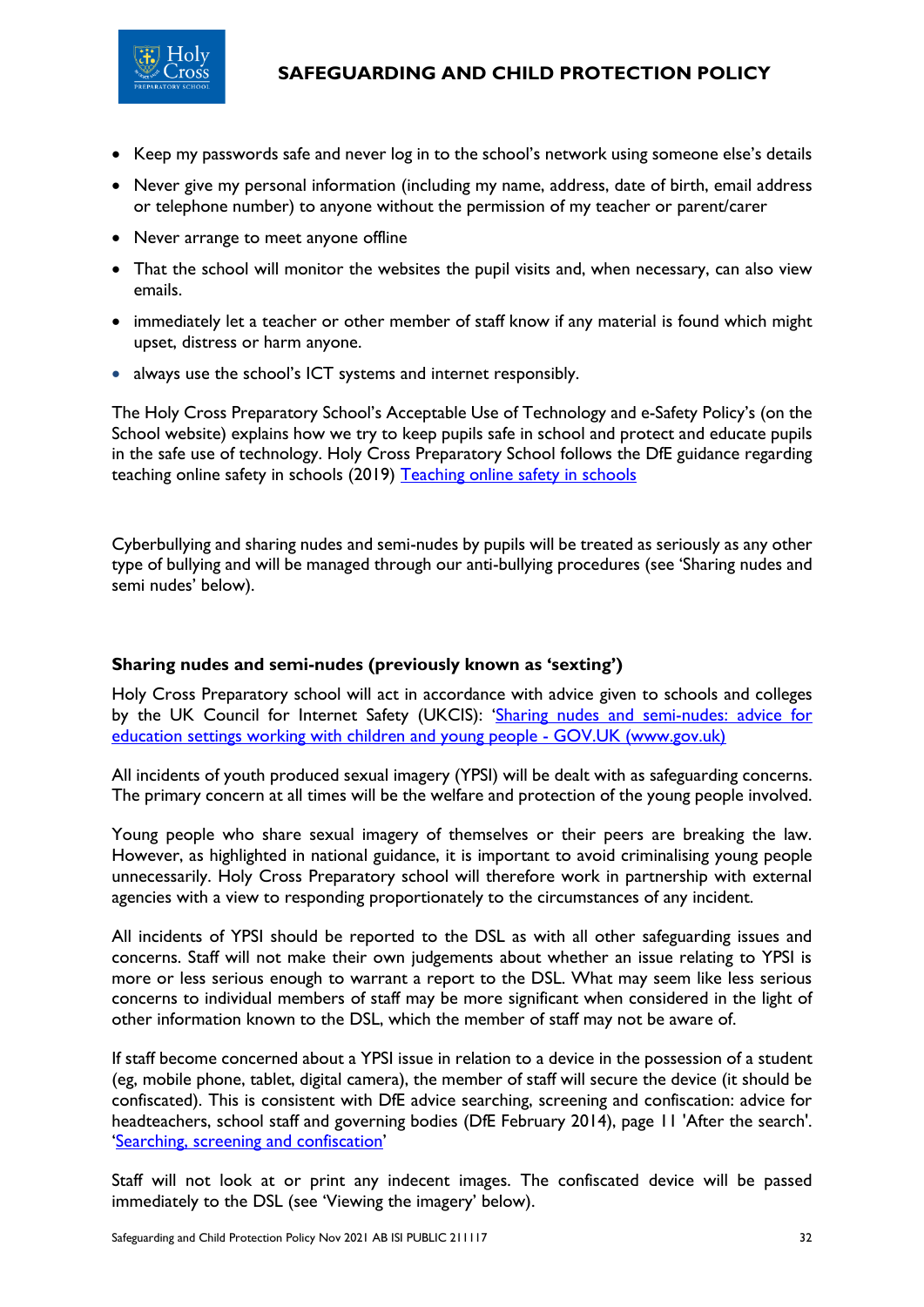- Keep my passwords safe and never log in to the school's network using someone else's details
- Never give my personal information (including my name, address, date of birth, email address or telephone number) to anyone without the permission of my teacher or parent/carer
- Never arrange to meet anyone offline
- That the school will monitor the websites the pupil visits and, when necessary, can also view emails.
- immediately let a teacher or other member of staff know if any material is found which might upset, distress or harm anyone.
- always use the school's ICT systems and internet responsibly.

The Holy Cross Preparatory School's Acceptable Use of Technology and e-Safety Policy's (on the School website) explains how we try to keep pupils safe in school and protect and educate pupils in the safe use of technology. Holy Cross Preparatory School follows the DfE guidance regarding teaching online safety in schools (2019) Teaching online safety in schools

Cyberbullying and sharing nudes and semi-nudes by pupils will be treated as seriously as any other type of bullying and will be managed through our anti-bullying procedures (see 'Sharing nudes and semi nudes' below).

**Sharing nudes and semi-nudes (previously known as 'sexting')**

Holy Cross Preparatory school will act in accordance with advice given to schools and colleges by the UK Council for Internet Safety (UKCIS): 'Sharing nudes and semi-nudes: advice for education settings working with children and young people - GOV.UK (www.gov.uk)

All incidents of youth produced sexual imagery (YPSI) will be dealt with as safeguarding concerns. The primary concern at all times will be the welfare and protection of the young people involved.

Young people who share sexual imagery of themselves or their peers are breaking the law. However, as highlighted in national guidance, it is important to avoid criminalising young people unnecessarily. Holy Cross Preparatory school will therefore work in partnership with external agencies with a view to responding proportionately to the circumstances of any incident.

All incidents of YPSI should be reported to the DSL as with all other safeguarding issues and concerns. Staff will not make their own judgements about whether an issue relating to YPSI is more or less serious enough to warrant a report to the DSL. What may seem like less serious concerns to individual members of staff may be more significant when considered in the light of other information known to the DSL, which the member of staff may not be aware of.

If staff become concerned about a YPSI issue in relation to a device in the possession of a student (eg, mobile phone, tablet, digital camera), the member of staff will secure the device (it should be confiscated). This is consistent with DfE advice searching, screening and confiscation: advice for headteachers, school staff and governing bodies (DfE February 2014), page 11 'After the search'. 'Searching, screening and confiscation'

Staff will not look at or print any indecent images. The confiscated device will be passed immediately to the DSL (see 'Viewing the imagery' below).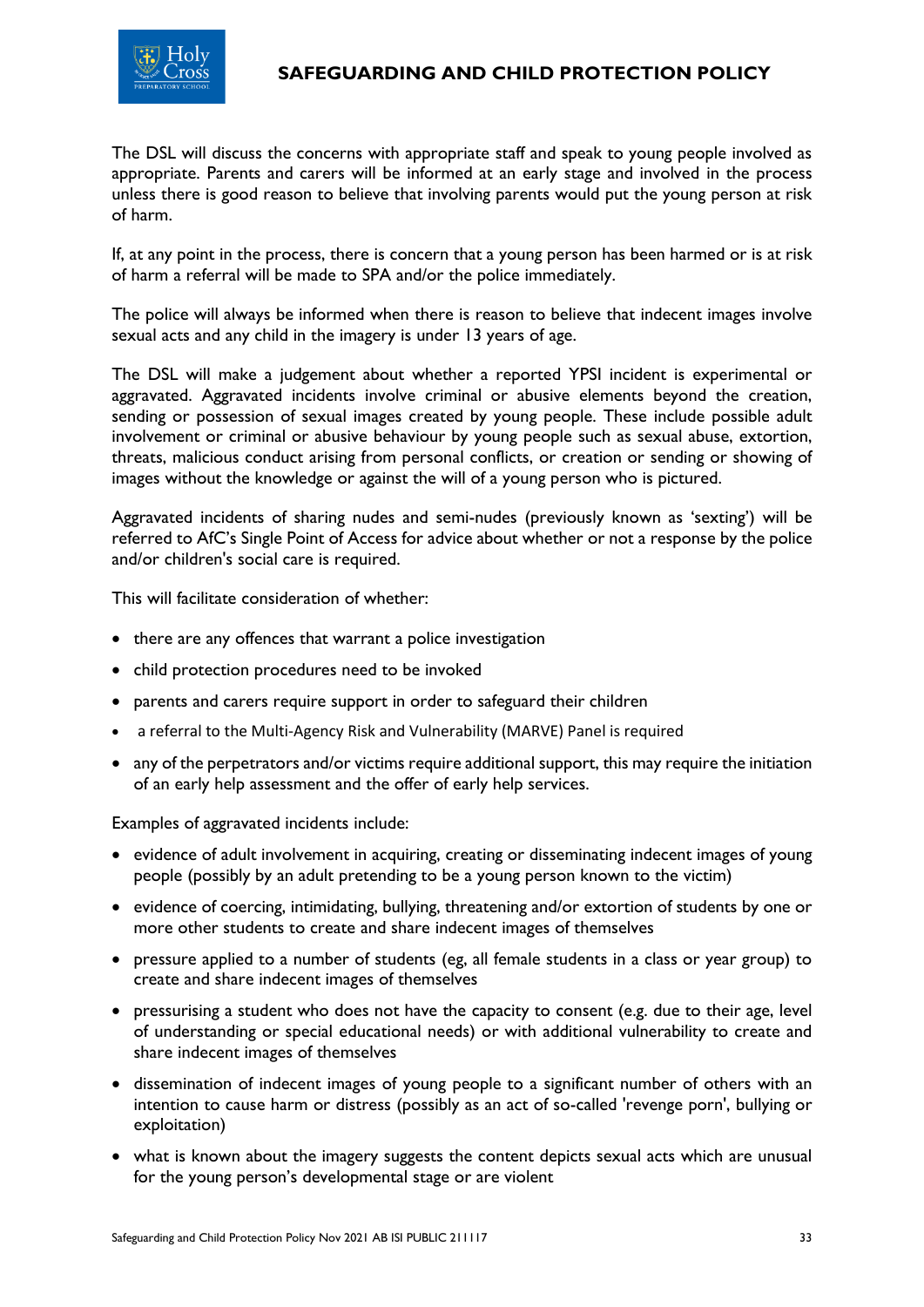The DSL will discuss the concerns with appropriate staff and speak to young people involved as appropriate. Parents and carers will be informed at an early stage and involved in the process unless there is good reason to believe that involving parents would put the young person at risk of harm.

If, at any point in the process, there is concern that a young person has been harmed or is at risk of harm a referral will be made to SPA and/or the police immediately.

The police will always be informed when there is reason to believe that indecent images involve sexual acts and any child in the imagery is under 13 years of age.

The DSL will make a judgement about whether a reported YPSI incident is experimental or aggravated. Aggravated incidents involve criminal or abusive elements beyond the creation, sending or possession of sexual images created by young people. These include possible adult involvement or criminal or abusive behaviour by young people such as sexual abuse, extortion, threats, malicious conduct arising from personal conflicts, or creation or sending or showing of images without the knowledge or against the will of a young person who is pictured.

Aggravated incidents of sharing nudes and semi-nudes (previously known as 'sexting') will be referred to AfC's Single Point of Access for advice about whether or not a response by the police and/or children's social care is required.

This will facilitate consideration of whether:

- there are any offences that warrant a police investigation
- child protection procedures need to be invoked
- parents and carers require support in order to safeguard their children
- a referral to the Multi-Agency Risk and Vulnerability (MARVE) Panel is required
- any of the perpetrators and/or victims require additional support, this may require the initiation of an early help assessment and the offer of early help services.

Examples of aggravated incidents include:

- evidence of adult involvement in acquiring, creating or disseminating indecent images of young people (possibly by an adult pretending to be a young person known to the victim)
- evidence of coercing, intimidating, bullying, threatening and/or extortion of students by one or more other students to create and share indecent images of themselves
- pressure applied to a number of students (eg, all female students in a class or year group) to create and share indecent images of themselves
- pressurising a student who does not have the capacity to consent (e.g. due to their age, level of understanding or special educational needs) or with additional vulnerability to create and share indecent images of themselves
- dissemination of indecent images of young people to a significant number of others with an intention to cause harm or distress (possibly as an act of so-called 'revenge porn', bullying or exploitation)
- what is known about the imagery suggests the content depicts sexual acts which are unusual for the young person's developmental stage or are violent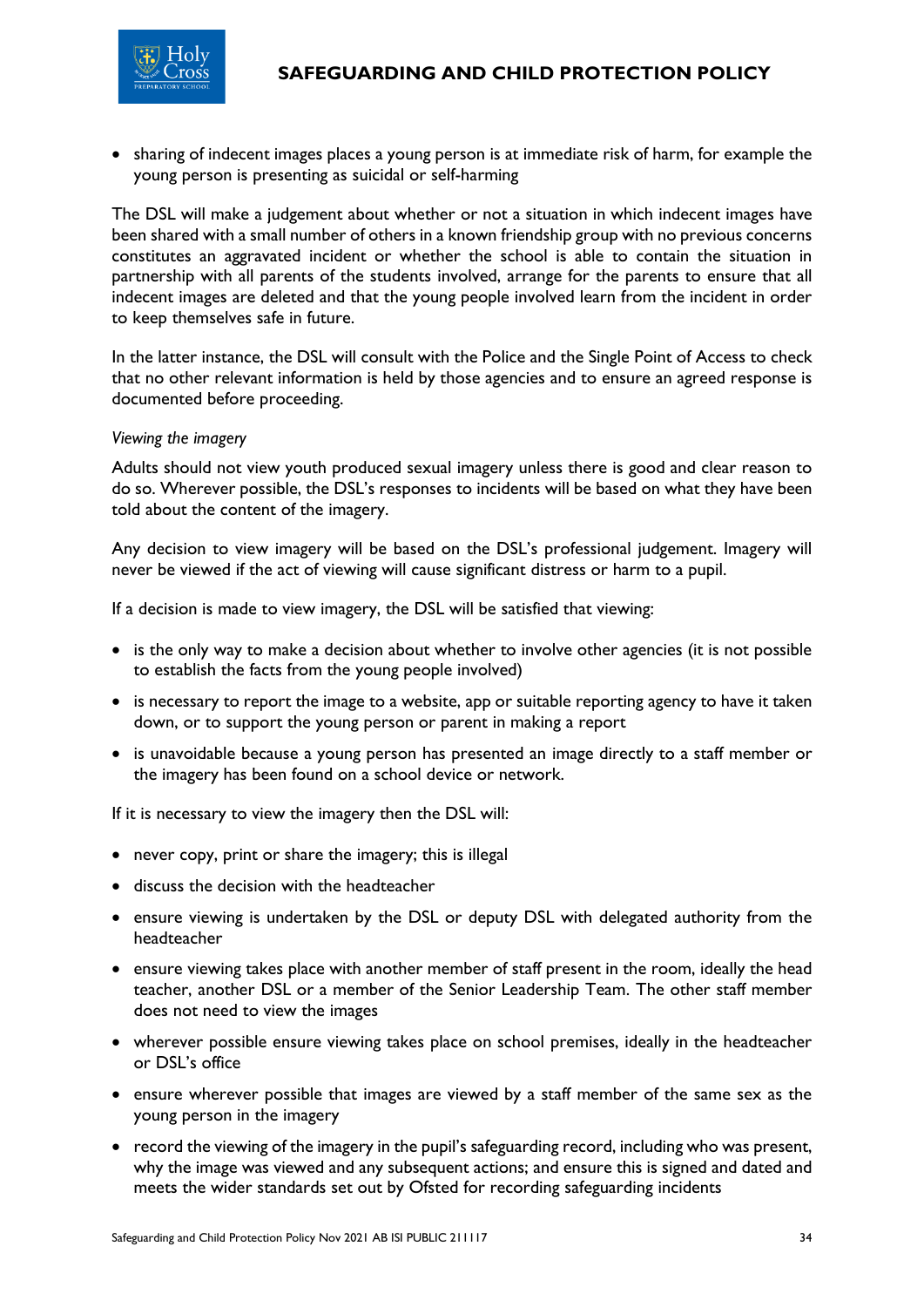- sharing of indecent images places a young person is at immediate risk of harm, for example the young person is presenting as suicidal or self-harming

The DSL will make a judgement about whether or not a situation in which indecent images have been shared with a small number of others in a known friendship group with no previous concerns constitutes an aggravated incident or whether the school is able to contain the situation in partnership with all parents of the students involved, arrange for the parents to ensure that all indecent images are deleted and that the young people involved learn from the incident in order to keep themselves safe in future.

In the latter instance, the DSL will consult with the Police and the Single Point of Access to check that no other relevant information is held by those agencies and to ensure an agreed response is documented before proceeding.

*Viewing the imagery*

Adults should not view youth produced sexual imagery unless there is good and clear reason to do so. Wherever possible, the DSL's responses to incidents will be based on what they have been told about the content of the imagery.

Any decision to view imagery will be based on the DSL's professional judgement. Imagery will never be viewed if the act of viewing will cause significant distress or harm to a pupil.

If a decision is made to view imagery, the DSL will be satisfied that viewing:

- is the only way to make a decision about whether to involve other agencies (it is not possible to establish the facts from the young people involved)
- is necessary to report the image to a website, app or suitable reporting agency to have it taken down, or to support the young person or parent in making a report
- is unavoidable because a young person has presented an image directly to a staff member or the imagery has been found on a school device or network.

If it is necessary to view the imagery then the DSL will:

- never copy, print or share the imagery; this is illegal
- discuss the decision with the headteacher
- ensure viewing is undertaken by the DSL or deputy DSL with delegated authority from the headteacher
- ensure viewing takes place with another member of staff present in the room, ideally the head teacher, another DSL or a member of the Senior Leadership Team. The other staff member does not need to view the images
- wherever possible ensure viewing takes place on school premises, ideally in the headteacher or DSL's office
- ensure wherever possible that images are viewed by a staff member of the same sex as the young person in the imagery
- record the viewing of the imagery in the pupil's safeguarding record, including who was present, why the image was viewed and any subsequent actions; and ensure this is signed and dated and meets the wider standards set out by Ofsted for recording safeguarding incidents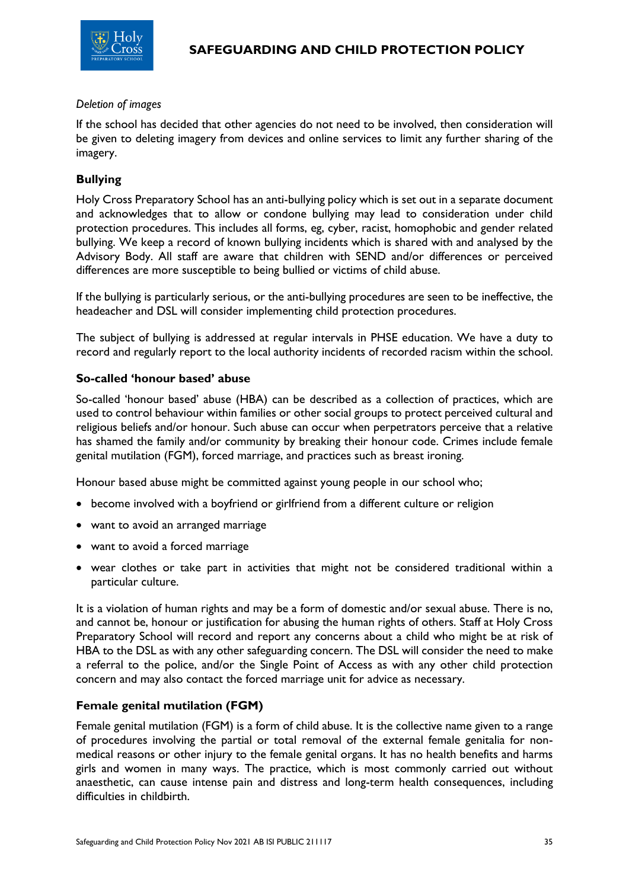*Deletion of images*

If the school has decided that other agencies do not need to be involved, then consideration will be given to deleting imagery from devices and online services to limit any further sharing of the imagery.

### Bullying

Holy Cross Preparatory School has an anti-bullying policy which is set out in a separate document and acknowledges that to allow or condone bullying may lead to consideration under child protection procedures. This includes all forms, eg, cyber, racist, homophobic and gender related bullying. We keep a record of known bullying incidents which is shared with and analysed by the Advisory Body. All staff are aware that children with SEND and/or differences or perceived differences are more susceptible to being bullied or victims of child abuse.

If the bullying is particularly serious, or the anti-bullying procedures are seen to be ineffective, the headeacher and DSL will consider implementing child protection procedures.

The subject of bullying is addressed at regular intervals in PHSE education. We have a duty to record and regularly report to the local authority incidents of recorded racism within the school.

#### So-called 'honour based' abuse

So-called 'honour based' abuse (HBA) can be described as a collection of practices, which are used to control behaviour within families or other social groups to protect perceived cultural and religious beliefs and/or honour. Such abuse can occur when perpetrators perceive that a relative has shamed the family and/or community by breaking their honour code. Crimes include female genital mutilation (FGM), forced marriage, and practices such as breast ironing.

Honour based abuse might be committed against young people in our school who;

- become involved with a boyfriend or girlfriend from a different culture or religion
- want to avoid an arranged marriage
- want to avoid a forced marriage
- wear clothes or take part in activities that might not be considered traditional within a particular culture.

It is a violation of human rights and may be a form of domestic and/or sexual abuse. There is no, and cannot be, honour or justification for abusing the human rights of others. Staff at Holy Cross Preparatory School will record and report any concerns about a child who might be at risk of HBA to the DSL as with any other safeguarding concern. The DSL will consider the need to make a referral to the police, and/or the Single Point of Access as with any other child protection concern and may also contact the forced marriage unit for advice as necessary.

### Female genital mutilation (FGM)

Female genital mutilation (FGM) is a form of child abuse. It is the collective name given to a range of procedures involving the partial or total removal of the external female genitalia for non-medical reasons or other injury to the female genital organs. It has no health benefits and harms girls and women in many ways. The practice, which is most commonly carried out without anaesthetic, can cause intense pain and distress and long-term health consequences, including difficulties in childbirth.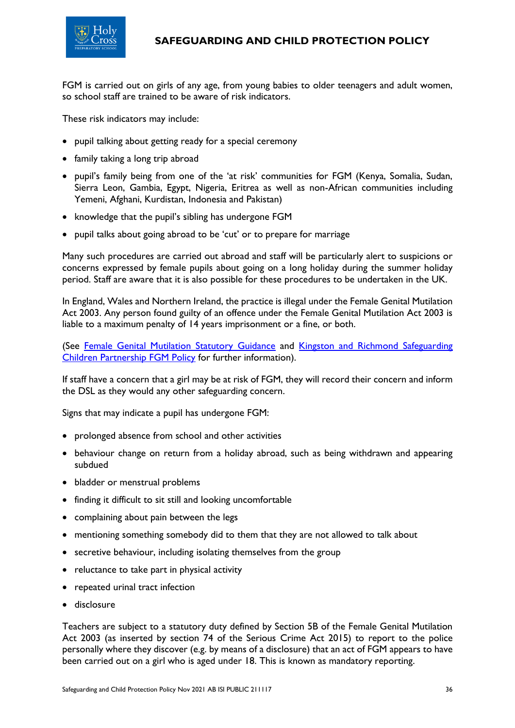FGM is carried out on girls of any age, from young babies to older teenagers and adult women, so school staff are trained to be aware of risk indicators.

These risk indicators may include:

- pupil talking about getting ready for a special ceremony
- family taking a long trip abroad
- pupil's family being from one of the 'at risk' communities for FGM (Kenya, Somalia, Sudan, Sierra Leon, Gambia, Egypt, Nigeria, Eritrea as well as non-African communities including Yemeni, Afghani, Kurdistan, Indonesia and Pakistan)
- knowledge that the pupil's sibling has undergone FGM
- pupil talks about going abroad to be 'cut' or to prepare for marriage

Many such procedures are carried out abroad and staff will be particularly alert to suspicions or concerns expressed by female pupils about going on a long holiday during the summer holiday period. Staff are aware that it is also possible for these procedures to be undertaken in the UK.

In England, Wales and Northern Ireland, the practice is illegal under the Female Genital Mutilation Act 2003. Any person found guilty of an offence under the Female Genital Mutilation Act 2003 is liable to a maximum penalty of 14 years imprisonment or a fine, or both.

(See Female Genital Mutilation Statutory Guidance and Kingston and Richmond Safeguarding Children Partnership FGM Policy for further information).

If staff have a concern that a girl may be at risk of FGM, they will record their concern and inform the DSL as they would any other safeguarding concern.

Signs that may indicate a pupil has undergone FGM:

- prolonged absence from school and other activities
- behaviour change on return from a holiday abroad, such as being withdrawn and appearing subdued
- bladder or menstrual problems
- finding it difficult to sit still and looking uncomfortable
- complaining about pain between the legs
- mentioning something somebody did to them that they are not allowed to talk about
- secretive behaviour, including isolating themselves from the group
- reluctance to take part in physical activity
- repeated urinal tract infection
- disclosure

Teachers are subject to a statutory duty defined by Section 5B of the Female Genital Mutilation Act 2003 (as inserted by section 74 of the Serious Crime Act 2015) to report to the police personally where they discover (e.g. by means of a disclosure) that an act of FGM appears to have been carried out on a girl who is aged under 18. This is known as mandatory reporting.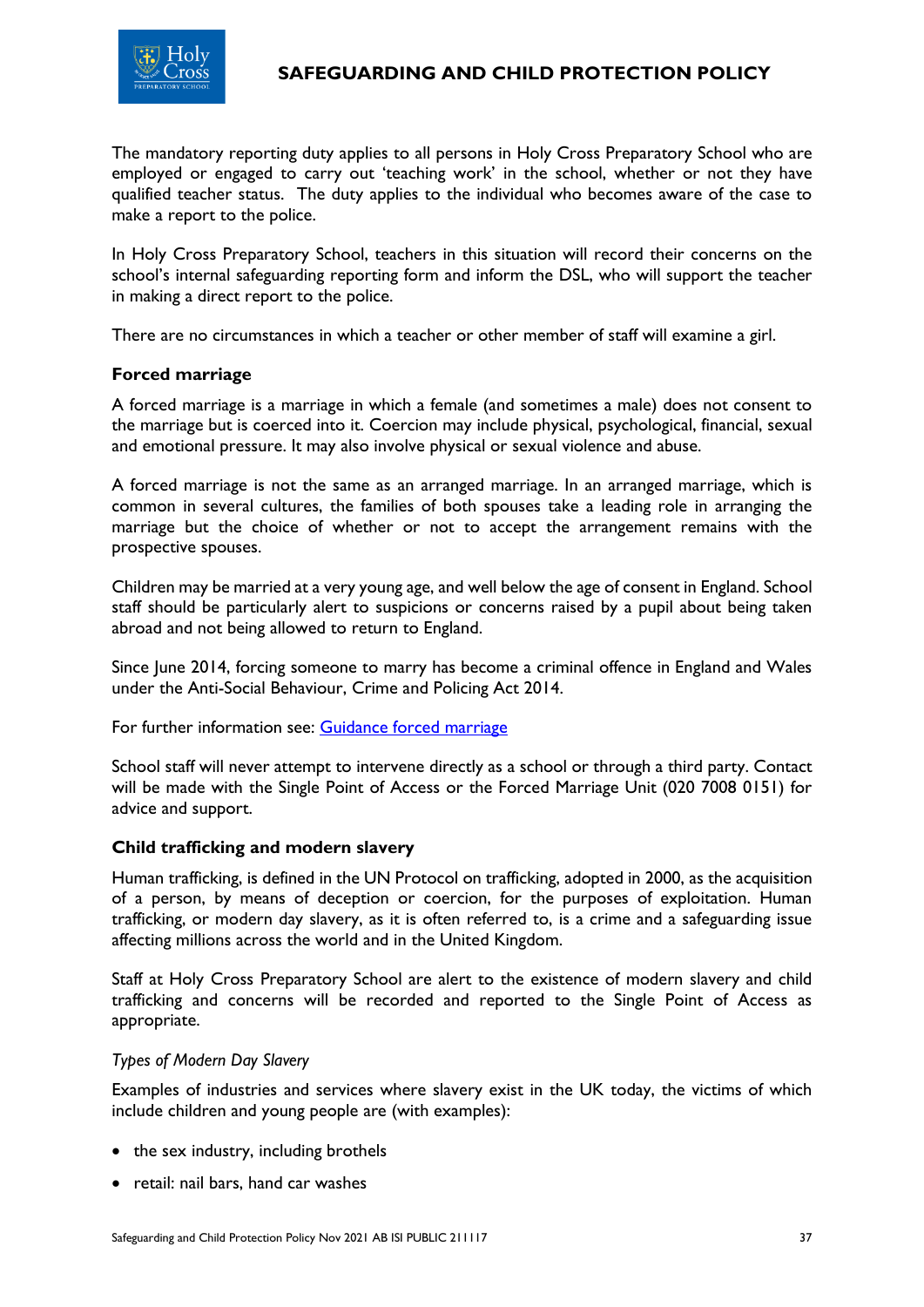The mandatory reporting duty applies to all persons in Holy Cross Preparatory School who are employed or engaged to carry out 'teaching work' in the school, whether or not they have qualified teacher status. The duty applies to the individual who becomes aware of the case to make a report to the police.

In Holy Cross Preparatory School, teachers in this situation will record their concerns on the school's internal safeguarding reporting form and inform the DSL, who will support the teacher in making a direct report to the police.

There are no circumstances in which a teacher or other member of staff will examine a girl.

### Forced marriage

A forced marriage is a marriage in which a female (and sometimes a male) does not consent to the marriage but is coerced into it. Coercion may include physical, psychological, financial, sexual and emotional pressure. It may also involve physical or sexual violence and abuse.

A forced marriage is not the same as an arranged marriage. In an arranged marriage, which is common in several cultures, the families of both spouses take a leading role in arranging the marriage but the choice of whether or not to accept the arrangement remains with the prospective spouses.

Children may be married at a very young age, and well below the age of consent in England. School staff should be particularly alert to suspicions or concerns raised by a pupil about being taken abroad and not being allowed to return to England.

Since June 2014, forcing someone to marry has become a criminal offence in England and Wales under the Anti-Social Behaviour, Crime and Policing Act 2014.

For further information see: [Guidance forced marriage]

School staff will never attempt to intervene directly as a school or through a third party. Contact will be made with the Single Point of Access or the Forced Marriage Unit (020 7008 0151) for advice and support.

### Child trafficking and modern slavery

Human trafficking, is defined in the UN Protocol on trafficking, adopted in 2000, as the acquisition of a person, by means of deception or coercion, for the purposes of exploitation. Human trafficking, or modern day slavery, as it is often referred to, is a crime and a safeguarding issue affecting millions across the world and in the United Kingdom.

Staff at Holy Cross Preparatory School are alert to the existence of modern slavery and child trafficking and concerns will be recorded and reported to the Single Point of Access as appropriate.

*Types of Modern Day Slavery*

Examples of industries and services where slavery exist in the UK today, the victims of which include children and young people are (with examples):

- the sex industry, including brothels
- retail: nail bars, hand car washes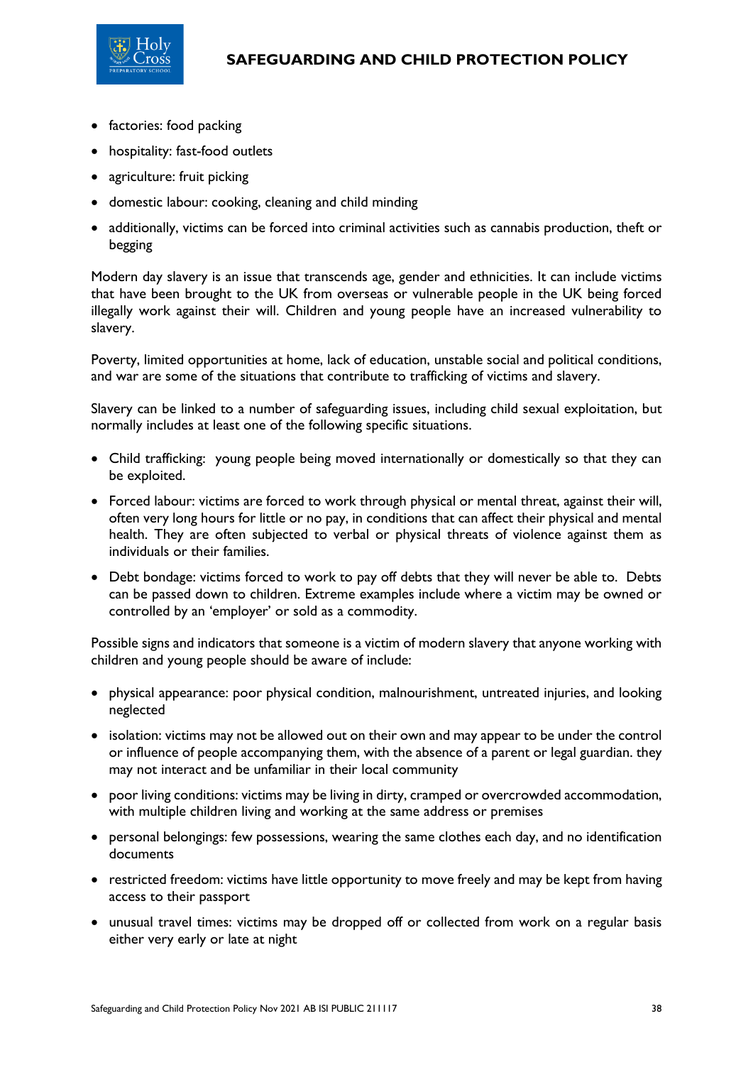- factories: food packing
- hospitality: fast-food outlets
- agriculture: fruit picking
- domestic labour: cooking, cleaning and child minding
- additionally, victims can be forced into criminal activities such as cannabis production, theft or begging

Modern day slavery is an issue that transcends age, gender and ethnicities. It can include victims that have been brought to the UK from overseas or vulnerable people in the UK being forced illegally work against their will. Children and young people have an increased vulnerability to slavery.

Poverty, limited opportunities at home, lack of education, unstable social and political conditions, and war are some of the situations that contribute to trafficking of victims and slavery.

Slavery can be linked to a number of safeguarding issues, including child sexual exploitation, but normally includes at least one of the following specific situations.

- Child trafficking: young people being moved internationally or domestically so that they can be exploited.
- Forced labour: victims are forced to work through physical or mental threat, against their will, often very long hours for little or no pay, in conditions that can affect their physical and mental health. They are often subjected to verbal or physical threats of violence against them as individuals or their families.
- Debt bondage: victims forced to work to pay off debts that they will never be able to. Debts can be passed down to children. Extreme examples include where a victim may be owned or controlled by an 'employer' or sold as a commodity.

Possible signs and indicators that someone is a victim of modern slavery that anyone working with children and young people should be aware of include:

- physical appearance: poor physical condition, malnourishment, untreated injuries, and looking neglected
- isolation: victims may not be allowed out on their own and may appear to be under the control or influence of people accompanying them, with the absence of a parent or legal guardian. they may not interact and be unfamiliar in their local community
- poor living conditions: victims may be living in dirty, cramped or overcrowded accommodation, with multiple children living and working at the same address or premises
- personal belongings: few possessions, wearing the same clothes each day, and no identification documents
- restricted freedom: victims have little opportunity to move freely and may be kept from having access to their passport
- unusual travel times: victims may be dropped off or collected from work on a regular basis either very early or late at night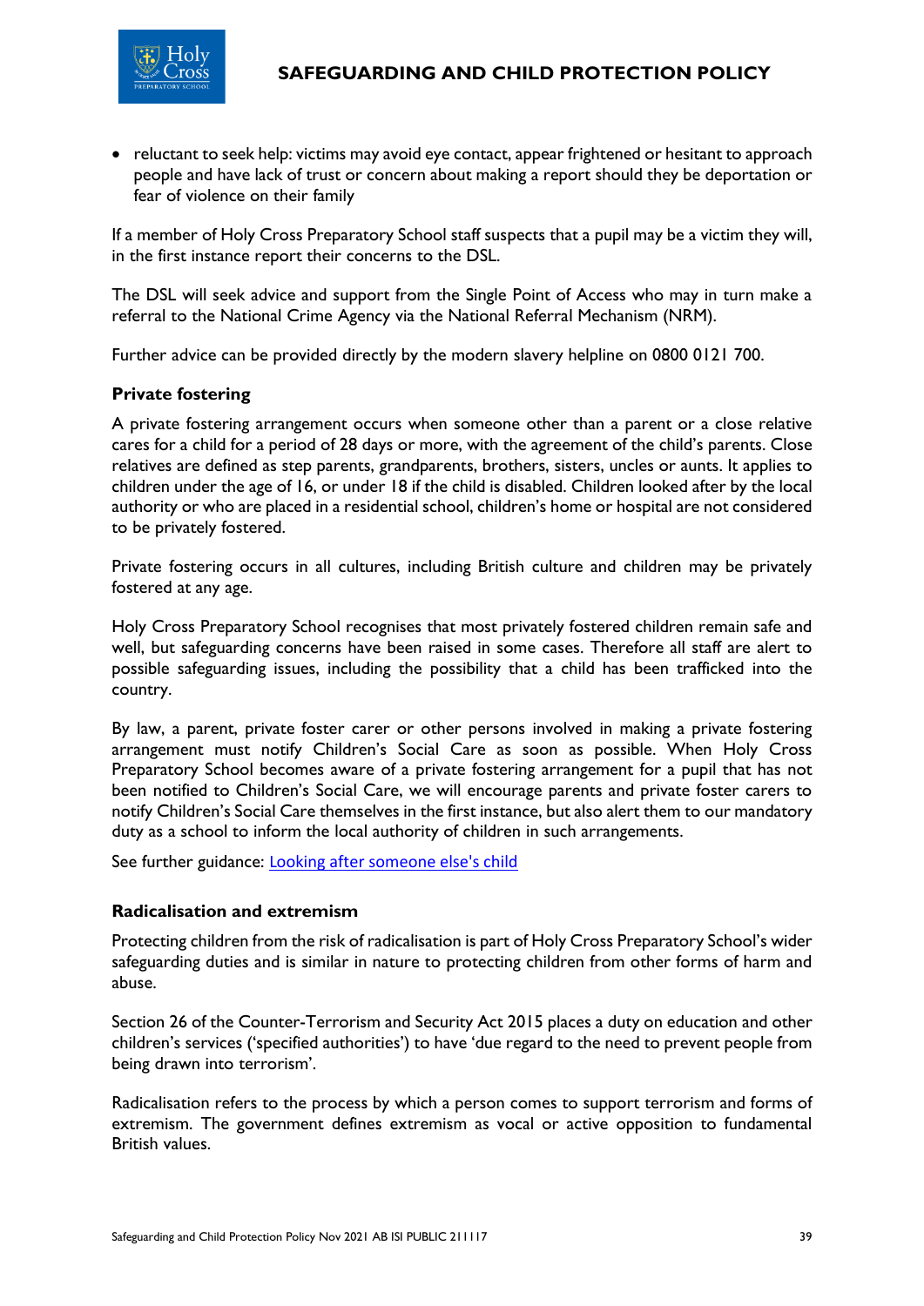- reluctant to seek help: victims may avoid eye contact, appear frightened or hesitant to approach people and have lack of trust or concern about making a report should they be deportation or fear of violence on their family

If a member of Holy Cross Preparatory School staff suspects that a pupil may be a victim they will, in the first instance report their concerns to the DSL.

The DSL will seek advice and support from the Single Point of Access who may in turn make a referral to the National Crime Agency via the National Referral Mechanism (NRM).

Further advice can be provided directly by the modern slavery helpline on 0800 0121 700.

### Private fostering

A private fostering arrangement occurs when someone other than a parent or a close relative cares for a child for a period of 28 days or more, with the agreement of the child's parents. Close relatives are defined as step parents, grandparents, brothers, sisters, uncles or aunts. It applies to children under the age of 16, or under 18 if the child is disabled. Children looked after by the local authority or who are placed in a residential school, children's home or hospital are not considered to be privately fostered.

Private fostering occurs in all cultures, including British culture and children may be privately fostered at any age.

Holy Cross Preparatory School recognises that most privately fostered children remain safe and well, but safeguarding concerns have been raised in some cases. Therefore all staff are alert to possible safeguarding issues, including the possibility that a child has been trafficked into the country.

By law, a parent, private foster carer or other persons involved in making a private fostering arrangement must notify Children's Social Care as soon as possible. When Holy Cross Preparatory School becomes aware of a private fostering arrangement for a pupil that has not been notified to Children's Social Care, we will encourage parents and private foster carers to notify Children's Social Care themselves in the first instance, but also alert them to our mandatory duty as a school to inform the local authority of children in such arrangements.

See further guidance: [Looking after someone else's child]

### Radicalisation and extremism

Protecting children from the risk of radicalisation is part of Holy Cross Preparatory School's wider safeguarding duties and is similar in nature to protecting children from other forms of harm and abuse.

Section 26 of the Counter-Terrorism and Security Act 2015 places a duty on education and other children's services ('specified authorities') to have 'due regard to the need to prevent people from being drawn into terrorism'.

Radicalisation refers to the process by which a person comes to support terrorism and forms of extremism. The government defines extremism as vocal or active opposition to fundamental British values.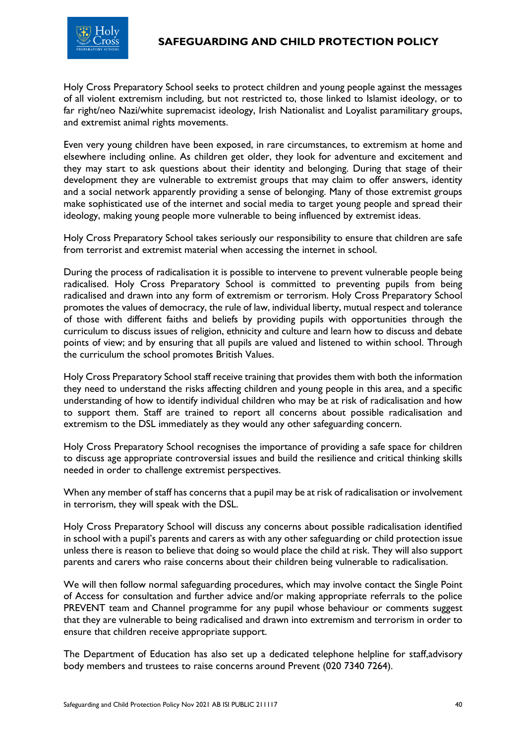Holy Cross Preparatory School seeks to protect children and young people against the messages of all violent extremism including, but not restricted to, those linked to Islamist ideology, or to far right/neo Nazi/white supremacist ideology, Irish Nationalist and Loyalist paramilitary groups, and extremist animal rights movements.

Even very young children have been exposed, in rare circumstances, to extremism at home and elsewhere including online. As children get older, they look for adventure and excitement and they may start to ask questions about their identity and belonging. During that stage of their development they are vulnerable to extremist groups that may claim to offer answers, identity and a social network apparently providing a sense of belonging. Many of those extremist groups make sophisticated use of the internet and social media to target young people and spread their ideology, making young people more vulnerable to being influenced by extremist ideas.

Holy Cross Preparatory School takes seriously our responsibility to ensure that children are safe from terrorist and extremist material when accessing the internet in school.

During the process of radicalisation it is possible to intervene to prevent vulnerable people being radicalised. Holy Cross Preparatory School is committed to preventing pupils from being radicalised and drawn into any form of extremism or terrorism. Holy Cross Preparatory School promotes the values of democracy, the rule of law, individual liberty, mutual respect and tolerance of those with different faiths and beliefs by providing pupils with opportunities through the curriculum to discuss issues of religion, ethnicity and culture and learn how to discuss and debate points of view; and by ensuring that all pupils are valued and listened to within school. Through the curriculum the school promotes British Values.

Holy Cross Preparatory School staff receive training that provides them with both the information they need to understand the risks affecting children and young people in this area, and a specific understanding of how to identify individual children who may be at risk of radicalisation and how to support them. Staff are trained to report all concerns about possible radicalisation and extremism to the DSL immediately as they would any other safeguarding concern.

Holy Cross Preparatory School recognises the importance of providing a safe space for children to discuss age appropriate controversial issues and build the resilience and critical thinking skills needed in order to challenge extremist perspectives.

When any member of staff has concerns that a pupil may be at risk of radicalisation or involvement in terrorism, they will speak with the DSL.

Holy Cross Preparatory School will discuss any concerns about possible radicalisation identified in school with a pupil's parents and carers as with any other safeguarding or child protection issue unless there is reason to believe that doing so would place the child at risk. They will also support parents and carers who raise concerns about their children being vulnerable to radicalisation.

We will then follow normal safeguarding procedures, which may involve contact the Single Point of Access for consultation and further advice and/or making appropriate referrals to the police PREVENT team and Channel programme for any pupil whose behaviour or comments suggest that they are vulnerable to being radicalised and drawn into extremism and terrorism in order to ensure that children receive appropriate support.

The Department of Education has also set up a dedicated telephone helpline for staff,advisory body members and trustees to raise concerns around Prevent (020 7340 7264).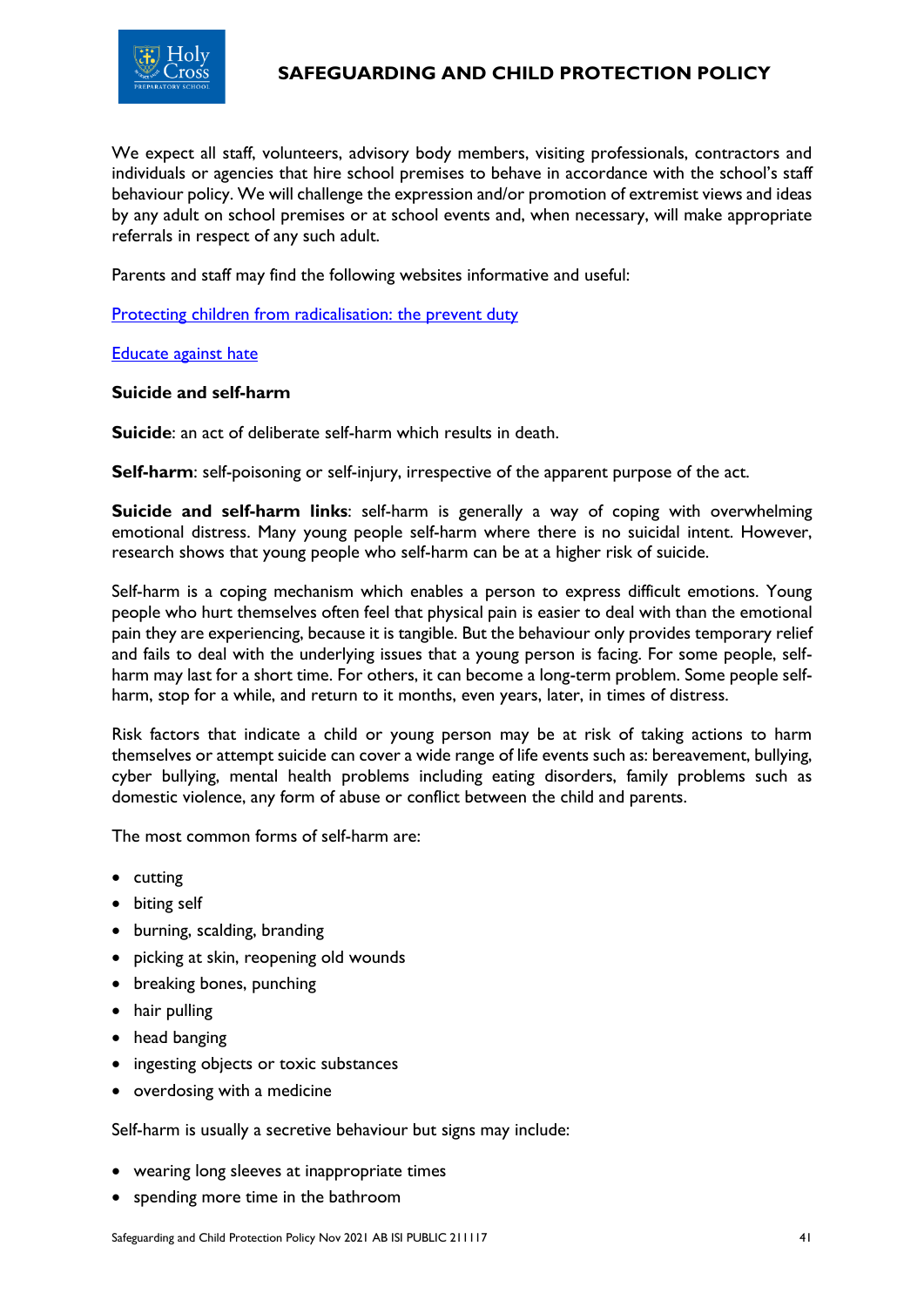We expect all staff, volunteers, advisory body members, visiting professionals, contractors and individuals or agencies that hire school premises to behave in accordance with the school's staff behaviour policy. We will challenge the expression and/or promotion of extremist views and ideas by any adult on school premises or at school events and, when necessary, will make appropriate referrals in respect of any such adult.

Parents and staff may find the following websites informative and useful:

[Protecting children from radicalisation: the prevent duty]

[Educate against hate]

**Suicide and self-harm**

**Suicide**: an act of deliberate self-harm which results in death.

**Self-harm**: self-poisoning or self-injury, irrespective of the apparent purpose of the act.

**Suicide and self-harm links**: self-harm is generally a way of coping with overwhelming emotional distress. Many young people self-harm where there is no suicidal intent. However, research shows that young people who self-harm can be at a higher risk of suicide.

Self-harm is a coping mechanism which enables a person to express difficult emotions. Young people who hurt themselves often feel that physical pain is easier to deal with than the emotional pain they are experiencing, because it is tangible. But the behaviour only provides temporary relief and fails to deal with the underlying issues that a young person is facing. For some people, self-harm may last for a short time. For others, it can become a long-term problem. Some people self-harm, stop for a while, and return to it months, even years, later, in times of distress.

Risk factors that indicate a child or young person may be at risk of taking actions to harm themselves or attempt suicide can cover a wide range of life events such as: bereavement, bullying, cyber bullying, mental health problems including eating disorders, family problems such as domestic violence, any form of abuse or conflict between the child and parents.

The most common forms of self-harm are:

- cutting
- biting self
- burning, scalding, branding
- picking at skin, reopening old wounds
- breaking bones, punching
- hair pulling
- head banging
- ingesting objects or toxic substances
- overdosing with a medicine

Self-harm is usually a secretive behaviour but signs may include:

- wearing long sleeves at inappropriate times
- spending more time in the bathroom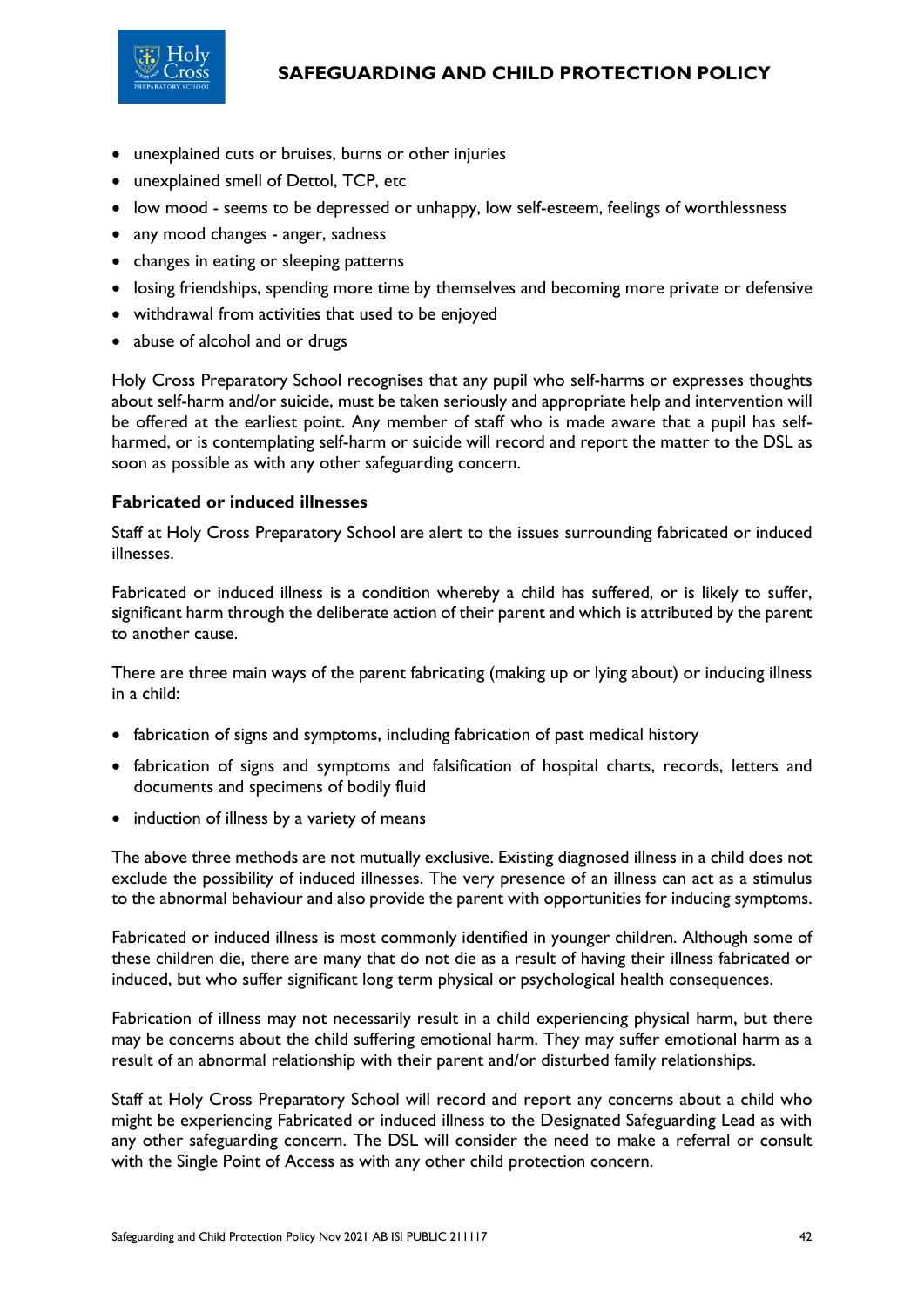- unexplained cuts or bruises, burns or other injuries
- unexplained smell of Dettol, TCP, etc
- low mood - seems to be depressed or unhappy, low self-esteem, feelings of worthlessness
- any mood changes - anger, sadness
- changes in eating or sleeping patterns
- losing friendships, spending more time by themselves and becoming more private or defensive
- withdrawal from activities that used to be enjoyed
- abuse of alcohol and or drugs

Holy Cross Preparatory School recognises that any pupil who self-harms or expresses thoughts about self-harm and/or suicide, must be taken seriously and appropriate help and intervention will be offered at the earliest point. Any member of staff who is made aware that a pupil has self-harmed, or is contemplating self-harm or suicide will record and report the matter to the DSL as soon as possible as with any other safeguarding concern.

**Fabricated or induced illnesses**

Staff at Holy Cross Preparatory School are alert to the issues surrounding fabricated or induced illnesses.

Fabricated or induced illness is a condition whereby a child has suffered, or is likely to suffer, significant harm through the deliberate action of their parent and which is attributed by the parent to another cause.

There are three main ways of the parent fabricating (making up or lying about) or inducing illness in a child:

- fabrication of signs and symptoms, including fabrication of past medical history
- fabrication of signs and symptoms and falsification of hospital charts, records, letters and documents and specimens of bodily fluid
- induction of illness by a variety of means

The above three methods are not mutually exclusive. Existing diagnosed illness in a child does not exclude the possibility of induced illnesses. The very presence of an illness can act as a stimulus to the abnormal behaviour and also provide the parent with opportunities for inducing symptoms.

Fabricated or induced illness is most commonly identified in younger children. Although some of these children die, there are many that do not die as a result of having their illness fabricated or induced, but who suffer significant long term physical or psychological health consequences.

Fabrication of illness may not necessarily result in a child experiencing physical harm, but there may be concerns about the child suffering emotional harm. They may suffer emotional harm as a result of an abnormal relationship with their parent and/or disturbed family relationships.

Staff at Holy Cross Preparatory School will record and report any concerns about a child who might be experiencing Fabricated or induced illness to the Designated Safeguarding Lead as with any other safeguarding concern. The DSL will consider the need to make a referral or consult with the Single Point of Access as with any other child protection concern.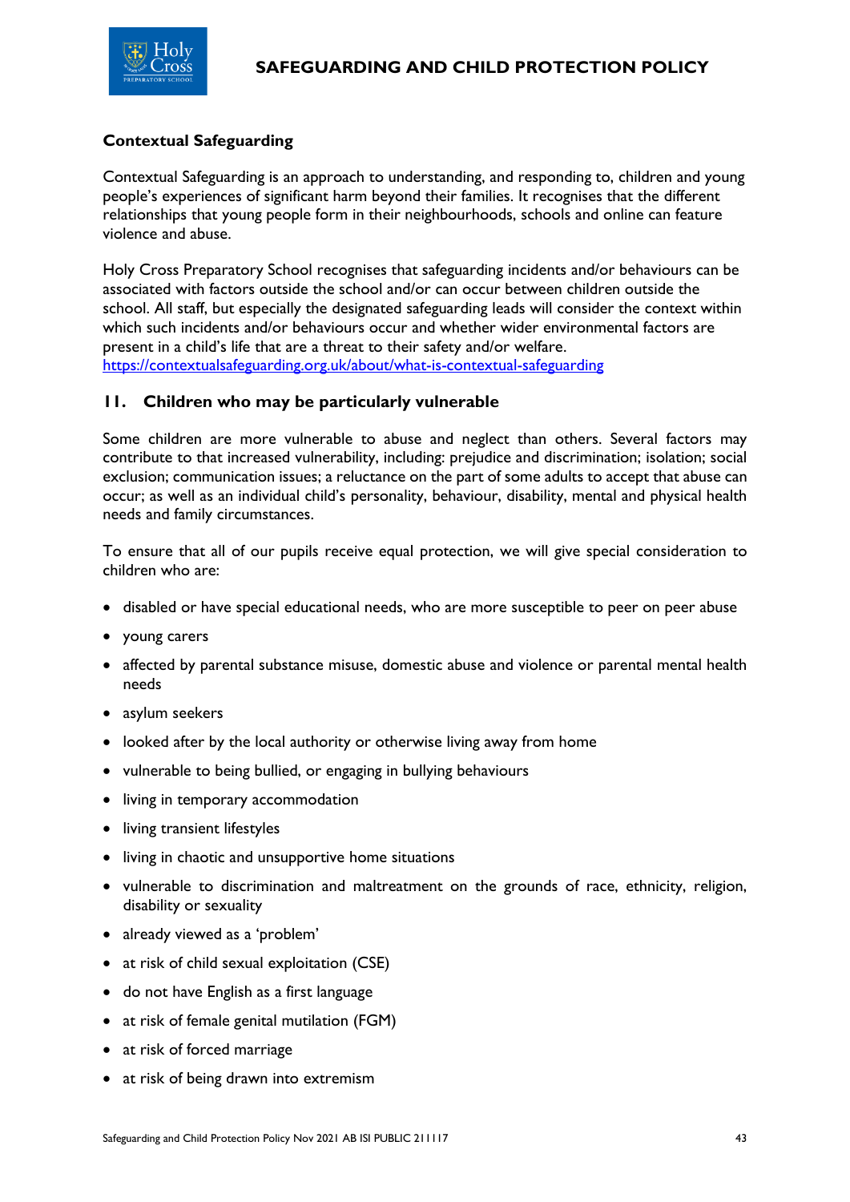### Contextual Safeguarding

Contextual Safeguarding is an approach to understanding, and responding to, children and young people's experiences of significant harm beyond their families. It recognises that the different relationships that young people form in their neighbourhoods, schools and online can feature violence and abuse.

Holy Cross Preparatory School recognises that safeguarding incidents and/or behaviours can be associated with factors outside the school and/or can occur between children outside the school. All staff, but especially the designated safeguarding leads will consider the context within which such incidents and/or behaviours occur and whether wider environmental factors are present in a child's life that are a threat to their safety and/or welfare. [https://contextualsafeguarding.org.uk/about/what-is-contextual-safeguarding](https://contextualsafeguarding.org.uk/about/what-is-contextual-safeguarding)

## 11. Children who may be particularly vulnerable

Some children are more vulnerable to abuse and neglect than others. Several factors may contribute to that increased vulnerability, including: prejudice and discrimination; isolation; social exclusion; communication issues; a reluctance on the part of some adults to accept that abuse can occur; as well as an individual child's personality, behaviour, disability, mental and physical health needs and family circumstances.

To ensure that all of our pupils receive equal protection, we will give special consideration to children who are:

- disabled or have special educational needs, who are more susceptible to peer on peer abuse
- young carers
- affected by parental substance misuse, domestic abuse and violence or parental mental health needs
- asylum seekers
- looked after by the local authority or otherwise living away from home
- vulnerable to being bullied, or engaging in bullying behaviours
- living in temporary accommodation
- living transient lifestyles
- living in chaotic and unsupportive home situations
- vulnerable to discrimination and maltreatment on the grounds of race, ethnicity, religion, disability or sexuality
- already viewed as a 'problem'
- at risk of child sexual exploitation (CSE)
- do not have English as a first language
- at risk of female genital mutilation (FGM)
- at risk of forced marriage
- at risk of being drawn into extremism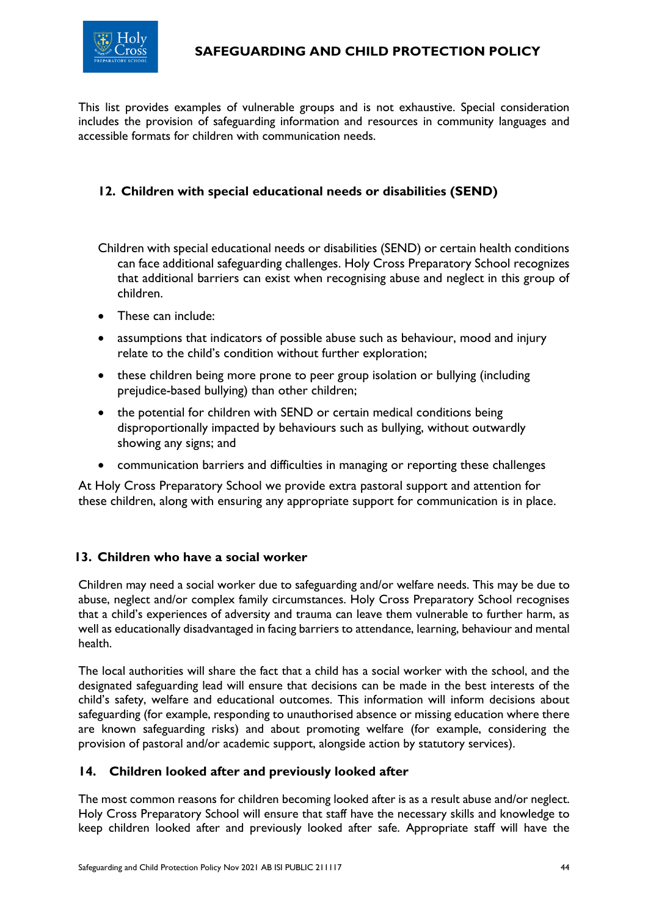This list provides examples of vulnerable groups and is not exhaustive. Special consideration includes the provision of safeguarding information and resources in community languages and accessible formats for children with communication needs.

## 12. Children with special educational needs or disabilities (SEND)

Children with special educational needs or disabilities (SEND) or certain health conditions can face additional safeguarding challenges. Holy Cross Preparatory School recognizes that additional barriers can exist when recognising abuse and neglect in this group of children.

- These can include:
- assumptions that indicators of possible abuse such as behaviour, mood and injury relate to the child's condition without further exploration;
- these children being more prone to peer group isolation or bullying (including prejudice-based bullying) than other children;
- the potential for children with SEND or certain medical conditions being disproportionally impacted by behaviours such as bullying, without outwardly showing any signs; and
- communication barriers and difficulties in managing or reporting these challenges

At Holy Cross Preparatory School we provide extra pastoral support and attention for these children, along with ensuring any appropriate support for communication is in place.

## 13. Children who have a social worker

Children may need a social worker due to safeguarding and/or welfare needs. This may be due to abuse, neglect and/or complex family circumstances. Holy Cross Preparatory School recognises that a child's experiences of adversity and trauma can leave them vulnerable to further harm, as well as educationally disadvantaged in facing barriers to attendance, learning, behaviour and mental health.

The local authorities will share the fact that a child has a social worker with the school, and the designated safeguarding lead will ensure that decisions can be made in the best interests of the child's safety, welfare and educational outcomes. This information will inform decisions about safeguarding (for example, responding to unauthorised absence or missing education where there are known safeguarding risks) and about promoting welfare (for example, considering the provision of pastoral and/or academic support, alongside action by statutory services).

## 14. Children looked after and previously looked after

The most common reasons for children becoming looked after is as a result abuse and/or neglect. Holy Cross Preparatory School will ensure that staff have the necessary skills and knowledge to keep children looked after and previously looked after safe. Appropriate staff will have the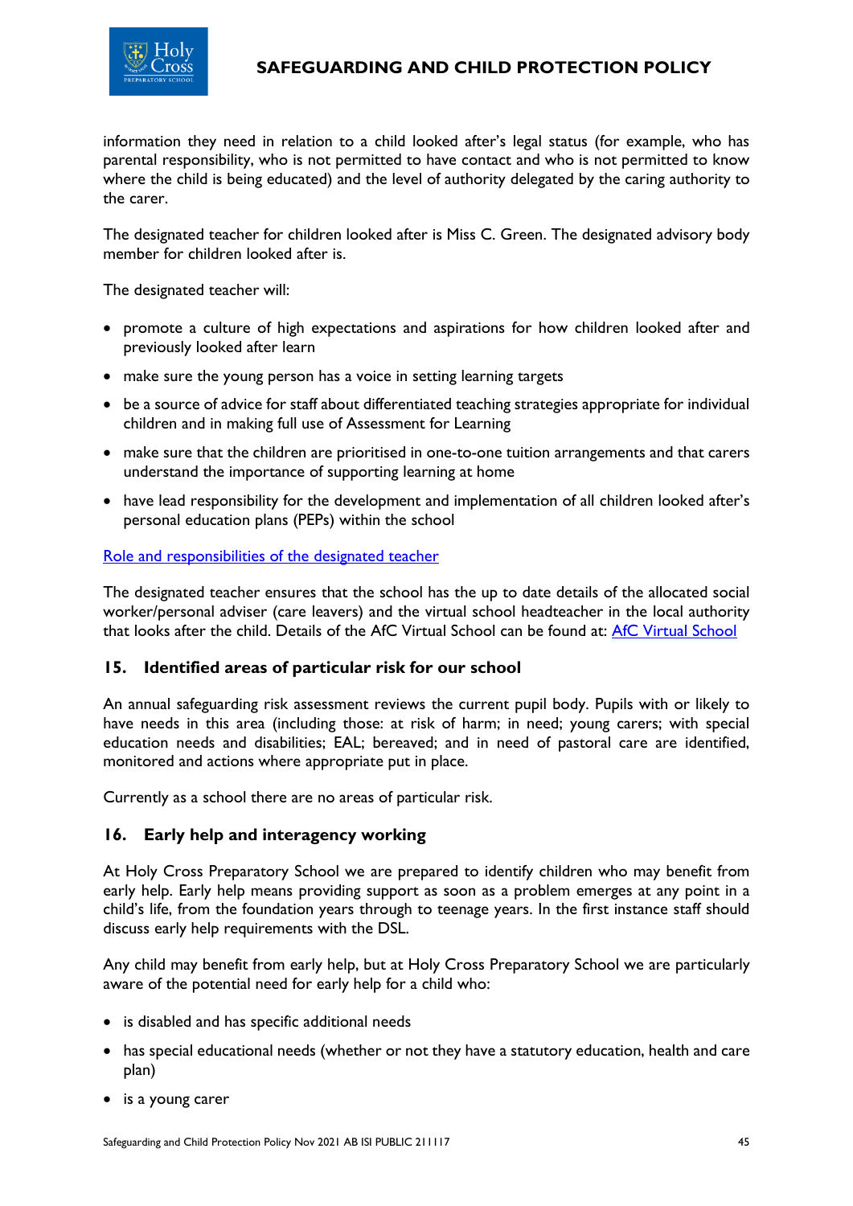information they need in relation to a child looked after's legal status (for example, who has parental responsibility, who is not permitted to have contact and who is not permitted to know where the child is being educated) and the level of authority delegated by the caring authority to the carer.

The designated teacher for children looked after is Miss C. Green. The designated advisory body member for children looked after is.

The designated teacher will:

- promote a culture of high expectations and aspirations for how children looked after and previously looked after learn
- make sure the young person has a voice in setting learning targets
- be a source of advice for staff about differentiated teaching strategies appropriate for individual children and in making full use of Assessment for Learning
- make sure that the children are prioritised in one-to-one tuition arrangements and that carers understand the importance of supporting learning at home
- have lead responsibility for the development and implementation of all children looked after's personal education plans (PEPs) within the school

Role and responsibilities of the designated teacher

The designated teacher ensures that the school has the up to date details of the allocated social worker/personal adviser (care leavers) and the virtual school headteacher in the local authority that looks after the child. Details of the AfC Virtual School can be found at: AfC Virtual School

## 15. Identified areas of particular risk for our school

An annual safeguarding risk assessment reviews the current pupil body. Pupils with or likely to have needs in this area (including those: at risk of harm; in need; young carers; with special education needs and disabilities; EAL; bereaved; and in need of pastoral care are identified, monitored and actions where appropriate put in place.

Currently as a school there are no areas of particular risk.

## 16. Early help and interagency working

At Holy Cross Preparatory School we are prepared to identify children who may benefit from early help. Early help means providing support as soon as a problem emerges at any point in a child's life, from the foundation years through to teenage years. In the first instance staff should discuss early help requirements with the DSL.

Any child may benefit from early help, but at Holy Cross Preparatory School we are particularly aware of the potential need for early help for a child who:

- is disabled and has specific additional needs
- has special educational needs (whether or not they have a statutory education, health and care plan)
- is a young carer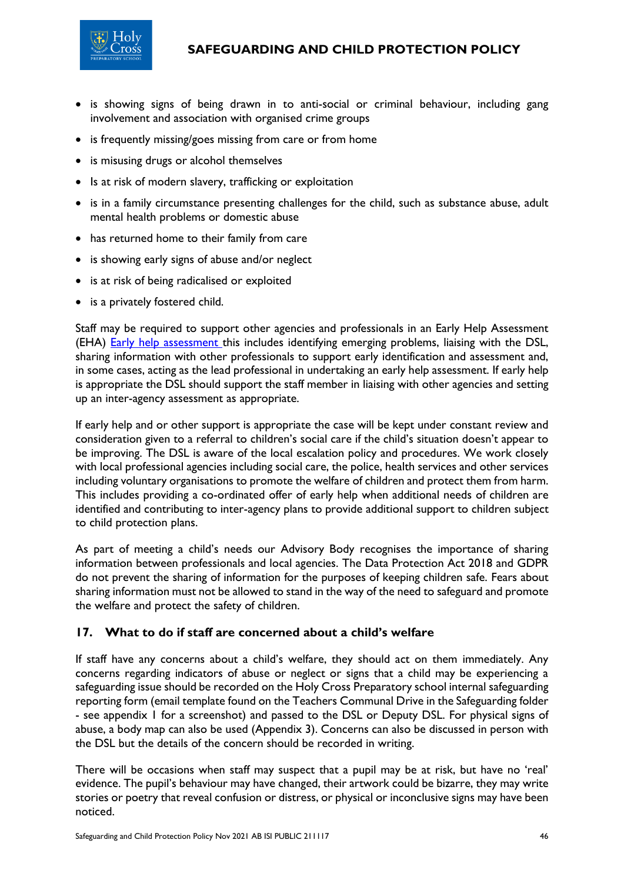- is showing signs of being drawn in to anti-social or criminal behaviour, including gang involvement and association with organised crime groups
- is frequently missing/goes missing from care or from home
- is misusing drugs or alcohol themselves
- Is at risk of modern slavery, trafficking or exploitation
- is in a family circumstance presenting challenges for the child, such as substance abuse, adult mental health problems or domestic abuse
- has returned home to their family from care
- is showing early signs of abuse and/or neglect
- is at risk of being radicalised or exploited
- is a privately fostered child.

Staff may be required to support other agencies and professionals in an Early Help Assessment (EHA) Early help assessment this includes identifying emerging problems, liaising with the DSL, sharing information with other professionals to support early identification and assessment and, in some cases, acting as the lead professional in undertaking an early help assessment. If early help is appropriate the DSL should support the staff member in liaising with other agencies and setting up an inter-agency assessment as appropriate.

If early help and or other support is appropriate the case will be kept under constant review and consideration given to a referral to children's social care if the child's situation doesn't appear to be improving. The DSL is aware of the local escalation policy and procedures. We work closely with local professional agencies including social care, the police, health services and other services including voluntary organisations to promote the welfare of children and protect them from harm. This includes providing a co-ordinated offer of early help when additional needs of children are identified and contributing to inter-agency plans to provide additional support to children subject to child protection plans.

As part of meeting a child's needs our Advisory Body recognises the importance of sharing information between professionals and local agencies. The Data Protection Act 2018 and GDPR do not prevent the sharing of information for the purposes of keeping children safe. Fears about sharing information must not be allowed to stand in the way of the need to safeguard and promote the welfare and protect the safety of children.

## 17. What to do if staff are concerned about a child's welfare

If staff have any concerns about a child's welfare, they should act on them immediately. Any concerns regarding indicators of abuse or neglect or signs that a child may be experiencing a safeguarding issue should be recorded on the Holy Cross Preparatory school internal safeguarding reporting form (email template found on the Teachers Communal Drive in the Safeguarding folder - see appendix 1 for a screenshot) and passed to the DSL or Deputy DSL. For physical signs of abuse, a body map can also be used (Appendix 3). Concerns can also be discussed in person with the DSL but the details of the concern should be recorded in writing.

There will be occasions when staff may suspect that a pupil may be at risk, but have no 'real' evidence. The pupil's behaviour may have changed, their artwork could be bizarre, they may write stories or poetry that reveal confusion or distress, or physical or inconclusive signs may have been noticed.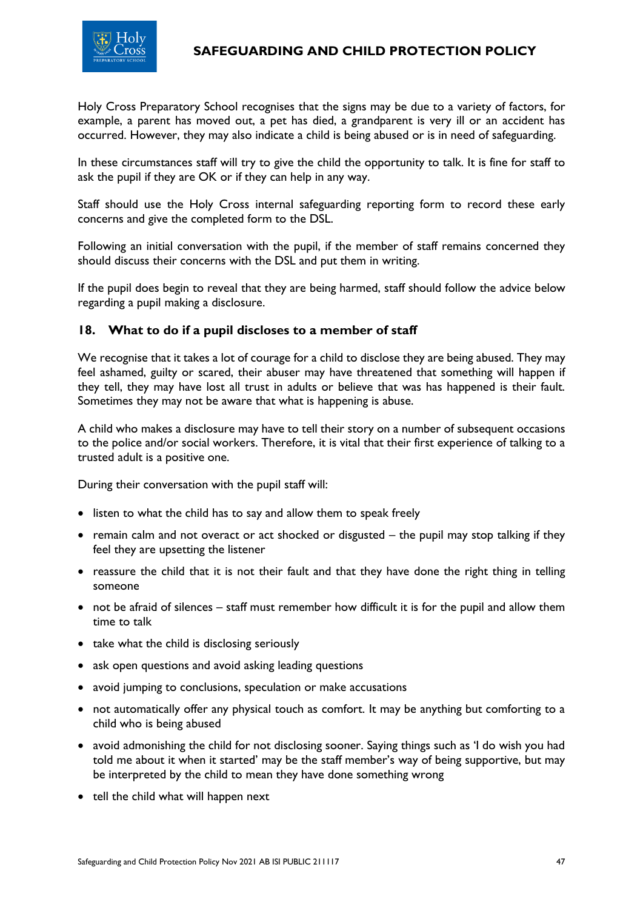Holy Cross Preparatory School recognises that the signs may be due to a variety of factors, for example, a parent has moved out, a pet has died, a grandparent is very ill or an accident has occurred. However, they may also indicate a child is being abused or is in need of safeguarding.

In these circumstances staff will try to give the child the opportunity to talk. It is fine for staff to ask the pupil if they are OK or if they can help in any way.

Staff should use the Holy Cross internal safeguarding reporting form to record these early concerns and give the completed form to the DSL.

Following an initial conversation with the pupil, if the member of staff remains concerned they should discuss their concerns with the DSL and put them in writing.

If the pupil does begin to reveal that they are being harmed, staff should follow the advice below regarding a pupil making a disclosure.

## 18. What to do if a pupil discloses to a member of staff

We recognise that it takes a lot of courage for a child to disclose they are being abused. They may feel ashamed, guilty or scared, their abuser may have threatened that something will happen if they tell, they may have lost all trust in adults or believe that was has happened is their fault. Sometimes they may not be aware that what is happening is abuse.

A child who makes a disclosure may have to tell their story on a number of subsequent occasions to the police and/or social workers. Therefore, it is vital that their first experience of talking to a trusted adult is a positive one.

During their conversation with the pupil staff will:

- listen to what the child has to say and allow them to speak freely
- remain calm and not overact or act shocked or disgusted – the pupil may stop talking if they feel they are upsetting the listener
- reassure the child that it is not their fault and that they have done the right thing in telling someone
- not be afraid of silences – staff must remember how difficult it is for the pupil and allow them time to talk
- take what the child is disclosing seriously
- ask open questions and avoid asking leading questions
- avoid jumping to conclusions, speculation or make accusations
- not automatically offer any physical touch as comfort. It may be anything but comforting to a child who is being abused
- avoid admonishing the child for not disclosing sooner. Saying things such as 'I do wish you had told me about it when it started' may be the staff member's way of being supportive, but may be interpreted by the child to mean they have done something wrong
- tell the child what will happen next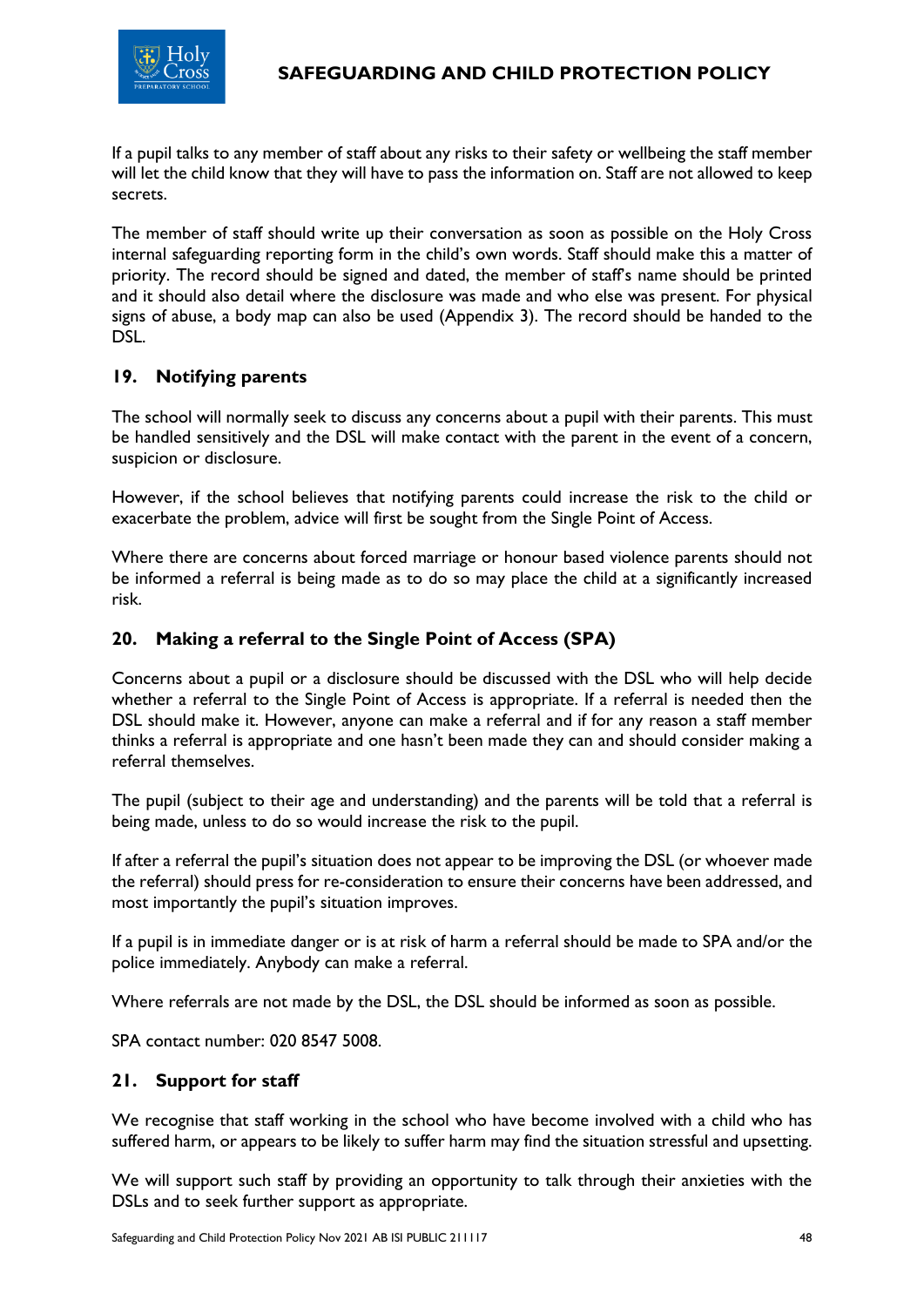If a pupil talks to any member of staff about any risks to their safety or wellbeing the staff member will let the child know that they will have to pass the information on. Staff are not allowed to keep secrets.

The member of staff should write up their conversation as soon as possible on the Holy Cross internal safeguarding reporting form in the child's own words. Staff should make this a matter of priority. The record should be signed and dated, the member of staff's name should be printed and it should also detail where the disclosure was made and who else was present. For physical signs of abuse, a body map can also be used (Appendix 3). The record should be handed to the DSL.

## 19. Notifying parents

The school will normally seek to discuss any concerns about a pupil with their parents. This must be handled sensitively and the DSL will make contact with the parent in the event of a concern, suspicion or disclosure.

However, if the school believes that notifying parents could increase the risk to the child or exacerbate the problem, advice will first be sought from the Single Point of Access.

Where there are concerns about forced marriage or honour based violence parents should not be informed a referral is being made as to do so may place the child at a significantly increased risk.

## 20. Making a referral to the Single Point of Access (SPA)

Concerns about a pupil or a disclosure should be discussed with the DSL who will help decide whether a referral to the Single Point of Access is appropriate. If a referral is needed then the DSL should make it. However, anyone can make a referral and if for any reason a staff member thinks a referral is appropriate and one hasn't been made they can and should consider making a referral themselves.

The pupil (subject to their age and understanding) and the parents will be told that a referral is being made, unless to do so would increase the risk to the pupil.

If after a referral the pupil's situation does not appear to be improving the DSL (or whoever made the referral) should press for re-consideration to ensure their concerns have been addressed, and most importantly the pupil's situation improves.

If a pupil is in immediate danger or is at risk of harm a referral should be made to SPA and/or the police immediately. Anybody can make a referral.

Where referrals are not made by the DSL, the DSL should be informed as soon as possible.

SPA contact number: 020 8547 5008.

## 21. Support for staff

We recognise that staff working in the school who have become involved with a child who has suffered harm, or appears to be likely to suffer harm may find the situation stressful and upsetting.

We will support such staff by providing an opportunity to talk through their anxieties with the DSLs and to seek further support as appropriate.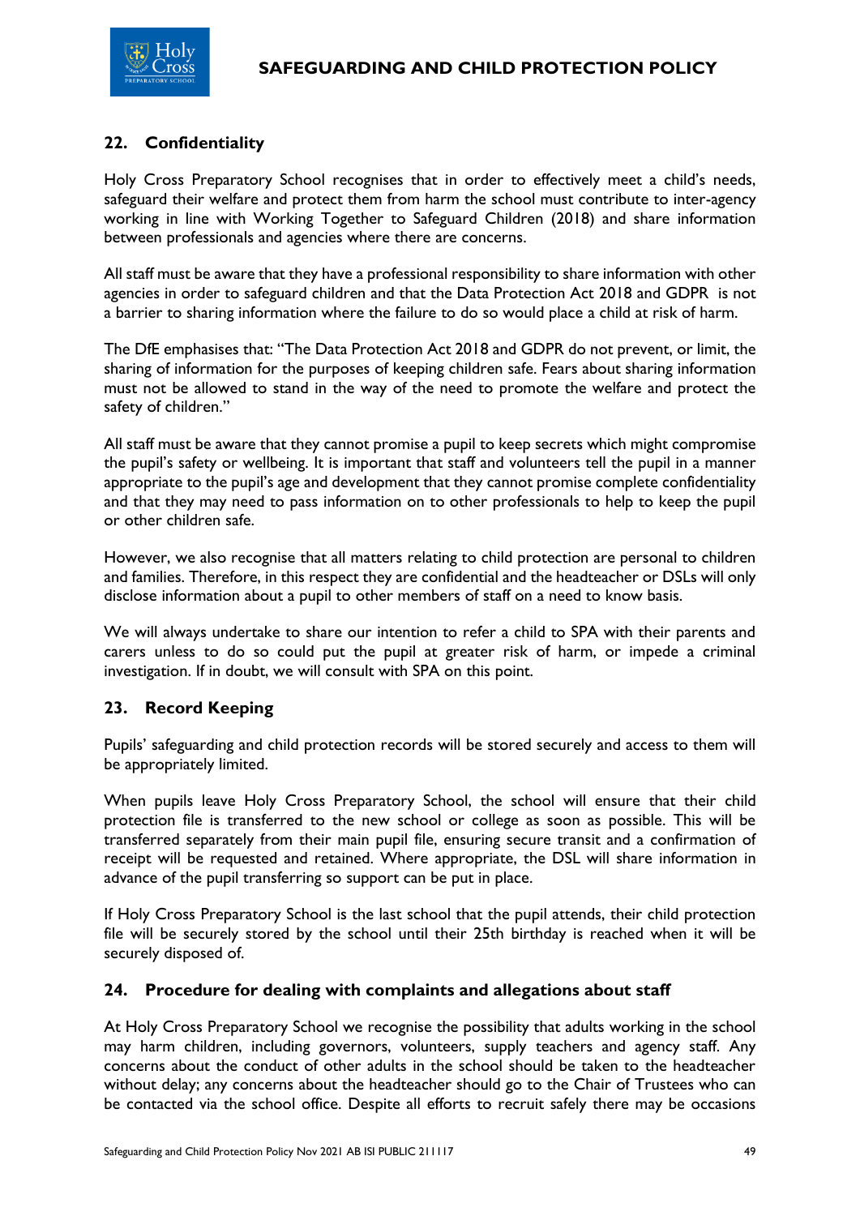## 22. Confidentiality

Holy Cross Preparatory School recognises that in order to effectively meet a child's needs, safeguard their welfare and protect them from harm the school must contribute to inter-agency working in line with Working Together to Safeguard Children (2018) and share information between professionals and agencies where there are concerns.

All staff must be aware that they have a professional responsibility to share information with other agencies in order to safeguard children and that the Data Protection Act 2018 and GDPR is not a barrier to sharing information where the failure to do so would place a child at risk of harm.

The DfE emphasises that: "The Data Protection Act 2018 and GDPR do not prevent, or limit, the sharing of information for the purposes of keeping children safe. Fears about sharing information must not be allowed to stand in the way of the need to promote the welfare and protect the safety of children."

All staff must be aware that they cannot promise a pupil to keep secrets which might compromise the pupil's safety or wellbeing. It is important that staff and volunteers tell the pupil in a manner appropriate to the pupil's age and development that they cannot promise complete confidentiality and that they may need to pass information on to other professionals to help to keep the pupil or other children safe.

However, we also recognise that all matters relating to child protection are personal to children and families. Therefore, in this respect they are confidential and the headteacher or DSLs will only disclose information about a pupil to other members of staff on a need to know basis.

We will always undertake to share our intention to refer a child to SPA with their parents and carers unless to do so could put the pupil at greater risk of harm, or impede a criminal investigation. If in doubt, we will consult with SPA on this point.

## 23. Record Keeping

Pupils' safeguarding and child protection records will be stored securely and access to them will be appropriately limited.

When pupils leave Holy Cross Preparatory School, the school will ensure that their child protection file is transferred to the new school or college as soon as possible. This will be transferred separately from their main pupil file, ensuring secure transit and a confirmation of receipt will be requested and retained. Where appropriate, the DSL will share information in advance of the pupil transferring so support can be put in place.

If Holy Cross Preparatory School is the last school that the pupil attends, their child protection file will be securely stored by the school until their 25th birthday is reached when it will be securely disposed of.

## 24. Procedure for dealing with complaints and allegations about staff

At Holy Cross Preparatory School we recognise the possibility that adults working in the school may harm children, including governors, volunteers, supply teachers and agency staff. Any concerns about the conduct of other adults in the school should be taken to the headteacher without delay; any concerns about the headteacher should go to the Chair of Trustees who can be contacted via the school office. Despite all efforts to recruit safely there may be occasions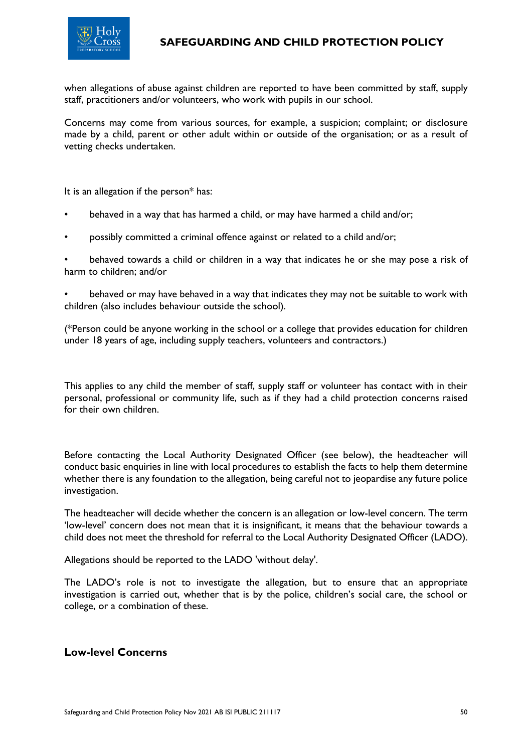when allegations of abuse against children are reported to have been committed by staff, supply staff, practitioners and/or volunteers, who work with pupils in our school.

Concerns may come from various sources, for example, a suspicion; complaint; or disclosure made by a child, parent or other adult within or outside of the organisation; or as a result of vetting checks undertaken.

It is an allegation if the person* has:

- behaved in a way that has harmed a child, or may have harmed a child and/or;
- possibly committed a criminal offence against or related to a child and/or;
- behaved towards a child or children in a way that indicates he or she may pose a risk of harm to children; and/or
- behaved or may have behaved in a way that indicates they may not be suitable to work with children (also includes behaviour outside the school).

(*Person could be anyone working in the school or a college that provides education for children under 18 years of age, including supply teachers, volunteers and contractors.)

This applies to any child the member of staff, supply staff or volunteer has contact with in their personal, professional or community life, such as if they had a child protection concerns raised for their own children.

Before contacting the Local Authority Designated Officer (see below), the headteacher will conduct basic enquiries in line with local procedures to establish the facts to help them determine whether there is any foundation to the allegation, being careful not to jeopardise any future police investigation.

The headteacher will decide whether the concern is an allegation or low-level concern. The term 'low-level' concern does not mean that it is insignificant, it means that the behaviour towards a child does not meet the threshold for referral to the Local Authority Designated Officer (LADO).

Allegations should be reported to the LADO 'without delay'.

The LADO's role is not to investigate the allegation, but to ensure that an appropriate investigation is carried out, whether that is by the police, children's social care, the school or college, or a combination of these.

## Low-level Concerns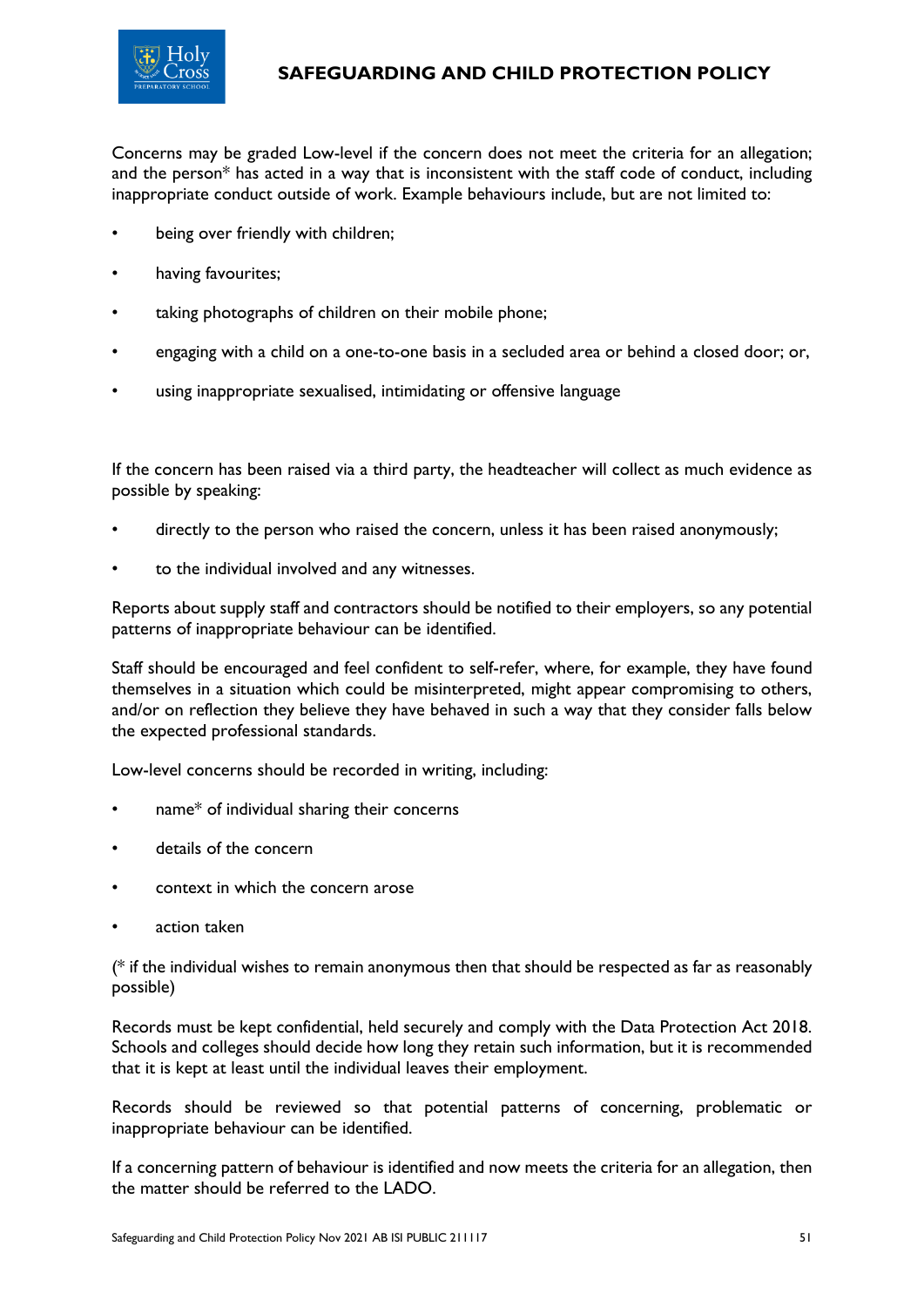Concerns may be graded Low-level if the concern does not meet the criteria for an allegation; and the person* has acted in a way that is inconsistent with the staff code of conduct, including inappropriate conduct outside of work. Example behaviours include, but are not limited to:

- being over friendly with children;
- having favourites;
- taking photographs of children on their mobile phone;
- engaging with a child on a one-to-one basis in a secluded area or behind a closed door; or,
- using inappropriate sexualised, intimidating or offensive language

If the concern has been raised via a third party, the headteacher will collect as much evidence as possible by speaking:

- directly to the person who raised the concern, unless it has been raised anonymously;
- to the individual involved and any witnesses.

Reports about supply staff and contractors should be notified to their employers, so any potential patterns of inappropriate behaviour can be identified.

Staff should be encouraged and feel confident to self-refer, where, for example, they have found themselves in a situation which could be misinterpreted, might appear compromising to others, and/or on reflection they believe they have behaved in such a way that they consider falls below the expected professional standards.

Low-level concerns should be recorded in writing, including:

- name* of individual sharing their concerns
- details of the concern
- context in which the concern arose
- action taken

(* if the individual wishes to remain anonymous then that should be respected as far as reasonably possible)

Records must be kept confidential, held securely and comply with the Data Protection Act 2018. Schools and colleges should decide how long they retain such information, but it is recommended that it is kept at least until the individual leaves their employment.

Records should be reviewed so that potential patterns of concerning, problematic or inappropriate behaviour can be identified.

If a concerning pattern of behaviour is identified and now meets the criteria for an allegation, then the matter should be referred to the LADO.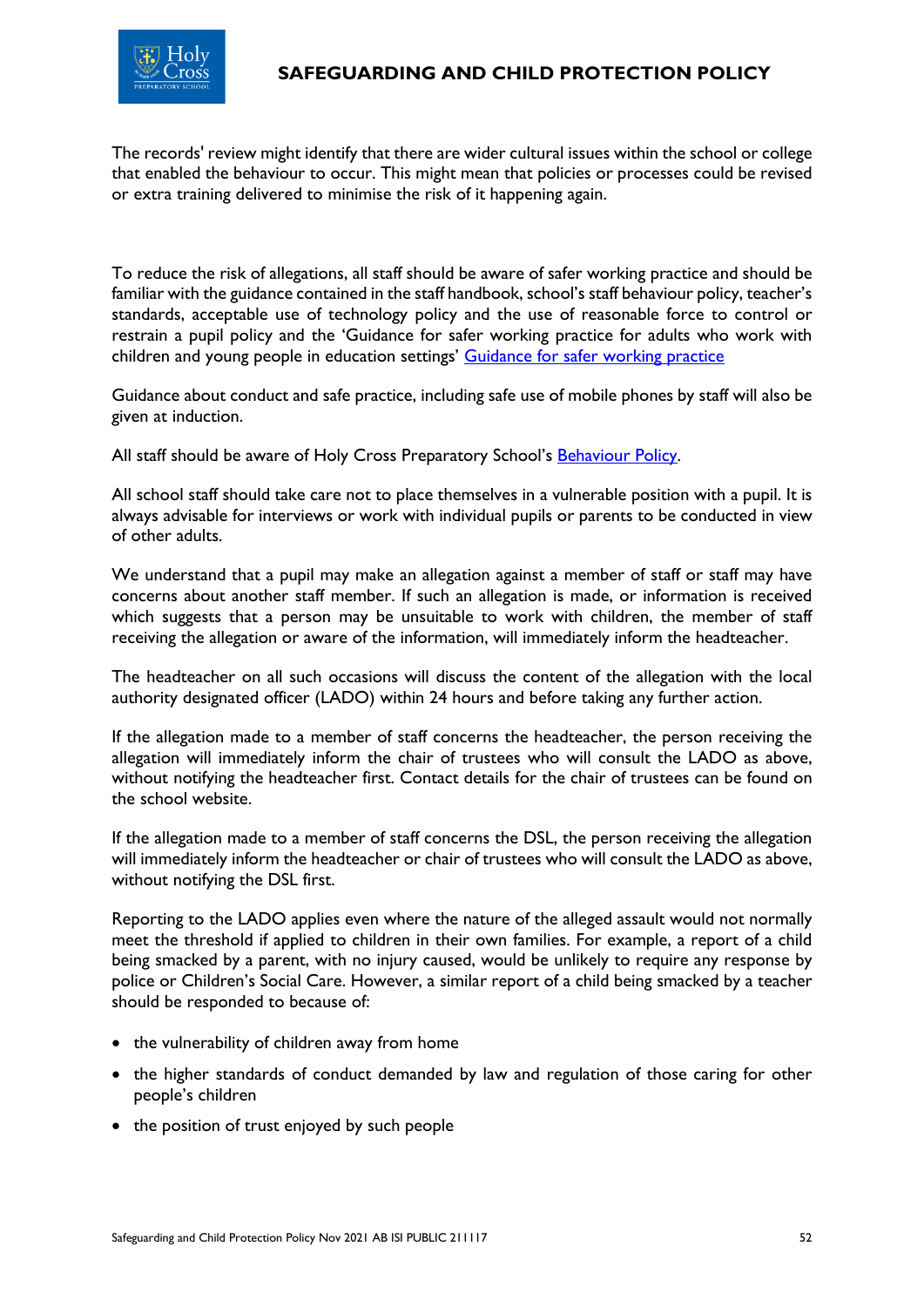The records' review might identify that there are wider cultural issues within the school or college that enabled the behaviour to occur. This might mean that policies or processes could be revised or extra training delivered to minimise the risk of it happening again.

To reduce the risk of allegations, all staff should be aware of safer working practice and should be familiar with the guidance contained in the staff handbook, school's staff behaviour policy, teacher's standards, acceptable use of technology policy and the use of reasonable force to control or restrain a pupil policy and the 'Guidance for safer working practice for adults who work with children and young people in education settings' Guidance for safer working practice

Guidance about conduct and safe practice, including safe use of mobile phones by staff will also be given at induction.

All staff should be aware of Holy Cross Preparatory School's Behaviour Policy.

All school staff should take care not to place themselves in a vulnerable position with a pupil. It is always advisable for interviews or work with individual pupils or parents to be conducted in view of other adults.

We understand that a pupil may make an allegation against a member of staff or staff may have concerns about another staff member. If such an allegation is made, or information is received which suggests that a person may be unsuitable to work with children, the member of staff receiving the allegation or aware of the information, will immediately inform the headteacher.

The headteacher on all such occasions will discuss the content of the allegation with the local authority designated officer (LADO) within 24 hours and before taking any further action.

If the allegation made to a member of staff concerns the headteacher, the person receiving the allegation will immediately inform the chair of trustees who will consult the LADO as above, without notifying the headteacher first. Contact details for the chair of trustees can be found on the school website.

If the allegation made to a member of staff concerns the DSL, the person receiving the allegation will immediately inform the headteacher or chair of trustees who will consult the LADO as above, without notifying the DSL first.

Reporting to the LADO applies even where the nature of the alleged assault would not normally meet the threshold if applied to children in their own families. For example, a report of a child being smacked by a parent, with no injury caused, would be unlikely to require any response by police or Children's Social Care. However, a similar report of a child being smacked by a teacher should be responded to because of:

- the vulnerability of children away from home
- the higher standards of conduct demanded by law and regulation of those caring for other people's children
- the position of trust enjoyed by such people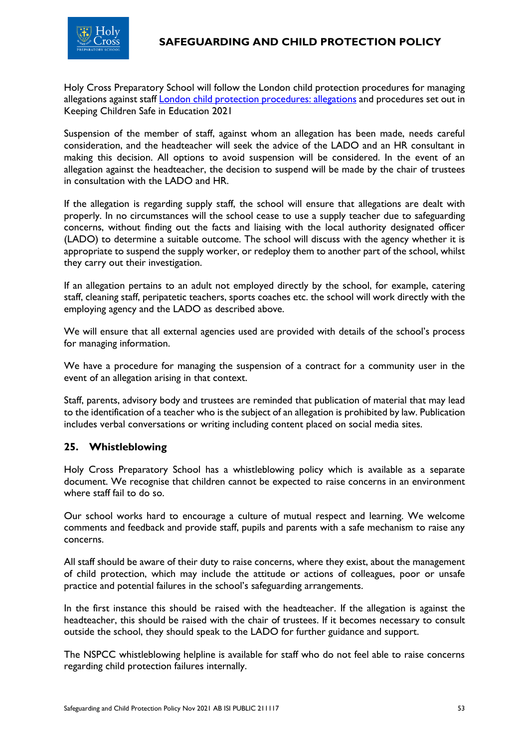Holy Cross Preparatory School will follow the London child protection procedures for managing allegations against staff [London child protection procedures: allegations]() and procedures set out in Keeping Children Safe in Education 2021

Suspension of the member of staff, against whom an allegation has been made, needs careful consideration, and the headteacher will seek the advice of the LADO and an HR consultant in making this decision. All options to avoid suspension will be considered. In the event of an allegation against the headteacher, the decision to suspend will be made by the chair of trustees in consultation with the LADO and HR.

If the allegation is regarding supply staff, the school will ensure that allegations are dealt with properly. In no circumstances will the school cease to use a supply teacher due to safeguarding concerns, without finding out the facts and liaising with the local authority designated officer (LADO) to determine a suitable outcome. The school will discuss with the agency whether it is appropriate to suspend the supply worker, or redeploy them to another part of the school, whilst they carry out their investigation.

If an allegation pertains to an adult not employed directly by the school, for example, catering staff, cleaning staff, peripatetic teachers, sports coaches etc. the school will work directly with the employing agency and the LADO as described above.

We will ensure that all external agencies used are provided with details of the school's process for managing information.

We have a procedure for managing the suspension of a contract for a community user in the event of an allegation arising in that context.

Staff, parents, advisory body and trustees are reminded that publication of material that may lead to the identification of a teacher who is the subject of an allegation is prohibited by law. Publication includes verbal conversations or writing including content placed on social media sites.

## 25. Whistleblowing

Holy Cross Preparatory School has a whistleblowing policy which is available as a separate document. We recognise that children cannot be expected to raise concerns in an environment where staff fail to do so.

Our school works hard to encourage a culture of mutual respect and learning. We welcome comments and feedback and provide staff, pupils and parents with a safe mechanism to raise any concerns.

All staff should be aware of their duty to raise concerns, where they exist, about the management of child protection, which may include the attitude or actions of colleagues, poor or unsafe practice and potential failures in the school's safeguarding arrangements.

In the first instance this should be raised with the headteacher. If the allegation is against the headteacher, this should be raised with the chair of trustees. If it becomes necessary to consult outside the school, they should speak to the LADO for further guidance and support.

The NSPCC whistleblowing helpline is available for staff who do not feel able to raise concerns regarding child protection failures internally.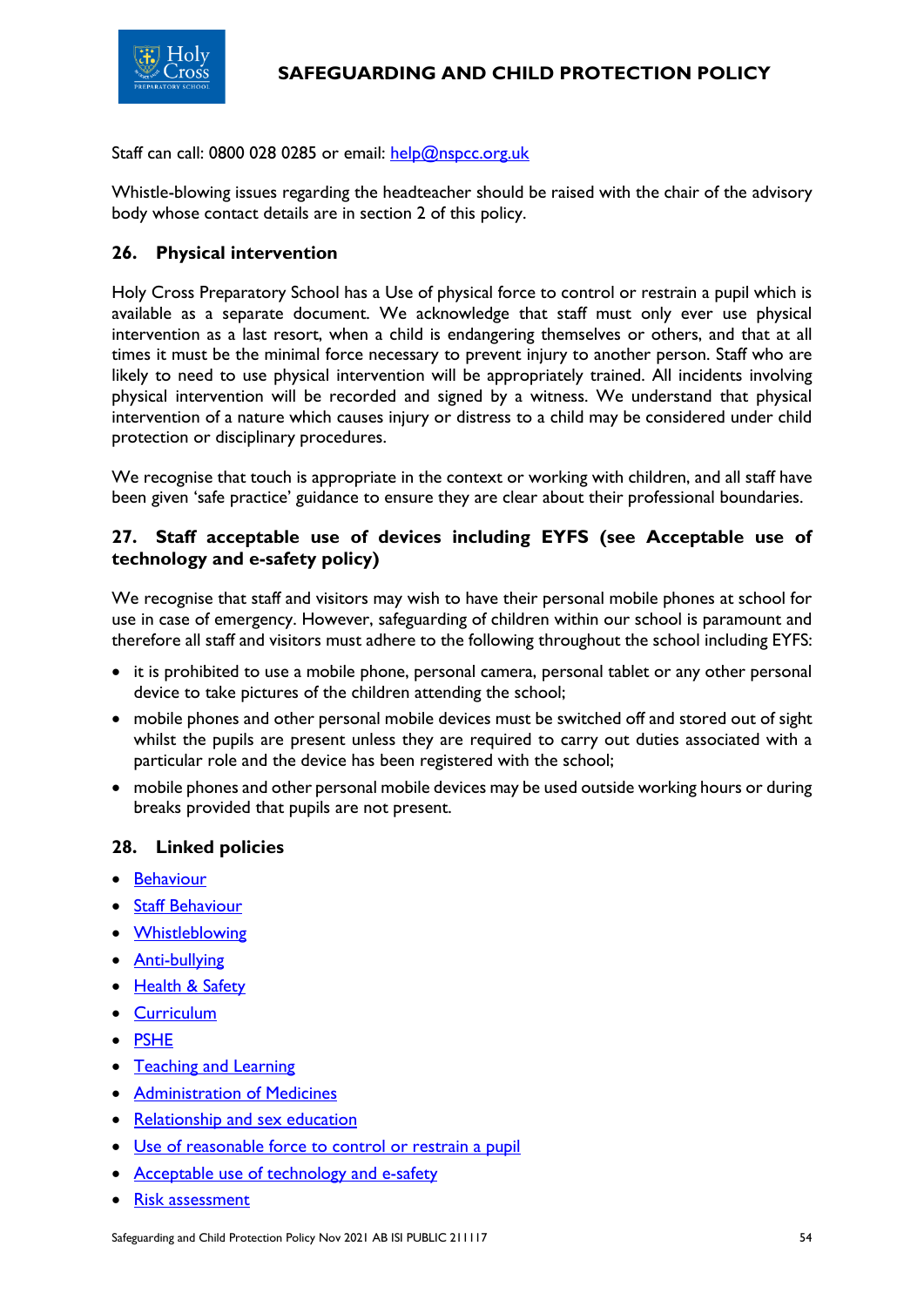Staff can call: 0800 028 0285 or email: help@nspcc.org.uk

Whistle-blowing issues regarding the headteacher should be raised with the chair of the advisory body whose contact details are in section 2 of this policy.

## 26. Physical intervention

Holy Cross Preparatory School has a Use of physical force to control or restrain a pupil which is available as a separate document. We acknowledge that staff must only ever use physical intervention as a last resort, when a child is endangering themselves or others, and that at all times it must be the minimal force necessary to prevent injury to another person. Staff who are likely to need to use physical intervention will be appropriately trained. All incidents involving physical intervention will be recorded and signed by a witness. We understand that physical intervention of a nature which causes injury or distress to a child may be considered under child protection or disciplinary procedures.

We recognise that touch is appropriate in the context or working with children, and all staff have been given 'safe practice' guidance to ensure they are clear about their professional boundaries.

## 27. Staff acceptable use of devices including EYFS (see Acceptable use of technology and e-safety policy)

We recognise that staff and visitors may wish to have their personal mobile phones at school for use in case of emergency. However, safeguarding of children within our school is paramount and therefore all staff and visitors must adhere to the following throughout the school including EYFS:

- it is prohibited to use a mobile phone, personal camera, personal tablet or any other personal device to take pictures of the children attending the school;
- mobile phones and other personal mobile devices must be switched off and stored out of sight whilst the pupils are present unless they are required to carry out duties associated with a particular role and the device has been registered with the school;
- mobile phones and other personal mobile devices may be used outside working hours or during breaks provided that pupils are not present.

## 28. Linked policies

- Behaviour
- Staff Behaviour
- Whistleblowing
- Anti-bullying
- Health & Safety
- Curriculum
- PSHE
- Teaching and Learning
- Administration of Medicines
- Relationship and sex education
- Use of reasonable force to control or restrain a pupil
- Acceptable use of technology and e-safety
- Risk assessment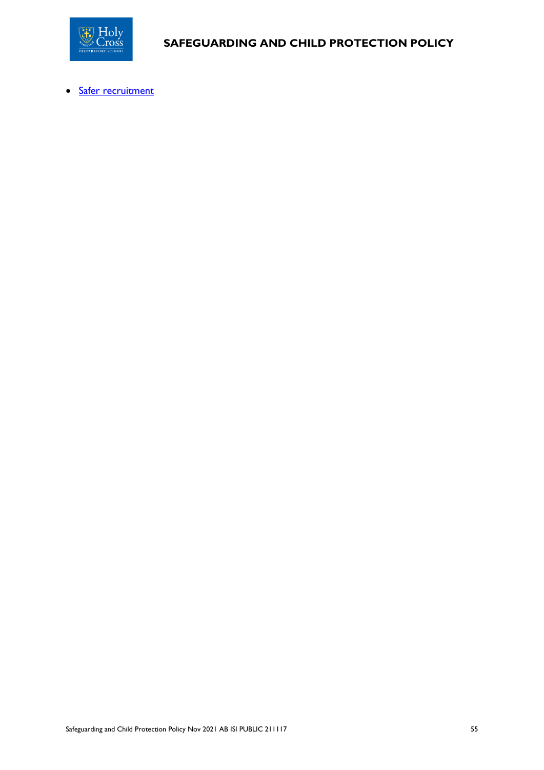- [Safer recruitment]()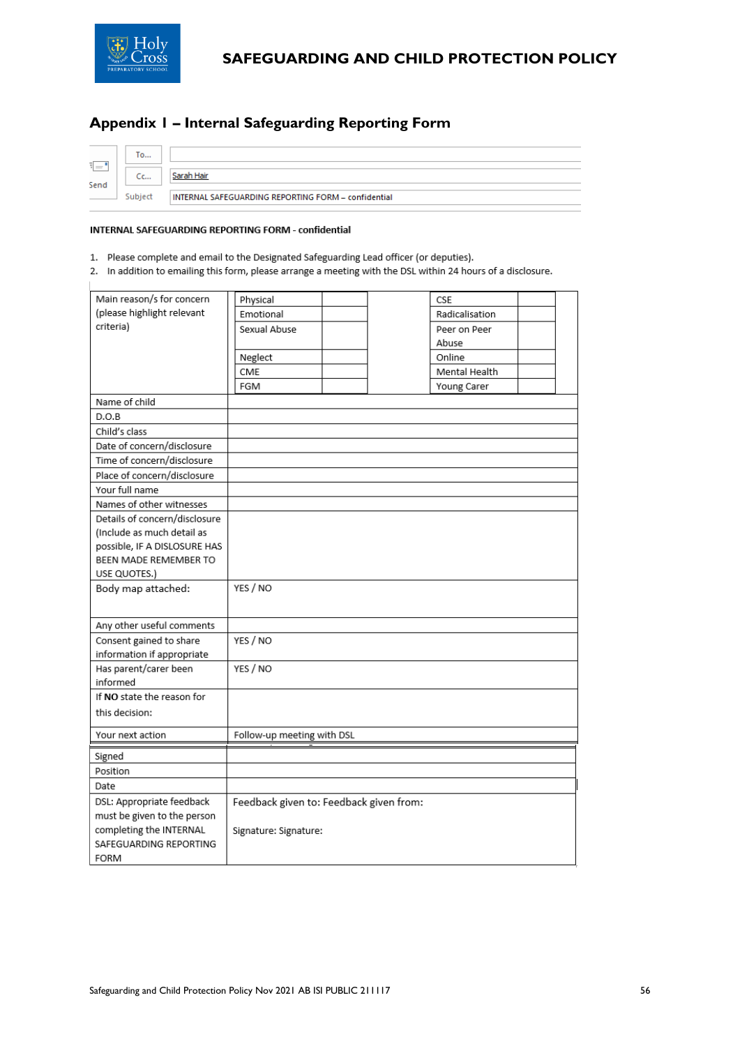## Appendix I – Internal Safeguarding Reporting Form

| | | |
|---|---|---|
| Send | To... | |
| | Cc... | Sarah Hair |
| | Subject | INTERNAL SAFEGUARDING REPORTING FORM – confidential |

**INTERNAL SAFEGUARDING REPORTING FORM - confidential**

1. Please complete and email to the Designated Safeguarding Lead officer (or deputies).
2. In addition to emailing this form, please arrange a meeting with the DSL within 24 hours of a disclosure.

| Main reason/s for concern (please highlight relevant criteria) | Physical | | CSE | |
|---|---|---|---|---|
| | Emotional | | Radicalisation | |
| | Sexual Abuse | | Peer on Peer Abuse | |
| | Neglect | | Online | |
| | CME | | Mental Health | |
| | FGM | | Young Carer | |

| | |
|---|---|
| Name of child | |
| D.O.B | |
| Child's class | |
| Date of concern/disclosure | |
| Time of concern/disclosure | |
| Place of concern/disclosure | |
| Your full name | |
| Names of other witnesses | |
| Details of concern/disclosure (Include as much detail as possible, IF A DISLOSURE HAS BEEN MADE REMEMBER TO USE QUOTES.) | |
| Body map attached: | YES / NO |
| Any other useful comments | |
| Consent gained to share information if appropriate | YES / NO |
| Has parent/carer been informed | YES / NO |
| If **NO** state the reason for this decision: | |
| Your next action | Follow-up meeting with DSL |
| Signed | |
| Position | |
| Date | |
| DSL: Appropriate feedback must be given to the person completing the INTERNAL SAFEGUARDING REPORTING FORM | Feedback given to: Feedback given from:<br><br>Signature: Signature: |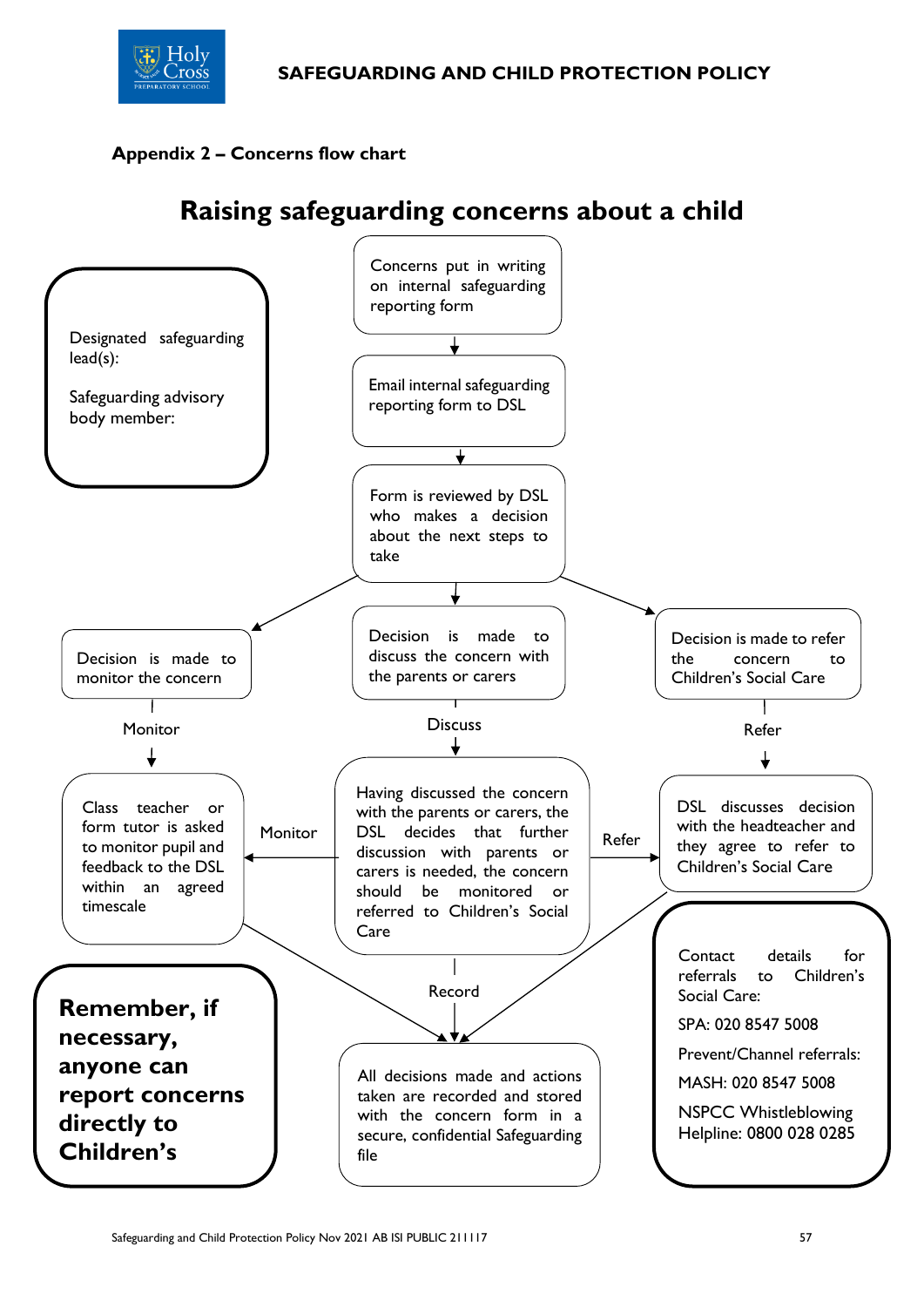## Appendix 2 – Concerns flow chart

# Raising safeguarding concerns about a child

Designated safeguarding lead(s):

Safeguarding advisory body member:

Concerns put in writing on internal safeguarding reporting form

↓

Email internal safeguarding reporting form to DSL

↓

Form is reviewed by DSL who makes a decision about the next steps to take

- Decision is made to monitor the concern
  - Monitor ↓
  - Class teacher or form tutor is asked to monitor pupil and feedback to the DSL within an agreed timescale
- Decision is made to discuss the concern with the parents or carers
  - Discuss ↓
  - Having discussed the concern with the parents or carers, the DSL decides that further discussion with parents or carers is needed, the concern should be monitored or referred to Children's Social Care
    - Monitor → Class teacher or form tutor is asked to monitor pupil and feedback to the DSL within an agreed timescale
    - Refer → DSL discusses decision with the headteacher and they agree to refer to Children's Social Care
- Decision is made to refer the concern to Children's Social Care
  - Refer ↓
  - DSL discusses decision with the headteacher and they agree to refer to Children's Social Care

Record ↓

All decisions made and actions taken are recorded and stored with the concern form in a secure, confidential Safeguarding file

**Remember, if necessary, anyone can report concerns directly to Children's**

Contact details for referrals to Children's Social Care:

SPA: 020 8547 5008

Prevent/Channel referrals:

MASH: 020 8547 5008

NSPCC Whistleblowing Helpline: 0800 028 0285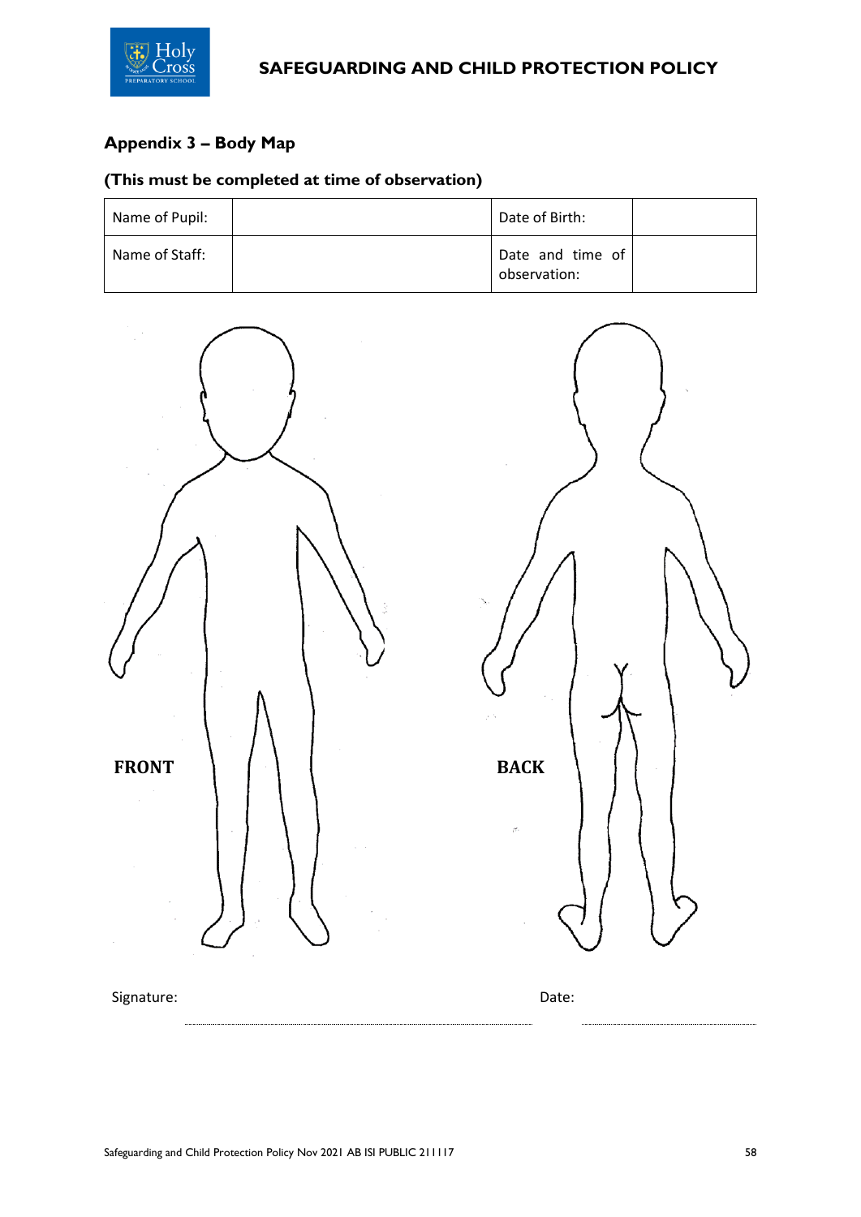## Appendix 3 – Body Map

### (This must be completed at time of observation)

| Name of Pupil: | | Date of Birth: | |
|---|---|---|---|
| Name of Staff: | | Date and time of observation: | |

FRONT

BACK

Signature: ............................................................ Date: ............................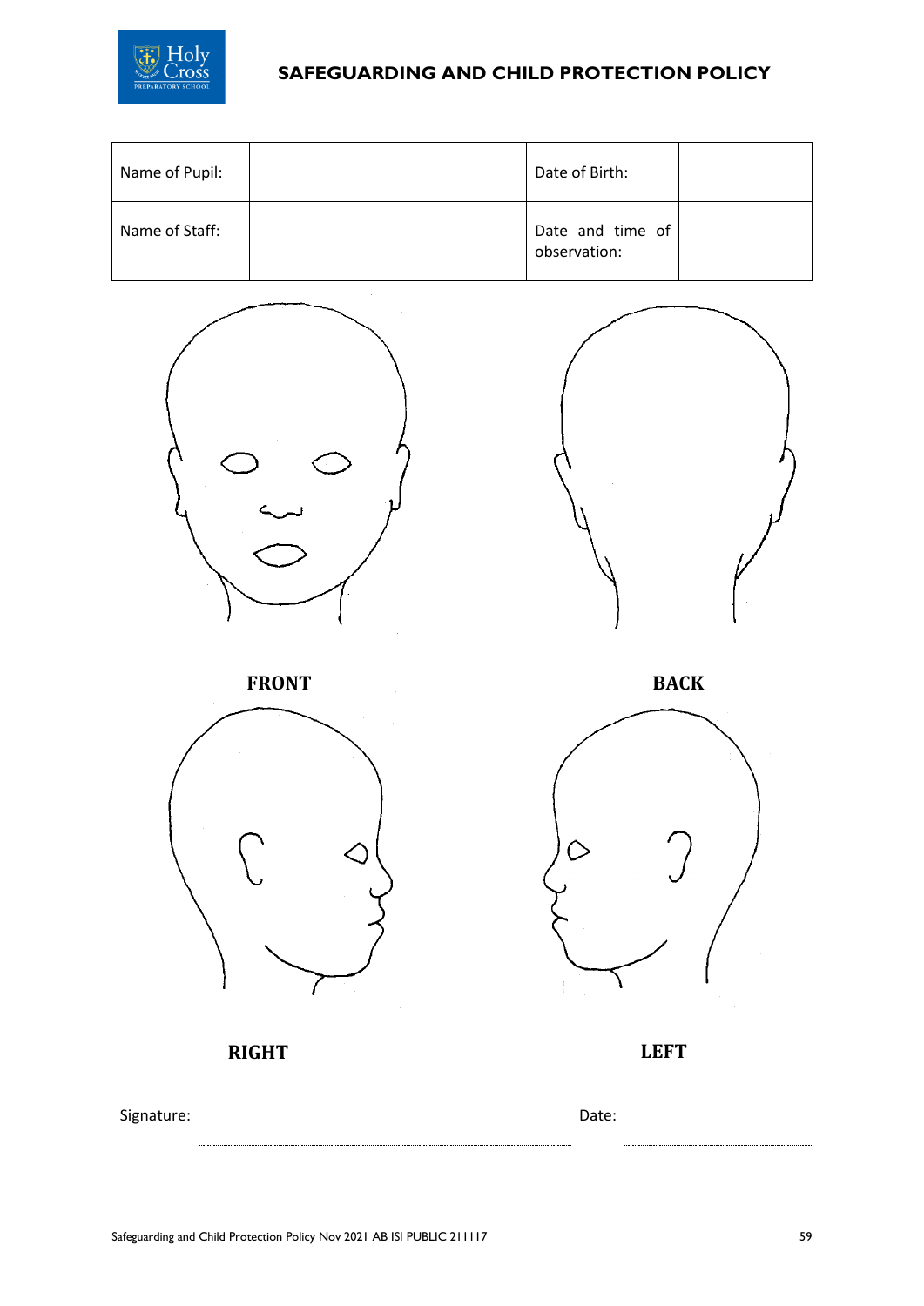| Name of Pupil: | | Date of Birth: | |
|---|---|---|---|
| Name of Staff: | | Date and time of observation: | |

**FRONT**

**BACK**

**RIGHT**

**LEFT**

Signature: ........................................................ Date: ........................................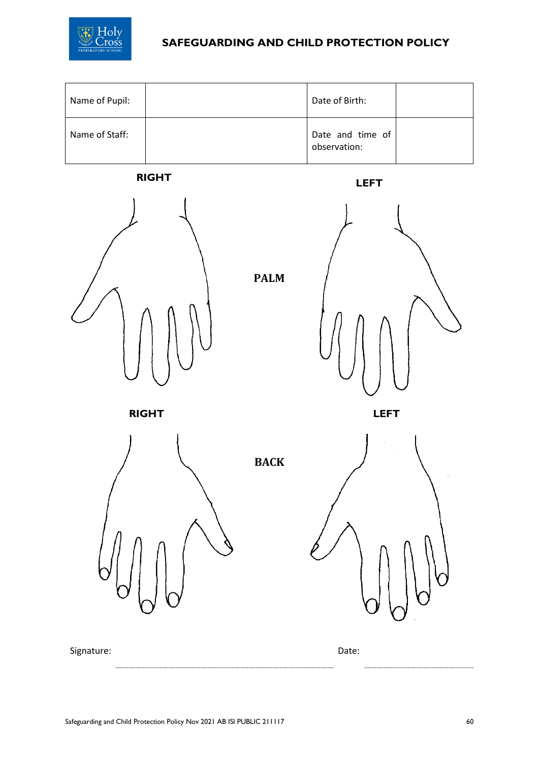| Name of Pupil: | | Date of Birth: | |
|---|---|---|---|
| Name of Staff: | | Date and time of observation: | |

**RIGHT** **PALM** **LEFT**

**RIGHT** **BACK** **LEFT**

Signature: ........................................ Date: ........................................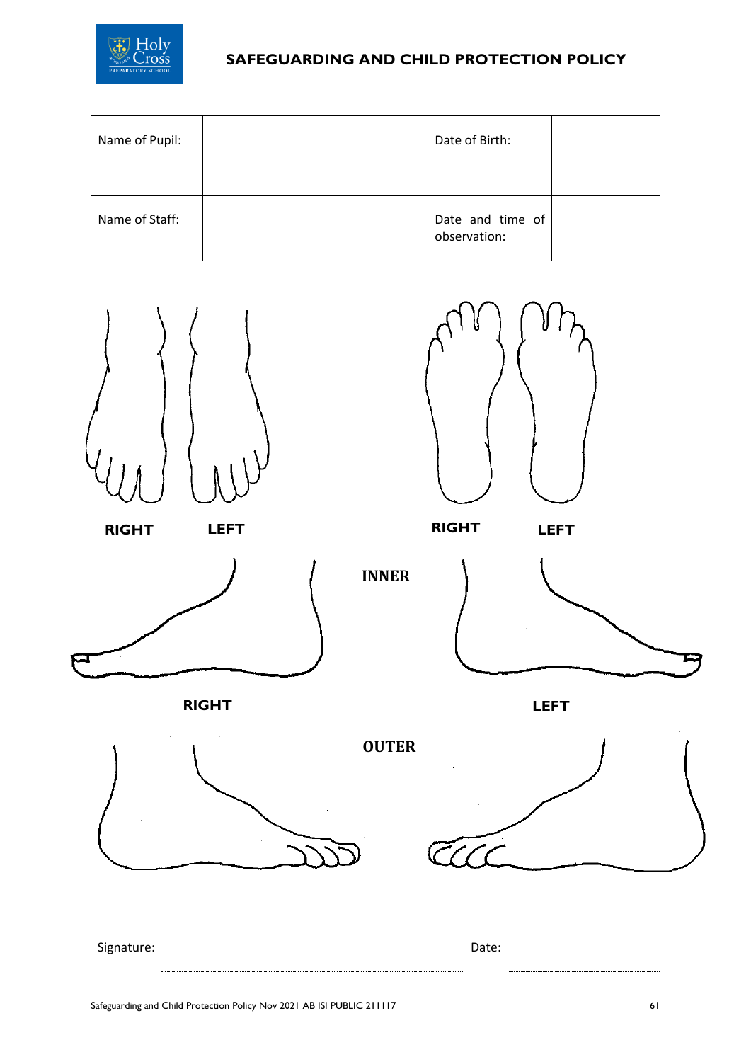| Name of Pupil: | | Date of Birth: | |
|---|---|---|---|
| Name of Staff: | | Date and time of observation: | |

RIGHT LEFT

RIGHT LEFT

INNER

RIGHT LEFT

OUTER

Signature: Date: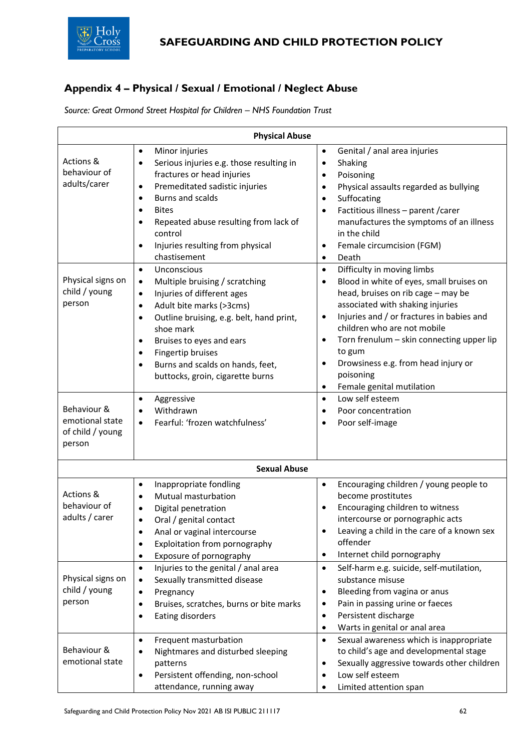## Appendix 4 – Physical / Sexual / Emotional / Neglect Abuse

*Source: Great Ormond Street Hospital for Children – NHS Foundation Trust*

| Physical Abuse | | |
|---|---|---|
| Actions & behaviour of adults/carer | • Minor injuries<br>• Serious injuries e.g. those resulting in fractures or head injuries<br>• Premeditated sadistic injuries<br>• Burns and scalds<br>• Bites<br>• Repeated abuse resulting from lack of control<br>• Injuries resulting from physical chastisement | • Genital / anal area injuries<br>• Shaking<br>• Poisoning<br>• Physical assaults regarded as bullying<br>• Suffocating<br>• Factitious illness – parent /carer manufactures the symptoms of an illness in the child<br>• Female circumcision (FGM)<br>• Death |
| Physical signs on child / young person | • Unconscious<br>• Multiple bruising / scratching<br>• Injuries of different ages<br>• Adult bite marks (>3cms)<br>• Outline bruising, e.g. belt, hand print, shoe mark<br>• Bruises to eyes and ears<br>• Fingertip bruises<br>• Burns and scalds on hands, feet, buttocks, groin, cigarette burns | • Difficulty in moving limbs<br>• Blood in white of eyes, small bruises on head, bruises on rib cage – may be associated with shaking injuries<br>• Injuries and / or fractures in babies and children who are not mobile<br>• Torn frenulum – skin connecting upper lip to gum<br>• Drowsiness e.g. from head injury or poisoning<br>• Female genital mutilation |
| Behaviour & emotional state of child / young person | • Aggressive<br>• Withdrawn<br>• Fearful: 'frozen watchfulness' | • Low self esteem<br>• Poor concentration<br>• Poor self-image |

| Sexual Abuse | | |
|---|---|---|
| Actions & behaviour of adults / carer | • Inappropriate fondling<br>• Mutual masturbation<br>• Digital penetration<br>• Oral / genital contact<br>• Anal or vaginal intercourse<br>• Exploitation from pornography<br>• Exposure of pornography | • Encouraging children / young people to become prostitutes<br>• Encouraging children to witness intercourse or pornographic acts<br>• Leaving a child in the care of a known sex offender<br>• Internet child pornography |
| Physical signs on child / young person | • Injuries to the genital / anal area<br>• Sexually transmitted disease<br>• Pregnancy<br>• Bruises, scratches, burns or bite marks<br>• Eating disorders | • Self-harm e.g. suicide, self-mutilation, substance misuse<br>• Bleeding from vagina or anus<br>• Pain in passing urine or faeces<br>• Persistent discharge<br>• Warts in genital or anal area |
| Behaviour & emotional state | • Frequent masturbation<br>• Nightmares and disturbed sleeping patterns<br>• Persistent offending, non-school attendance, running away | • Sexual awareness which is inappropriate to child's age and developmental stage<br>• Sexually aggressive towards other children<br>• Low self esteem<br>• Limited attention span |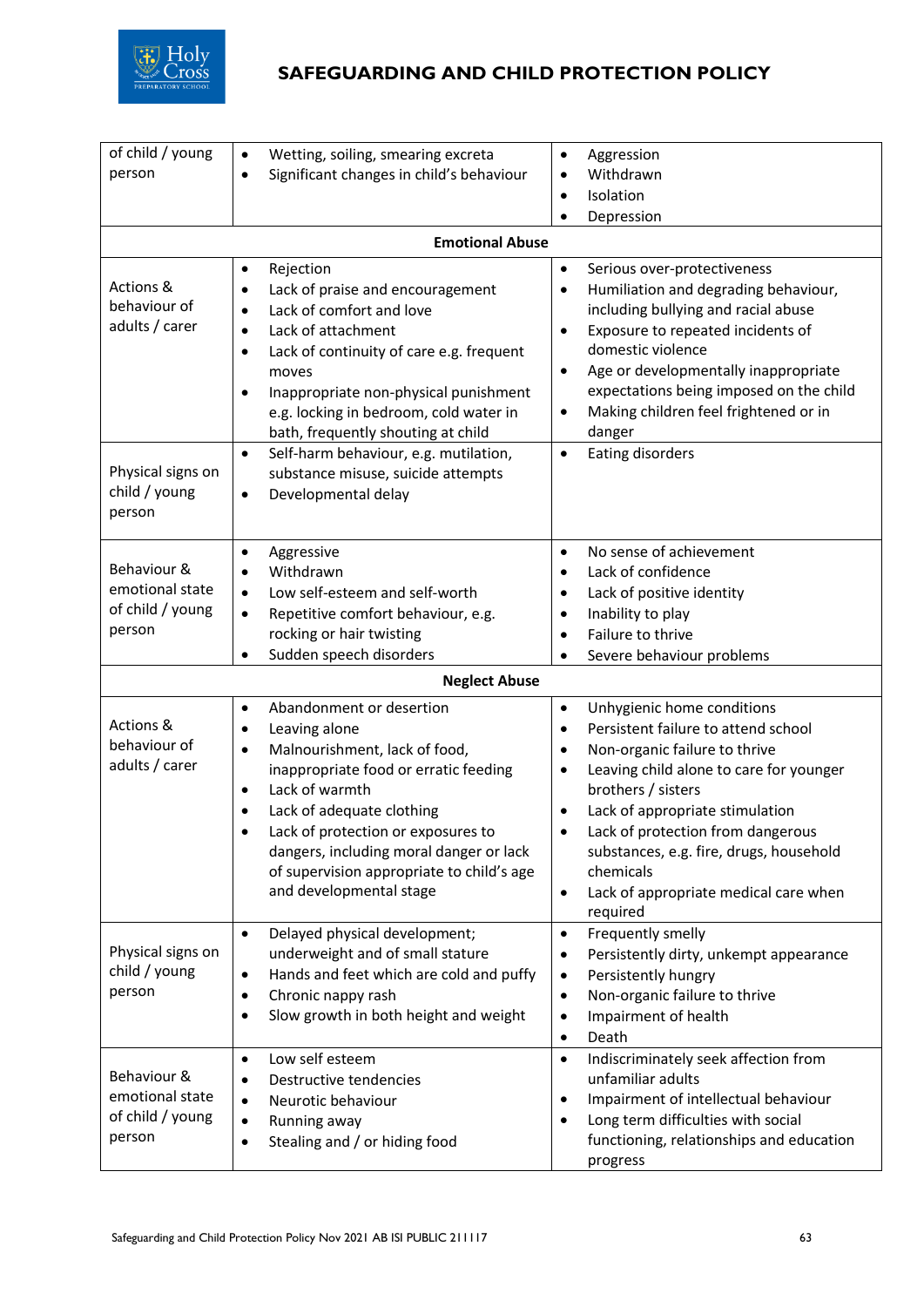| | | |
|---|---|---|
| of child / young person | • Wetting, soiling, smearing excreta<br>• Significant changes in child's behaviour | • Aggression<br>• Withdrawn<br>• Isolation<br>• Depression |
| **Emotional Abuse** | | |
| Actions & behaviour of adults / carer | • Rejection<br>• Lack of praise and encouragement<br>• Lack of comfort and love<br>• Lack of attachment<br>• Lack of continuity of care e.g. frequent moves<br>• Inappropriate non-physical punishment e.g. locking in bedroom, cold water in bath, frequently shouting at child | • Serious over-protectiveness<br>• Humiliation and degrading behaviour, including bullying and racial abuse<br>• Exposure to repeated incidents of domestic violence<br>• Age or developmentally inappropriate expectations being imposed on the child<br>• Making children feel frightened or in danger |
| Physical signs on child / young person | • Self-harm behaviour, e.g. mutilation, substance misuse, suicide attempts<br>• Developmental delay | • Eating disorders |
| Behaviour & emotional state of child / young person | • Aggressive<br>• Withdrawn<br>• Low self-esteem and self-worth<br>• Repetitive comfort behaviour, e.g. rocking or hair twisting<br>• Sudden speech disorders | • No sense of achievement<br>• Lack of confidence<br>• Lack of positive identity<br>• Inability to play<br>• Failure to thrive<br>• Severe behaviour problems |
| **Neglect Abuse** | | |
| Actions & behaviour of adults / carer | • Abandonment or desertion<br>• Leaving alone<br>• Malnourishment, lack of food, inappropriate food or erratic feeding<br>• Lack of warmth<br>• Lack of adequate clothing<br>• Lack of protection or exposures to dangers, including moral danger or lack of supervision appropriate to child's age and developmental stage | • Unhygienic home conditions<br>• Persistent failure to attend school<br>• Non-organic failure to thrive<br>• Leaving child alone to care for younger brothers / sisters<br>• Lack of appropriate stimulation<br>• Lack of protection from dangerous substances, e.g. fire, drugs, household chemicals<br>• Lack of appropriate medical care when required |
| Physical signs on child / young person | • Delayed physical development; underweight and of small stature<br>• Hands and feet which are cold and puffy<br>• Chronic nappy rash<br>• Slow growth in both height and weight | • Frequently smelly<br>• Persistently dirty, unkempt appearance<br>• Persistently hungry<br>• Non-organic failure to thrive<br>• Impairment of health<br>• Death |
| Behaviour & emotional state of child / young person | • Low self esteem<br>• Destructive tendencies<br>• Neurotic behaviour<br>• Running away<br>• Stealing and / or hiding food | • Indiscriminately seek affection from unfamiliar adults<br>• Impairment of intellectual behaviour<br>• Long term difficulties with social functioning, relationships and education progress |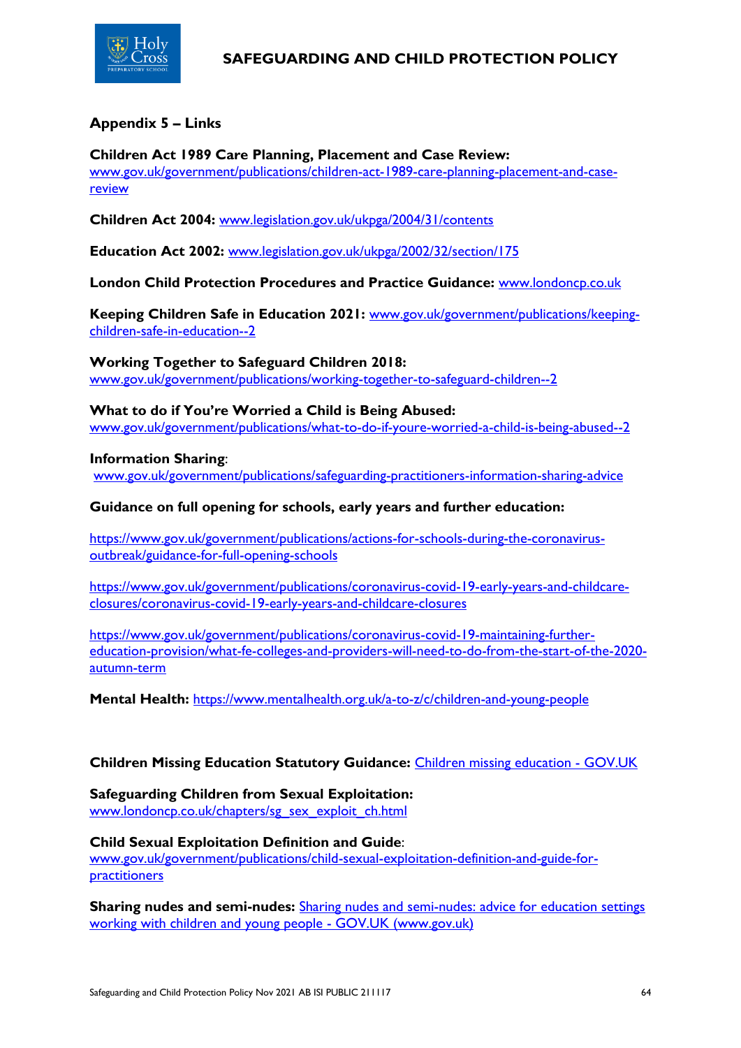## Appendix 5 – Links

**Children Act 1989 Care Planning, Placement and Case Review:** www.gov.uk/government/publications/children-act-1989-care-planning-placement-and-case-review

**Children Act 2004:** www.legislation.gov.uk/ukpga/2004/31/contents

**Education Act 2002:** www.legislation.gov.uk/ukpga/2002/32/section/175

**London Child Protection Procedures and Practice Guidance:** www.londoncp.co.uk

**Keeping Children Safe in Education 2021:** www.gov.uk/government/publications/keeping-children-safe-in-education--2

**Working Together to Safeguard Children 2018:** www.gov.uk/government/publications/working-together-to-safeguard-children--2

**What to do if You're Worried a Child is Being Abused:** www.gov.uk/government/publications/what-to-do-if-youre-worried-a-child-is-being-abused--2

**Information Sharing**: www.gov.uk/government/publications/safeguarding-practitioners-information-sharing-advice

**Guidance on full opening for schools, early years and further education:**

https://www.gov.uk/government/publications/actions-for-schools-during-the-coronavirus-outbreak/guidance-for-full-opening-schools

https://www.gov.uk/government/publications/coronavirus-covid-19-early-years-and-childcare-closures/coronavirus-covid-19-early-years-and-childcare-closures

https://www.gov.uk/government/publications/coronavirus-covid-19-maintaining-further-education-provision/what-fe-colleges-and-providers-will-need-to-do-from-the-start-of-the-2020-autumn-term

**Mental Health:** https://www.mentalhealth.org.uk/a-to-z/c/children-and-young-people

**Children Missing Education Statutory Guidance:** Children missing education - GOV.UK

**Safeguarding Children from Sexual Exploitation:** www.londoncp.co.uk/chapters/sg_sex_exploit_ch.html

**Child Sexual Exploitation Definition and Guide**: www.gov.uk/government/publications/child-sexual-exploitation-definition-and-guide-for-practitioners

**Sharing nudes and semi-nudes:** Sharing nudes and semi-nudes: advice for education settings working with children and young people - GOV.UK (www.gov.uk)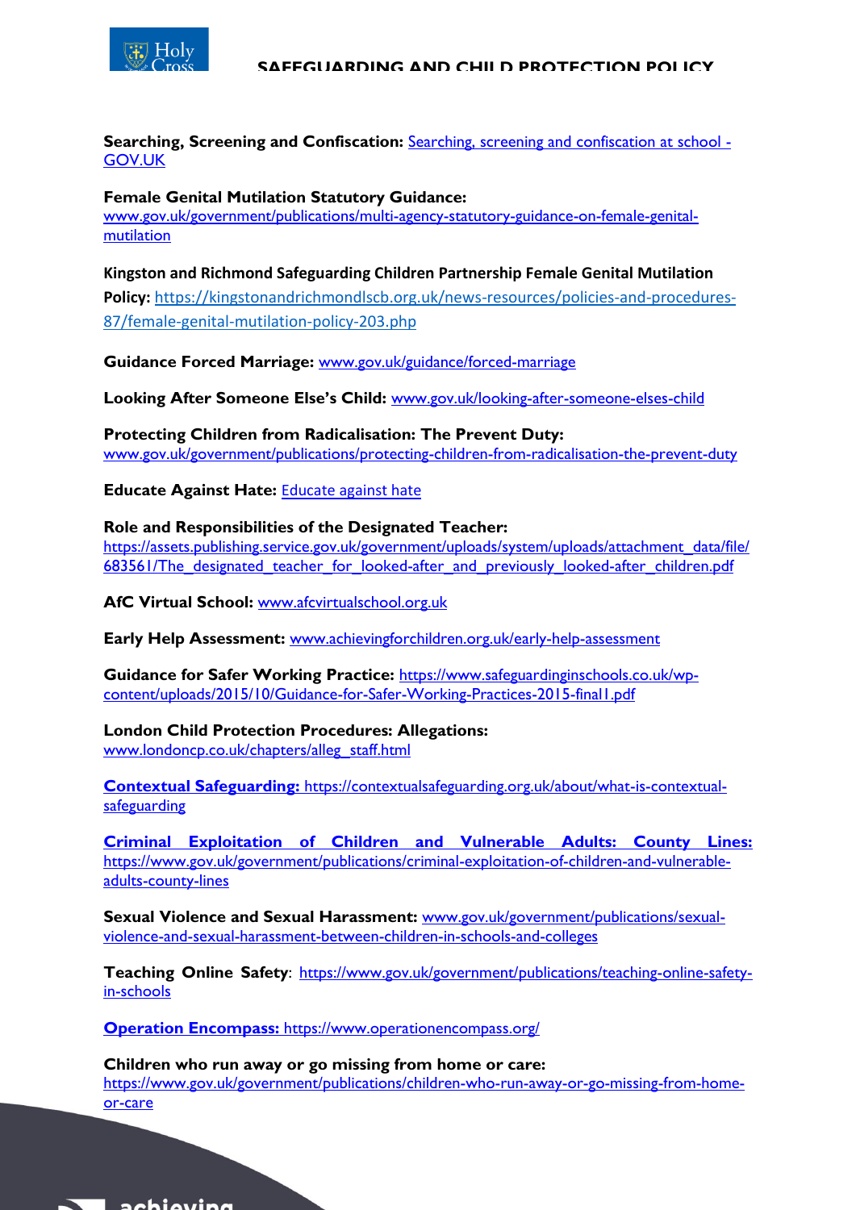**Searching, Screening and Confiscation:** Searching, screening and confiscation at school - GOV.UK

**Female Genital Mutilation Statutory Guidance:** www.gov.uk/government/publications/multi-agency-statutory-guidance-on-female-genital-mutilation

**Kingston and Richmond Safeguarding Children Partnership Female Genital Mutilation Policy:** https://kingstonandrichmondlscb.org.uk/news-resources/policies-and-procedures-87/female-genital-mutilation-policy-203.php

**Guidance Forced Marriage:** www.gov.uk/guidance/forced-marriage

**Looking After Someone Else's Child:** www.gov.uk/looking-after-someone-elses-child

**Protecting Children from Radicalisation: The Prevent Duty:** www.gov.uk/government/publications/protecting-children-from-radicalisation-the-prevent-duty

**Educate Against Hate:** Educate against hate

**Role and Responsibilities of the Designated Teacher:** https://assets.publishing.service.gov.uk/government/uploads/system/uploads/attachment_data/file/683561/The_designated_teacher_for_looked-after_and_previously_looked-after_children.pdf

**AfC Virtual School:** www.afcvirtualschool.org.uk

**Early Help Assessment:** www.achievingforchildren.org.uk/early-help-assessment

**Guidance for Safer Working Practice:** https://www.safeguardinginschools.co.uk/wp-content/uploads/2015/10/Guidance-for-Safer-Working-Practices-2015-final1.pdf

**London Child Protection Procedures: Allegations:** www.londoncp.co.uk/chapters/alleg_staff.html

**Contextual Safeguarding:** https://contextualsafeguarding.org.uk/about/what-is-contextual-safeguarding

**Criminal Exploitation of Children and Vulnerable Adults: County Lines:** https://www.gov.uk/government/publications/criminal-exploitation-of-children-and-vulnerable-adults-county-lines

**Sexual Violence and Sexual Harassment:** www.gov.uk/government/publications/sexual-violence-and-sexual-harassment-between-children-in-schools-and-colleges

**Teaching Online Safety**: https://www.gov.uk/government/publications/teaching-online-safety-in-schools

**Operation Encompass:** https://www.operationencompass.org/

**Children who run away or go missing from home or care:** https://www.gov.uk/government/publications/children-who-run-away-or-go-missing-from-home-or-care